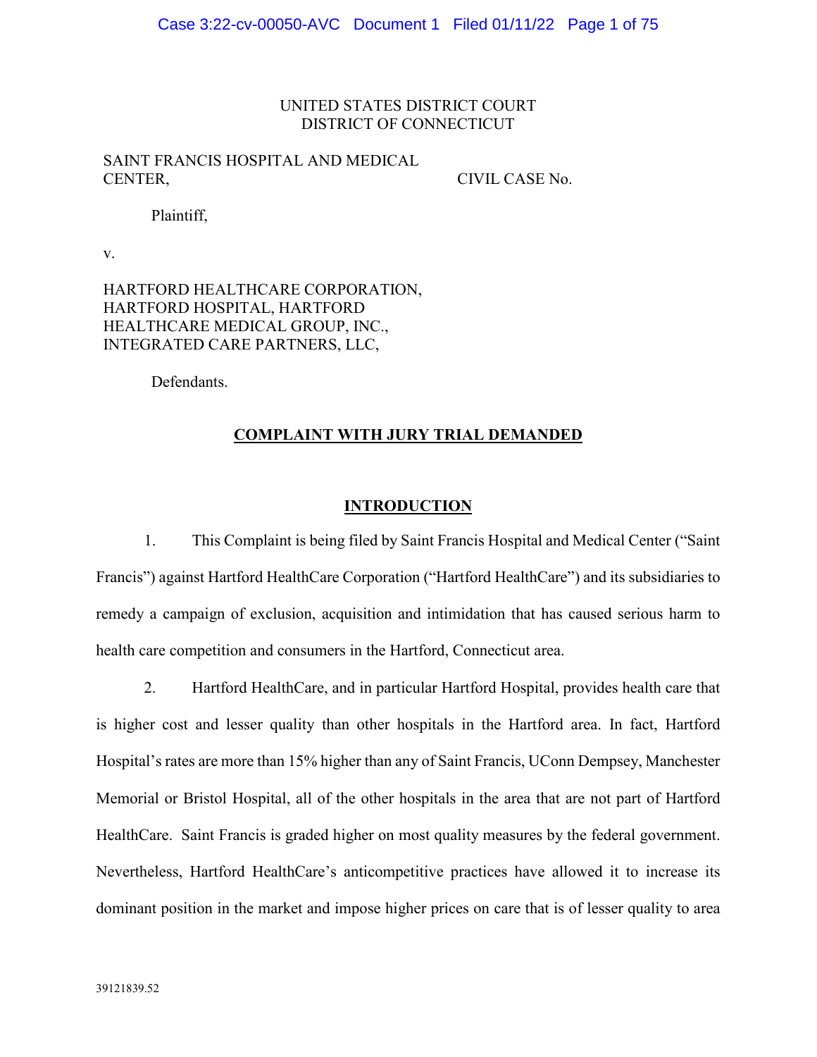UNITED STATES DISTRICT COURT
DISTRICT OF CONNECTICUT

SAINT FRANCIS HOSPITAL AND MEDICAL CENTER,

Plaintiff,

v.

HARTFORD HEALTHCARE CORPORATION, HARTFORD HOSPITAL, HARTFORD HEALTHCARE MEDICAL GROUP, INC., INTEGRATED CARE PARTNERS, LLC,

Defendants.

CIVIL CASE No.

## COMPLAINT WITH JURY TRIAL DEMANDED

## INTRODUCTION

1. This Complaint is being filed by Saint Francis Hospital and Medical Center ("Saint Francis") against Hartford HealthCare Corporation ("Hartford HealthCare") and its subsidiaries to remedy a campaign of exclusion, acquisition and intimidation that has caused serious harm to health care competition and consumers in the Hartford, Connecticut area.

2. Hartford HealthCare, and in particular Hartford Hospital, provides health care that is higher cost and lesser quality than other hospitals in the Hartford area. In fact, Hartford Hospital's rates are more than 15% higher than any of Saint Francis, UConn Dempsey, Manchester Memorial or Bristol Hospital, all of the other hospitals in the area that are not part of Hartford HealthCare. Saint Francis is graded higher on most quality measures by the federal government. Nevertheless, Hartford HealthCare's anticompetitive practices have allowed it to increase its dominant position in the market and impose higher prices on care that is of lesser quality to area

39121839.52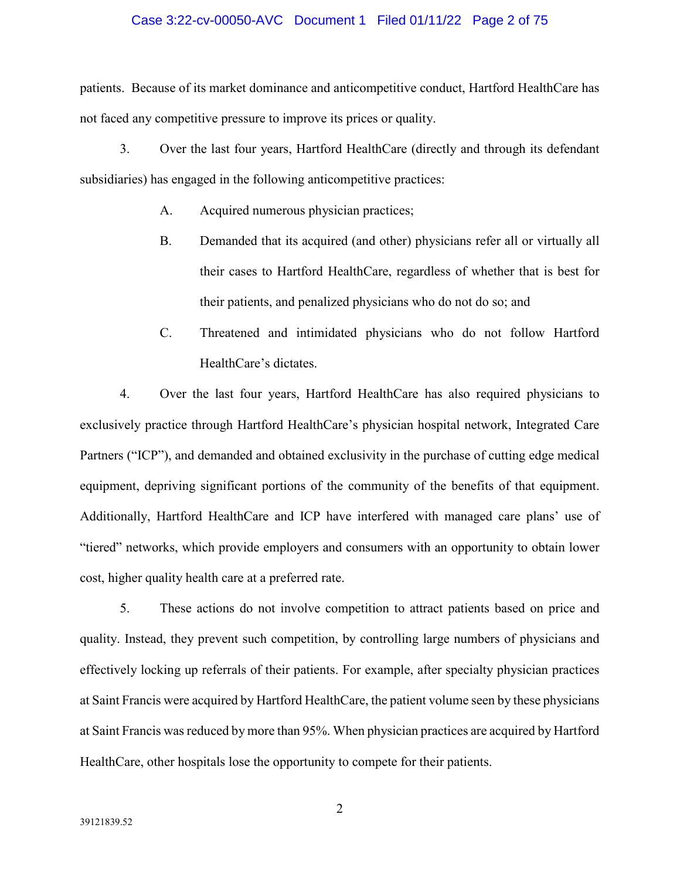patients. Because of its market dominance and anticompetitive conduct, Hartford HealthCare has not faced any competitive pressure to improve its prices or quality.

3. Over the last four years, Hartford HealthCare (directly and through its defendant subsidiaries) has engaged in the following anticompetitive practices:

   A. Acquired numerous physician practices;

   B. Demanded that its acquired (and other) physicians refer all or virtually all their cases to Hartford HealthCare, regardless of whether that is best for their patients, and penalized physicians who do not do so; and

   C. Threatened and intimidated physicians who do not follow Hartford HealthCare's dictates.

4. Over the last four years, Hartford HealthCare has also required physicians to exclusively practice through Hartford HealthCare's physician hospital network, Integrated Care Partners ("ICP"), and demanded and obtained exclusivity in the purchase of cutting edge medical equipment, depriving significant portions of the community of the benefits of that equipment. Additionally, Hartford HealthCare and ICP have interfered with managed care plans' use of "tiered" networks, which provide employers and consumers with an opportunity to obtain lower cost, higher quality health care at a preferred rate.

5. These actions do not involve competition to attract patients based on price and quality. Instead, they prevent such competition, by controlling large numbers of physicians and effectively locking up referrals of their patients. For example, after specialty physician practices at Saint Francis were acquired by Hartford HealthCare, the patient volume seen by these physicians at Saint Francis was reduced by more than 95%. When physician practices are acquired by Hartford HealthCare, other hospitals lose the opportunity to compete for their patients.

39121839.52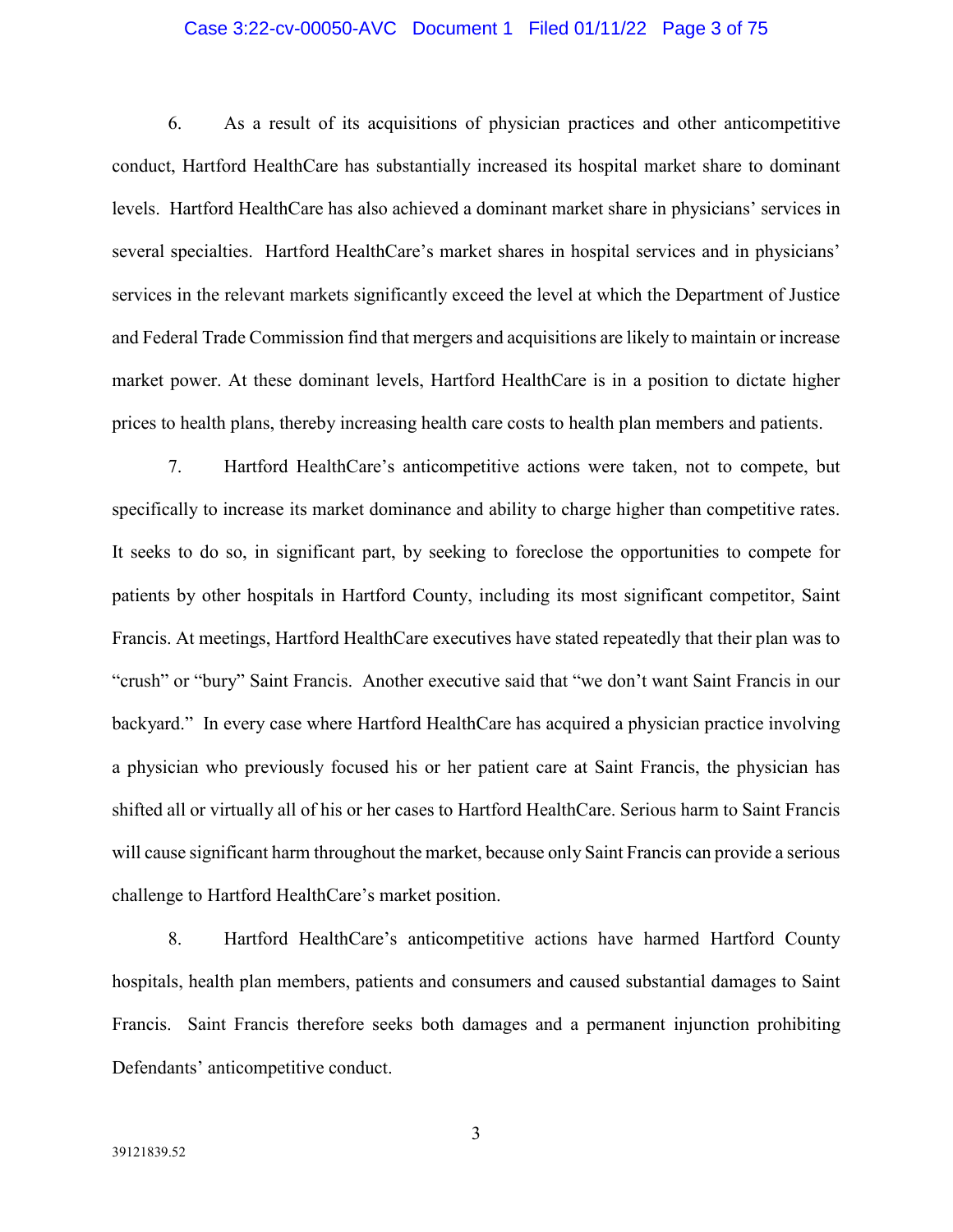6. As a result of its acquisitions of physician practices and other anticompetitive conduct, Hartford HealthCare has substantially increased its hospital market share to dominant levels. Hartford HealthCare has also achieved a dominant market share in physicians' services in several specialties. Hartford HealthCare's market shares in hospital services and in physicians' services in the relevant markets significantly exceed the level at which the Department of Justice and Federal Trade Commission find that mergers and acquisitions are likely to maintain or increase market power. At these dominant levels, Hartford HealthCare is in a position to dictate higher prices to health plans, thereby increasing health care costs to health plan members and patients.

7. Hartford HealthCare's anticompetitive actions were taken, not to compete, but specifically to increase its market dominance and ability to charge higher than competitive rates. It seeks to do so, in significant part, by seeking to foreclose the opportunities to compete for patients by other hospitals in Hartford County, including its most significant competitor, Saint Francis. At meetings, Hartford HealthCare executives have stated repeatedly that their plan was to "crush" or "bury" Saint Francis. Another executive said that "we don't want Saint Francis in our backyard." In every case where Hartford HealthCare has acquired a physician practice involving a physician who previously focused his or her patient care at Saint Francis, the physician has shifted all or virtually all of his or her cases to Hartford HealthCare. Serious harm to Saint Francis will cause significant harm throughout the market, because only Saint Francis can provide a serious challenge to Hartford HealthCare's market position.

8. Hartford HealthCare's anticompetitive actions have harmed Hartford County hospitals, health plan members, patients and consumers and caused substantial damages to Saint Francis. Saint Francis therefore seeks both damages and a permanent injunction prohibiting Defendants' anticompetitive conduct.

39121839.52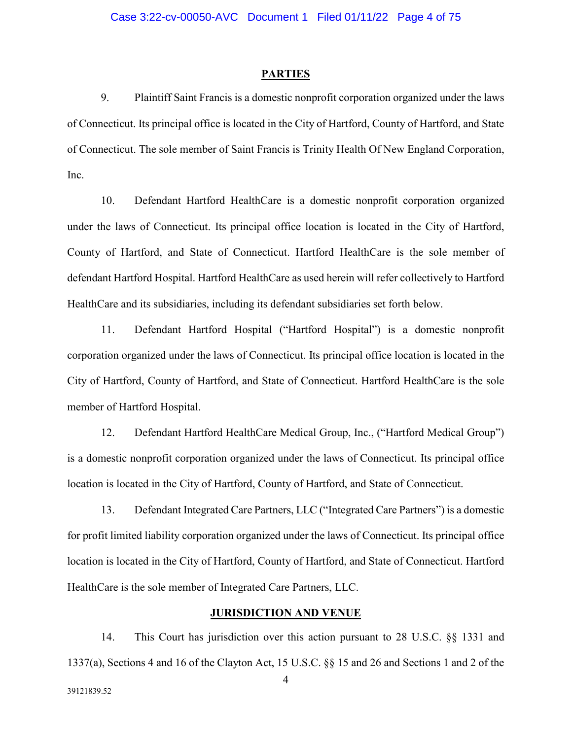## PARTIES

9. Plaintiff Saint Francis is a domestic nonprofit corporation organized under the laws of Connecticut. Its principal office is located in the City of Hartford, County of Hartford, and State of Connecticut. The sole member of Saint Francis is Trinity Health Of New England Corporation, Inc.

10. Defendant Hartford HealthCare is a domestic nonprofit corporation organized under the laws of Connecticut. Its principal office location is located in the City of Hartford, County of Hartford, and State of Connecticut. Hartford HealthCare is the sole member of defendant Hartford Hospital. Hartford HealthCare as used herein will refer collectively to Hartford HealthCare and its subsidiaries, including its defendant subsidiaries set forth below.

11. Defendant Hartford Hospital ("Hartford Hospital") is a domestic nonprofit corporation organized under the laws of Connecticut. Its principal office location is located in the City of Hartford, County of Hartford, and State of Connecticut. Hartford HealthCare is the sole member of Hartford Hospital.

12. Defendant Hartford HealthCare Medical Group, Inc., ("Hartford Medical Group") is a domestic nonprofit corporation organized under the laws of Connecticut. Its principal office location is located in the City of Hartford, County of Hartford, and State of Connecticut.

13. Defendant Integrated Care Partners, LLC ("Integrated Care Partners") is a domestic for profit limited liability corporation organized under the laws of Connecticut. Its principal office location is located in the City of Hartford, County of Hartford, and State of Connecticut. Hartford HealthCare is the sole member of Integrated Care Partners, LLC.

## JURISDICTION AND VENUE

14. This Court has jurisdiction over this action pursuant to 28 U.S.C. §§ 1331 and 1337(a), Sections 4 and 16 of the Clayton Act, 15 U.S.C. §§ 15 and 26 and Sections 1 and 2 of the

39121839.52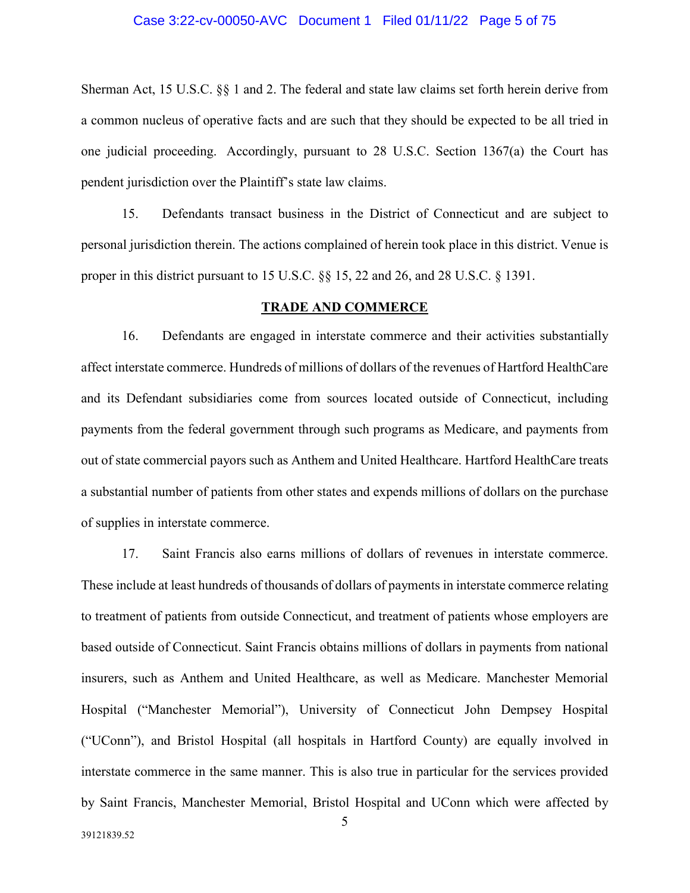Sherman Act, 15 U.S.C. §§ 1 and 2. The federal and state law claims set forth herein derive from a common nucleus of operative facts and are such that they should be expected to be all tried in one judicial proceeding. Accordingly, pursuant to 28 U.S.C. Section 1367(a) the Court has pendent jurisdiction over the Plaintiff's state law claims.

15. Defendants transact business in the District of Connecticut and are subject to personal jurisdiction therein. The actions complained of herein took place in this district. Venue is proper in this district pursuant to 15 U.S.C. §§ 15, 22 and 26, and 28 U.S.C. § 1391.

## TRADE AND COMMERCE

16. Defendants are engaged in interstate commerce and their activities substantially affect interstate commerce. Hundreds of millions of dollars of the revenues of Hartford HealthCare and its Defendant subsidiaries come from sources located outside of Connecticut, including payments from the federal government through such programs as Medicare, and payments from out of state commercial payors such as Anthem and United Healthcare. Hartford HealthCare treats a substantial number of patients from other states and expends millions of dollars on the purchase of supplies in interstate commerce.

17. Saint Francis also earns millions of dollars of revenues in interstate commerce. These include at least hundreds of thousands of dollars of payments in interstate commerce relating to treatment of patients from outside Connecticut, and treatment of patients whose employers are based outside of Connecticut. Saint Francis obtains millions of dollars in payments from national insurers, such as Anthem and United Healthcare, as well as Medicare. Manchester Memorial Hospital ("Manchester Memorial"), University of Connecticut John Dempsey Hospital ("UConn"), and Bristol Hospital (all hospitals in Hartford County) are equally involved in interstate commerce in the same manner. This is also true in particular for the services provided by Saint Francis, Manchester Memorial, Bristol Hospital and UConn which were affected by

39121839.52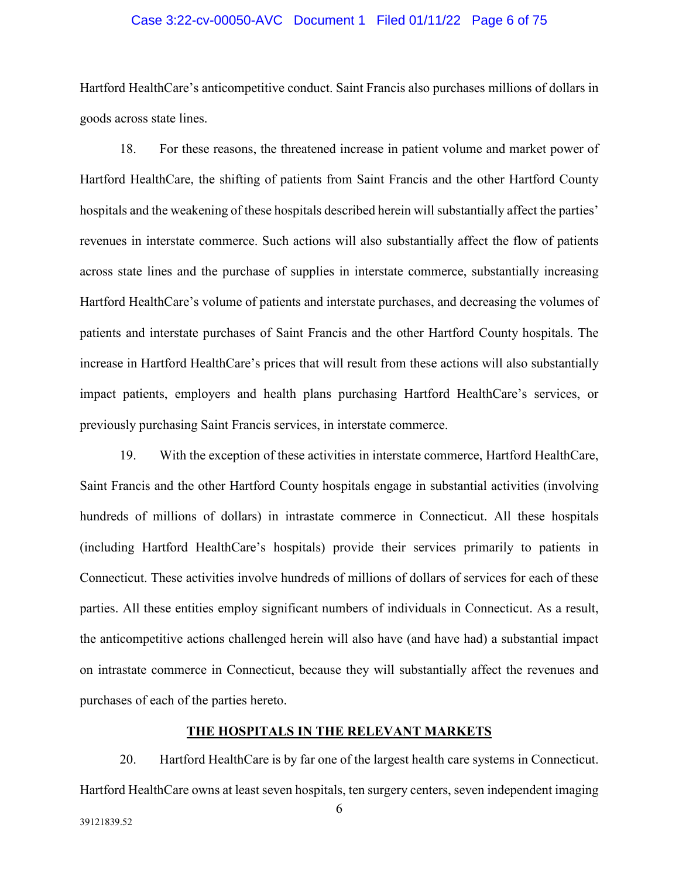Hartford HealthCare's anticompetitive conduct. Saint Francis also purchases millions of dollars in goods across state lines.

18. For these reasons, the threatened increase in patient volume and market power of Hartford HealthCare, the shifting of patients from Saint Francis and the other Hartford County hospitals and the weakening of these hospitals described herein will substantially affect the parties' revenues in interstate commerce. Such actions will also substantially affect the flow of patients across state lines and the purchase of supplies in interstate commerce, substantially increasing Hartford HealthCare's volume of patients and interstate purchases, and decreasing the volumes of patients and interstate purchases of Saint Francis and the other Hartford County hospitals. The increase in Hartford HealthCare's prices that will result from these actions will also substantially impact patients, employers and health plans purchasing Hartford HealthCare's services, or previously purchasing Saint Francis services, in interstate commerce.

19. With the exception of these activities in interstate commerce, Hartford HealthCare, Saint Francis and the other Hartford County hospitals engage in substantial activities (involving hundreds of millions of dollars) in intrastate commerce in Connecticut. All these hospitals (including Hartford HealthCare's hospitals) provide their services primarily to patients in Connecticut. These activities involve hundreds of millions of dollars of services for each of these parties. All these entities employ significant numbers of individuals in Connecticut. As a result, the anticompetitive actions challenged herein will also have (and have had) a substantial impact on intrastate commerce in Connecticut, because they will substantially affect the revenues and purchases of each of the parties hereto.

## THE HOSPITALS IN THE RELEVANT MARKETS

20. Hartford HealthCare is by far one of the largest health care systems in Connecticut. Hartford HealthCare owns at least seven hospitals, ten surgery centers, seven independent imaging

39121839.52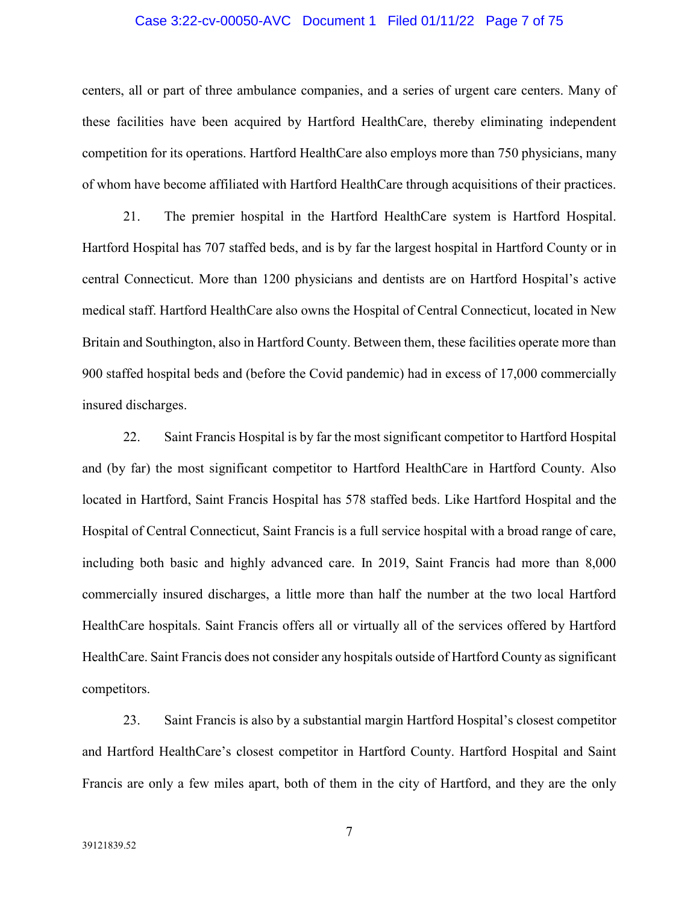centers, all or part of three ambulance companies, and a series of urgent care centers. Many of these facilities have been acquired by Hartford HealthCare, thereby eliminating independent competition for its operations. Hartford HealthCare also employs more than 750 physicians, many of whom have become affiliated with Hartford HealthCare through acquisitions of their practices.

21. The premier hospital in the Hartford HealthCare system is Hartford Hospital. Hartford Hospital has 707 staffed beds, and is by far the largest hospital in Hartford County or in central Connecticut. More than 1200 physicians and dentists are on Hartford Hospital's active medical staff. Hartford HealthCare also owns the Hospital of Central Connecticut, located in New Britain and Southington, also in Hartford County. Between them, these facilities operate more than 900 staffed hospital beds and (before the Covid pandemic) had in excess of 17,000 commercially insured discharges.

22. Saint Francis Hospital is by far the most significant competitor to Hartford Hospital and (by far) the most significant competitor to Hartford HealthCare in Hartford County. Also located in Hartford, Saint Francis Hospital has 578 staffed beds. Like Hartford Hospital and the Hospital of Central Connecticut, Saint Francis is a full service hospital with a broad range of care, including both basic and highly advanced care. In 2019, Saint Francis had more than 8,000 commercially insured discharges, a little more than half the number at the two local Hartford HealthCare hospitals. Saint Francis offers all or virtually all of the services offered by Hartford HealthCare. Saint Francis does not consider any hospitals outside of Hartford County as significant competitors.

23. Saint Francis is also by a substantial margin Hartford Hospital's closest competitor and Hartford HealthCare's closest competitor in Hartford County. Hartford Hospital and Saint Francis are only a few miles apart, both of them in the city of Hartford, and they are the only

39121839.52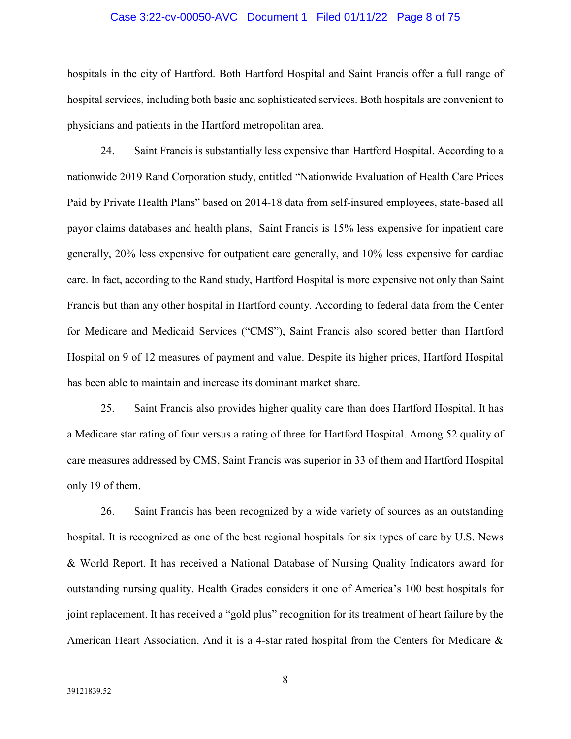hospitals in the city of Hartford. Both Hartford Hospital and Saint Francis offer a full range of hospital services, including both basic and sophisticated services. Both hospitals are convenient to physicians and patients in the Hartford metropolitan area.

24. Saint Francis is substantially less expensive than Hartford Hospital. According to a nationwide 2019 Rand Corporation study, entitled "Nationwide Evaluation of Health Care Prices Paid by Private Health Plans" based on 2014-18 data from self-insured employees, state-based all payor claims databases and health plans, Saint Francis is 15% less expensive for inpatient care generally, 20% less expensive for outpatient care generally, and 10% less expensive for cardiac care. In fact, according to the Rand study, Hartford Hospital is more expensive not only than Saint Francis but than any other hospital in Hartford county. According to federal data from the Center for Medicare and Medicaid Services ("CMS"), Saint Francis also scored better than Hartford Hospital on 9 of 12 measures of payment and value. Despite its higher prices, Hartford Hospital has been able to maintain and increase its dominant market share.

25. Saint Francis also provides higher quality care than does Hartford Hospital. It has a Medicare star rating of four versus a rating of three for Hartford Hospital. Among 52 quality of care measures addressed by CMS, Saint Francis was superior in 33 of them and Hartford Hospital only 19 of them.

26. Saint Francis has been recognized by a wide variety of sources as an outstanding hospital. It is recognized as one of the best regional hospitals for six types of care by U.S. News & World Report. It has received a National Database of Nursing Quality Indicators award for outstanding nursing quality. Health Grades considers it one of America's 100 best hospitals for joint replacement. It has received a "gold plus" recognition for its treatment of heart failure by the American Heart Association. And it is a 4-star rated hospital from the Centers for Medicare &

39121839.52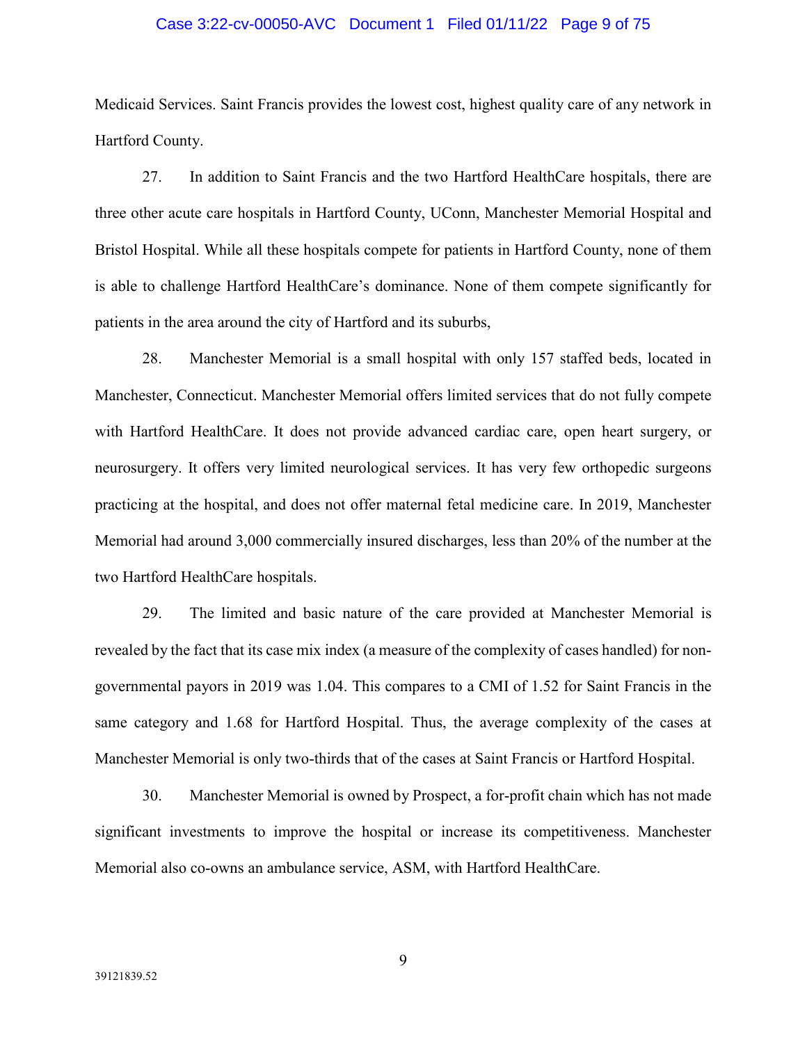Medicaid Services. Saint Francis provides the lowest cost, highest quality care of any network in Hartford County.

27. In addition to Saint Francis and the two Hartford HealthCare hospitals, there are three other acute care hospitals in Hartford County, UConn, Manchester Memorial Hospital and Bristol Hospital. While all these hospitals compete for patients in Hartford County, none of them is able to challenge Hartford HealthCare's dominance. None of them compete significantly for patients in the area around the city of Hartford and its suburbs,

28. Manchester Memorial is a small hospital with only 157 staffed beds, located in Manchester, Connecticut. Manchester Memorial offers limited services that do not fully compete with Hartford HealthCare. It does not provide advanced cardiac care, open heart surgery, or neurosurgery. It offers very limited neurological services. It has very few orthopedic surgeons practicing at the hospital, and does not offer maternal fetal medicine care. In 2019, Manchester Memorial had around 3,000 commercially insured discharges, less than 20% of the number at the two Hartford HealthCare hospitals.

29. The limited and basic nature of the care provided at Manchester Memorial is revealed by the fact that its case mix index (a measure of the complexity of cases handled) for non-governmental payors in 2019 was 1.04. This compares to a CMI of 1.52 for Saint Francis in the same category and 1.68 for Hartford Hospital. Thus, the average complexity of the cases at Manchester Memorial is only two-thirds that of the cases at Saint Francis or Hartford Hospital.

30. Manchester Memorial is owned by Prospect, a for-profit chain which has not made significant investments to improve the hospital or increase its competitiveness. Manchester Memorial also co-owns an ambulance service, ASM, with Hartford HealthCare.

39121839.52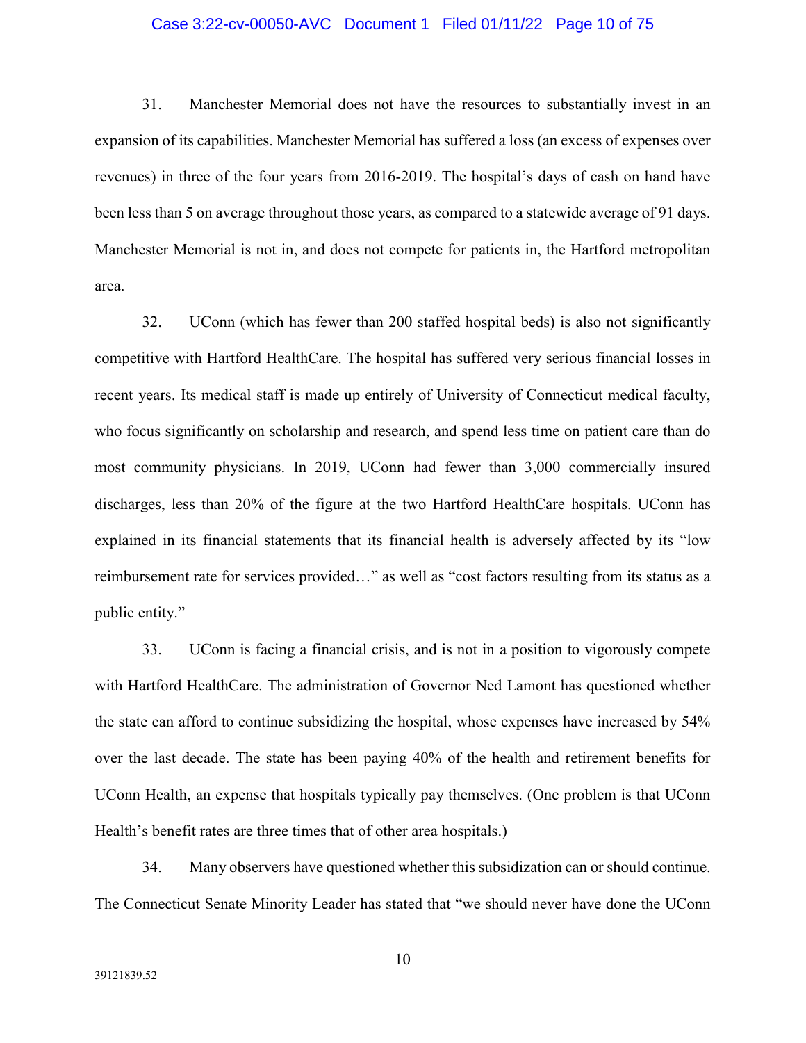31. Manchester Memorial does not have the resources to substantially invest in an expansion of its capabilities. Manchester Memorial has suffered a loss (an excess of expenses over revenues) in three of the four years from 2016-2019. The hospital's days of cash on hand have been less than 5 on average throughout those years, as compared to a statewide average of 91 days. Manchester Memorial is not in, and does not compete for patients in, the Hartford metropolitan area.

32. UConn (which has fewer than 200 staffed hospital beds) is also not significantly competitive with Hartford HealthCare. The hospital has suffered very serious financial losses in recent years. Its medical staff is made up entirely of University of Connecticut medical faculty, who focus significantly on scholarship and research, and spend less time on patient care than do most community physicians. In 2019, UConn had fewer than 3,000 commercially insured discharges, less than 20% of the figure at the two Hartford HealthCare hospitals. UConn has explained in its financial statements that its financial health is adversely affected by its "low reimbursement rate for services provided…" as well as "cost factors resulting from its status as a public entity."

33. UConn is facing a financial crisis, and is not in a position to vigorously compete with Hartford HealthCare. The administration of Governor Ned Lamont has questioned whether the state can afford to continue subsidizing the hospital, whose expenses have increased by 54% over the last decade. The state has been paying 40% of the health and retirement benefits for UConn Health, an expense that hospitals typically pay themselves. (One problem is that UConn Health's benefit rates are three times that of other area hospitals.)

34. Many observers have questioned whether this subsidization can or should continue. The Connecticut Senate Minority Leader has stated that "we should never have done the UConn

39121839.52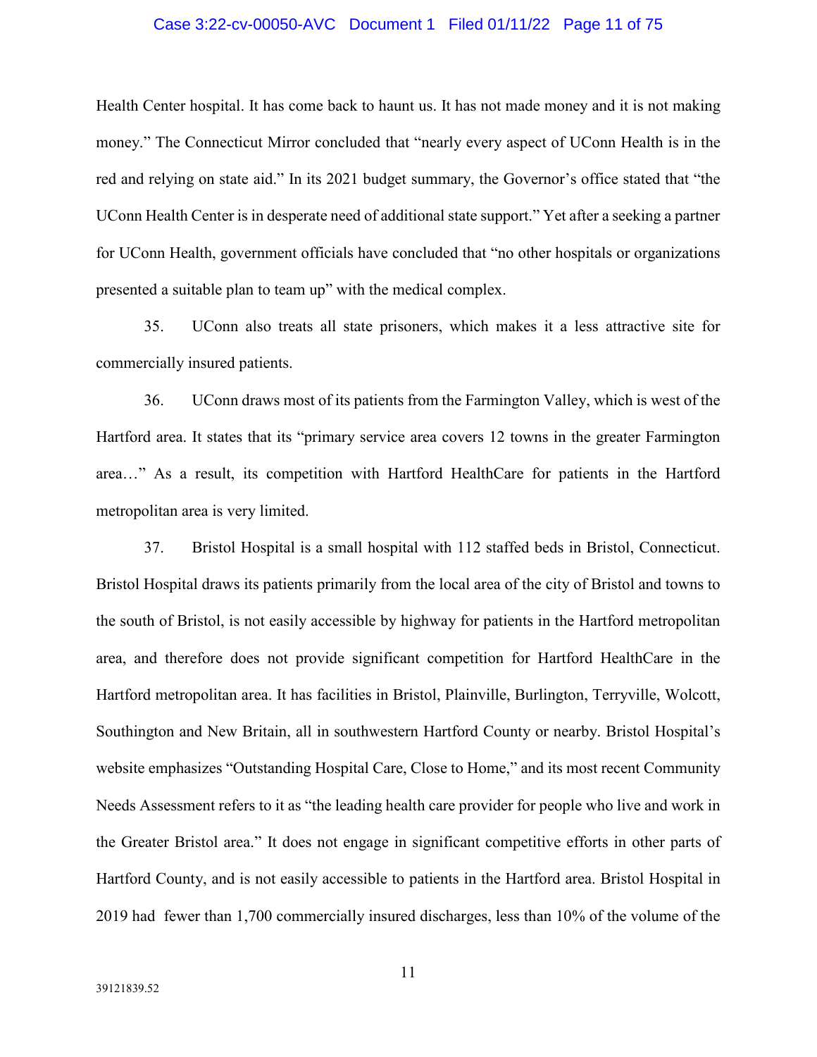Health Center hospital. It has come back to haunt us. It has not made money and it is not making money." The Connecticut Mirror concluded that "nearly every aspect of UConn Health is in the red and relying on state aid." In its 2021 budget summary, the Governor's office stated that "the UConn Health Center is in desperate need of additional state support." Yet after a seeking a partner for UConn Health, government officials have concluded that "no other hospitals or organizations presented a suitable plan to team up" with the medical complex.

35. UConn also treats all state prisoners, which makes it a less attractive site for commercially insured patients.

36. UConn draws most of its patients from the Farmington Valley, which is west of the Hartford area. It states that its "primary service area covers 12 towns in the greater Farmington area…" As a result, its competition with Hartford HealthCare for patients in the Hartford metropolitan area is very limited.

37. Bristol Hospital is a small hospital with 112 staffed beds in Bristol, Connecticut. Bristol Hospital draws its patients primarily from the local area of the city of Bristol and towns to the south of Bristol, is not easily accessible by highway for patients in the Hartford metropolitan area, and therefore does not provide significant competition for Hartford HealthCare in the Hartford metropolitan area. It has facilities in Bristol, Plainville, Burlington, Terryville, Wolcott, Southington and New Britain, all in southwestern Hartford County or nearby. Bristol Hospital's website emphasizes "Outstanding Hospital Care, Close to Home," and its most recent Community Needs Assessment refers to it as "the leading health care provider for people who live and work in the Greater Bristol area." It does not engage in significant competitive efforts in other parts of Hartford County, and is not easily accessible to patients in the Hartford area. Bristol Hospital in 2019 had fewer than 1,700 commercially insured discharges, less than 10% of the volume of the

39121839.52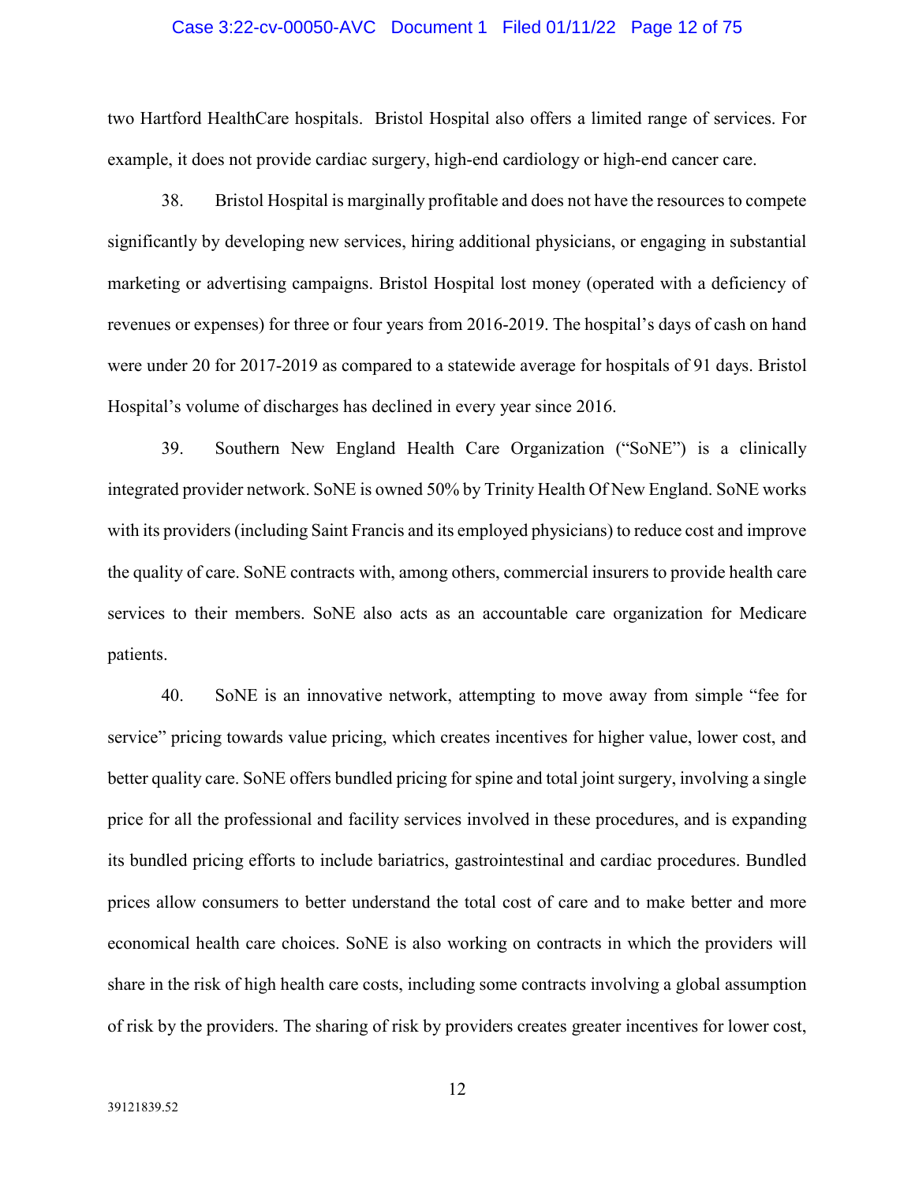two Hartford HealthCare hospitals. Bristol Hospital also offers a limited range of services. For example, it does not provide cardiac surgery, high-end cardiology or high-end cancer care.

38. Bristol Hospital is marginally profitable and does not have the resources to compete significantly by developing new services, hiring additional physicians, or engaging in substantial marketing or advertising campaigns. Bristol Hospital lost money (operated with a deficiency of revenues or expenses) for three or four years from 2016-2019. The hospital's days of cash on hand were under 20 for 2017-2019 as compared to a statewide average for hospitals of 91 days. Bristol Hospital's volume of discharges has declined in every year since 2016.

39. Southern New England Health Care Organization ("SoNE") is a clinically integrated provider network. SoNE is owned 50% by Trinity Health Of New England. SoNE works with its providers (including Saint Francis and its employed physicians) to reduce cost and improve the quality of care. SoNE contracts with, among others, commercial insurers to provide health care services to their members. SoNE also acts as an accountable care organization for Medicare patients.

40. SoNE is an innovative network, attempting to move away from simple "fee for service" pricing towards value pricing, which creates incentives for higher value, lower cost, and better quality care. SoNE offers bundled pricing for spine and total joint surgery, involving a single price for all the professional and facility services involved in these procedures, and is expanding its bundled pricing efforts to include bariatrics, gastrointestinal and cardiac procedures. Bundled prices allow consumers to better understand the total cost of care and to make better and more economical health care choices. SoNE is also working on contracts in which the providers will share in the risk of high health care costs, including some contracts involving a global assumption of risk by the providers. The sharing of risk by providers creates greater incentives for lower cost,

39121839.52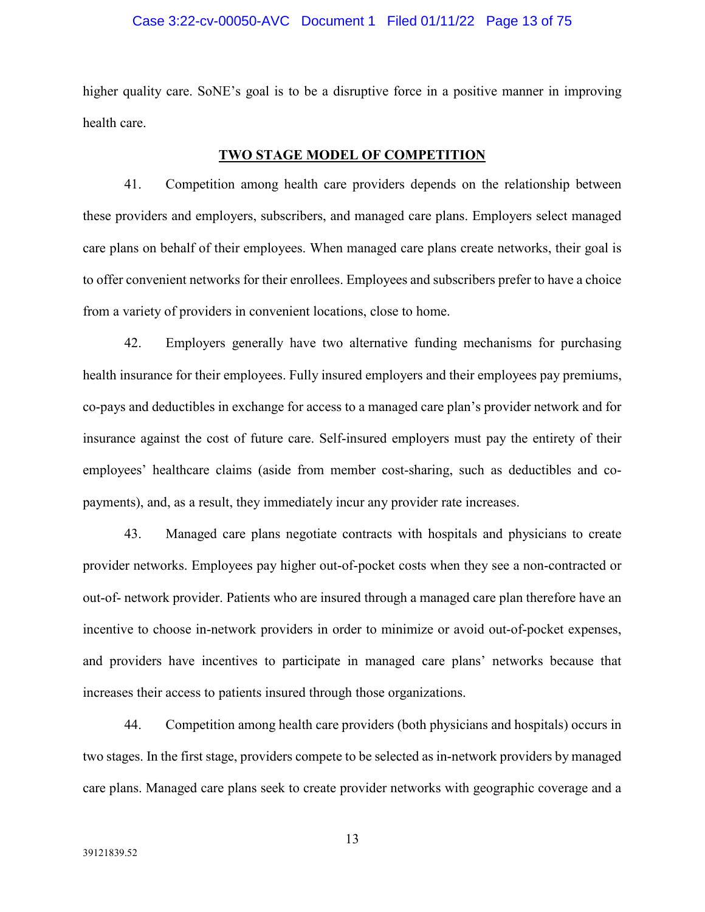higher quality care. SoNE's goal is to be a disruptive force in a positive manner in improving health care.

## TWO STAGE MODEL OF COMPETITION

41. Competition among health care providers depends on the relationship between these providers and employers, subscribers, and managed care plans. Employers select managed care plans on behalf of their employees. When managed care plans create networks, their goal is to offer convenient networks for their enrollees. Employees and subscribers prefer to have a choice from a variety of providers in convenient locations, close to home.

42. Employers generally have two alternative funding mechanisms for purchasing health insurance for their employees. Fully insured employers and their employees pay premiums, co-pays and deductibles in exchange for access to a managed care plan's provider network and for insurance against the cost of future care. Self-insured employers must pay the entirety of their employees' healthcare claims (aside from member cost-sharing, such as deductibles and co-payments), and, as a result, they immediately incur any provider rate increases.

43. Managed care plans negotiate contracts with hospitals and physicians to create provider networks. Employees pay higher out-of-pocket costs when they see a non-contracted or out-of- network provider. Patients who are insured through a managed care plan therefore have an incentive to choose in-network providers in order to minimize or avoid out-of-pocket expenses, and providers have incentives to participate in managed care plans' networks because that increases their access to patients insured through those organizations.

44. Competition among health care providers (both physicians and hospitals) occurs in two stages. In the first stage, providers compete to be selected as in-network providers by managed care plans. Managed care plans seek to create provider networks with geographic coverage and a

39121839.52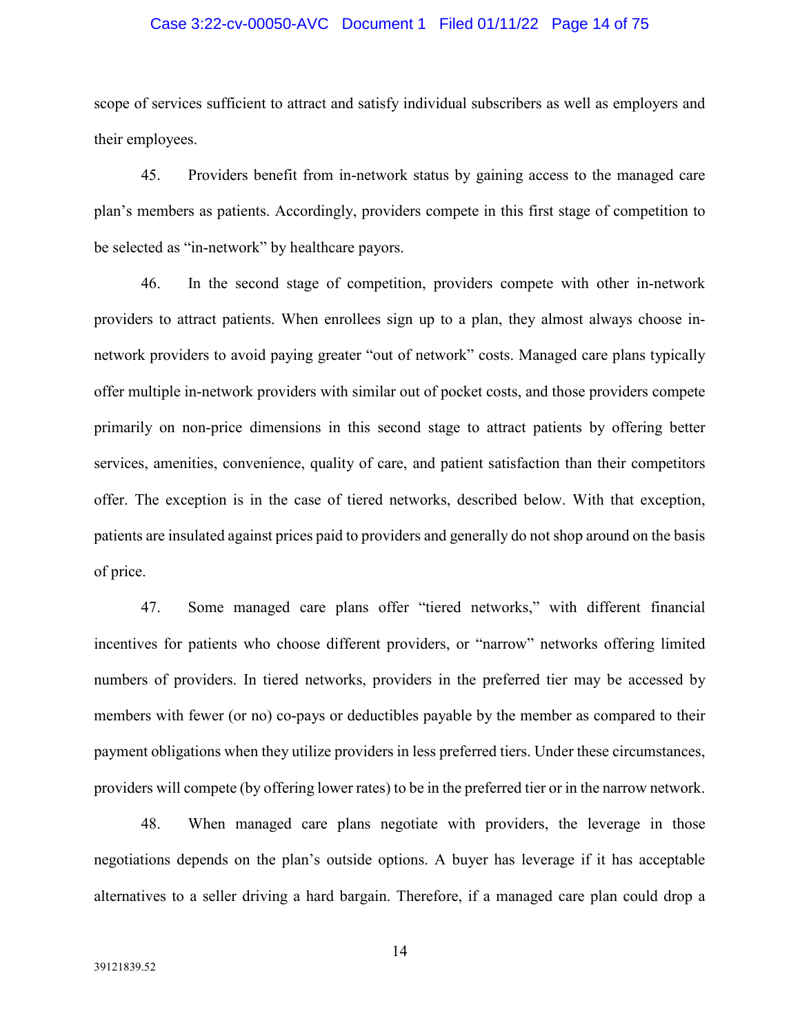scope of services sufficient to attract and satisfy individual subscribers as well as employers and their employees.

45. Providers benefit from in-network status by gaining access to the managed care plan's members as patients. Accordingly, providers compete in this first stage of competition to be selected as "in-network" by healthcare payors.

46. In the second stage of competition, providers compete with other in-network providers to attract patients. When enrollees sign up to a plan, they almost always choose in-network providers to avoid paying greater "out of network" costs. Managed care plans typically offer multiple in-network providers with similar out of pocket costs, and those providers compete primarily on non-price dimensions in this second stage to attract patients by offering better services, amenities, convenience, quality of care, and patient satisfaction than their competitors offer. The exception is in the case of tiered networks, described below. With that exception, patients are insulated against prices paid to providers and generally do not shop around on the basis of price.

47. Some managed care plans offer "tiered networks," with different financial incentives for patients who choose different providers, or "narrow" networks offering limited numbers of providers. In tiered networks, providers in the preferred tier may be accessed by members with fewer (or no) co-pays or deductibles payable by the member as compared to their payment obligations when they utilize providers in less preferred tiers. Under these circumstances, providers will compete (by offering lower rates) to be in the preferred tier or in the narrow network.

48. When managed care plans negotiate with providers, the leverage in those negotiations depends on the plan's outside options. A buyer has leverage if it has acceptable alternatives to a seller driving a hard bargain. Therefore, if a managed care plan could drop a

39121839.52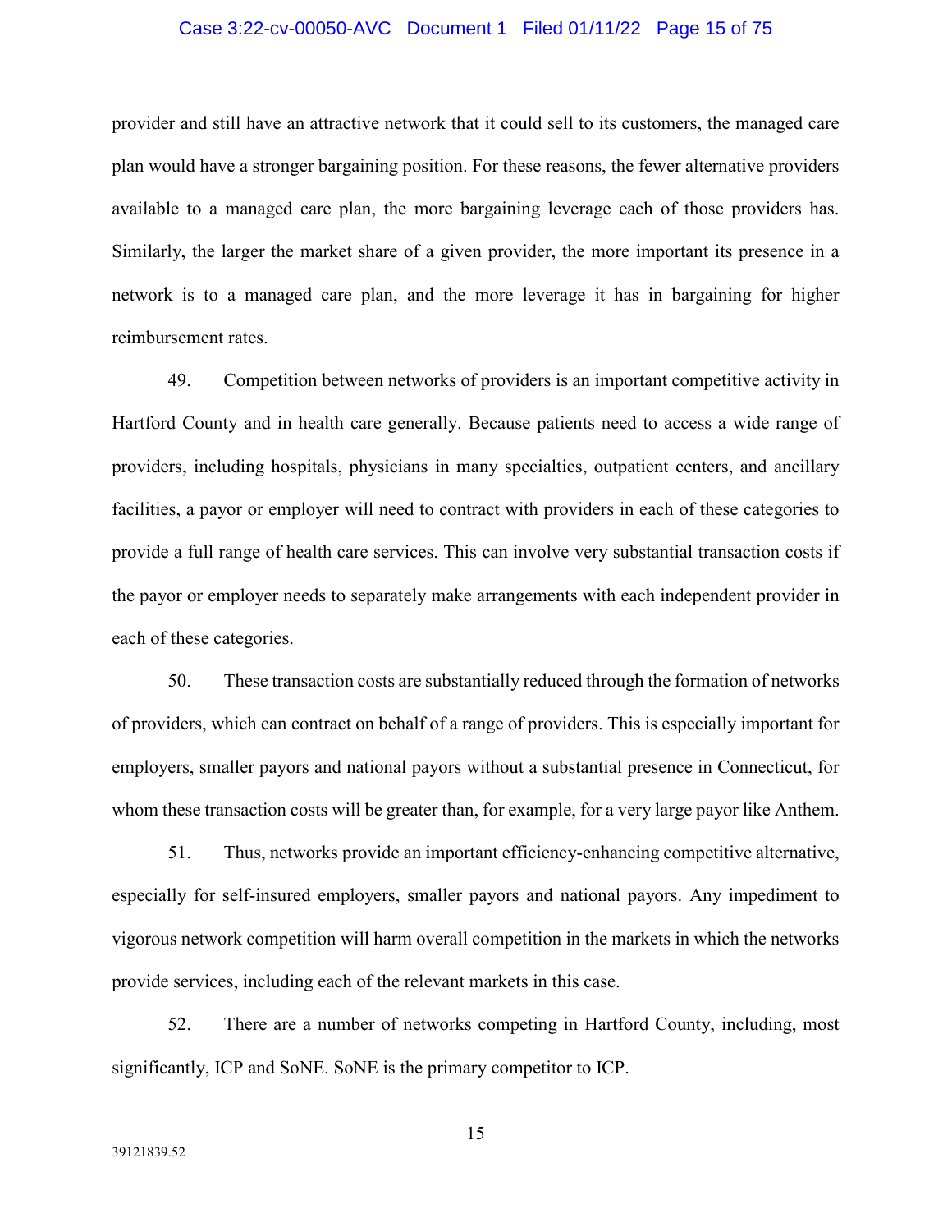provider and still have an attractive network that it could sell to its customers, the managed care plan would have a stronger bargaining position. For these reasons, the fewer alternative providers available to a managed care plan, the more bargaining leverage each of those providers has. Similarly, the larger the market share of a given provider, the more important its presence in a network is to a managed care plan, and the more leverage it has in bargaining for higher reimbursement rates.

49. Competition between networks of providers is an important competitive activity in Hartford County and in health care generally. Because patients need to access a wide range of providers, including hospitals, physicians in many specialties, outpatient centers, and ancillary facilities, a payor or employer will need to contract with providers in each of these categories to provide a full range of health care services. This can involve very substantial transaction costs if the payor or employer needs to separately make arrangements with each independent provider in each of these categories.

50. These transaction costs are substantially reduced through the formation of networks of providers, which can contract on behalf of a range of providers. This is especially important for employers, smaller payors and national payors without a substantial presence in Connecticut, for whom these transaction costs will be greater than, for example, for a very large payor like Anthem.

51. Thus, networks provide an important efficiency-enhancing competitive alternative, especially for self-insured employers, smaller payors and national payors. Any impediment to vigorous network competition will harm overall competition in the markets in which the networks provide services, including each of the relevant markets in this case.

52. There are a number of networks competing in Hartford County, including, most significantly, ICP and SoNE. SoNE is the primary competitor to ICP.

39121839.52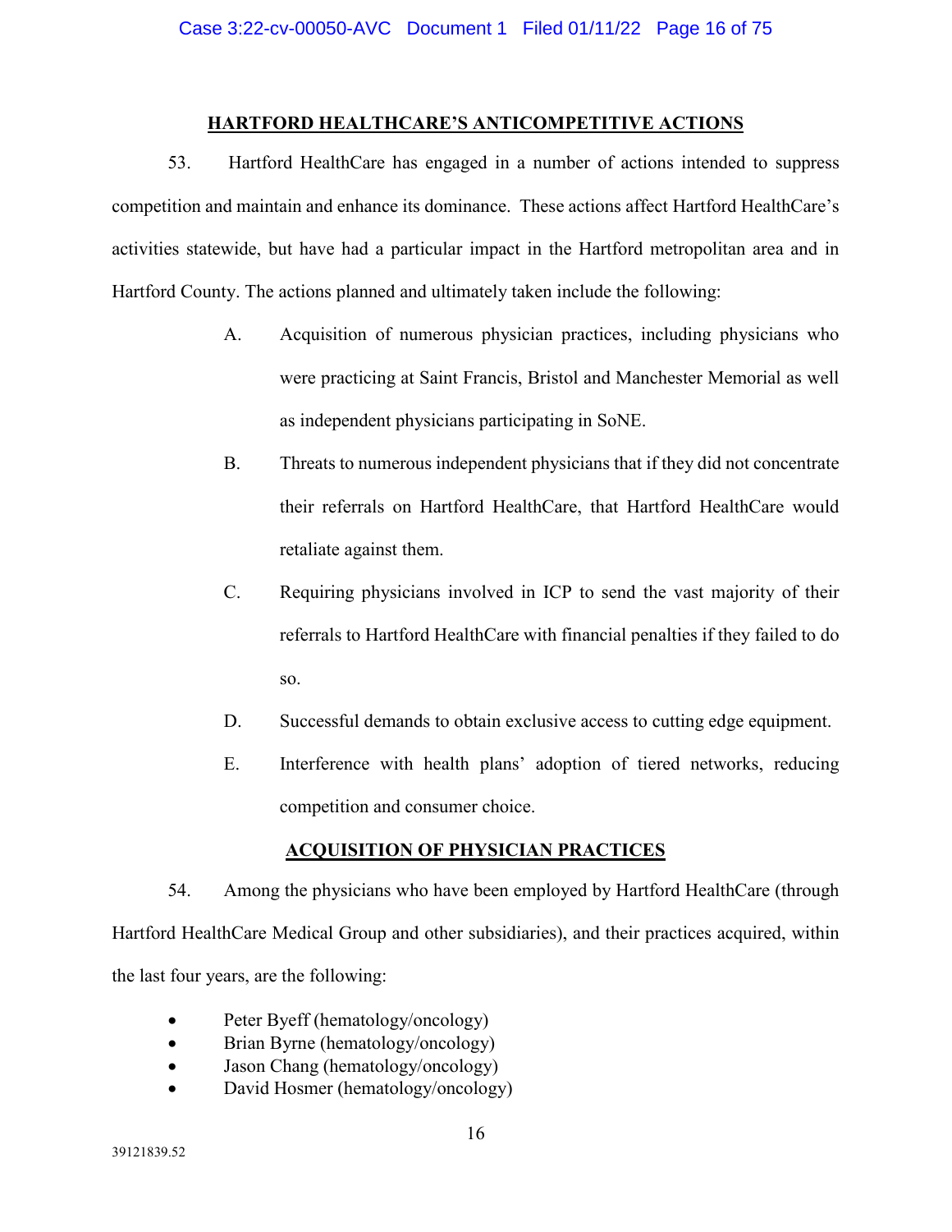## HARTFORD HEALTHCARE'S ANTICOMPETITIVE ACTIONS

53. Hartford HealthCare has engaged in a number of actions intended to suppress competition and maintain and enhance its dominance. These actions affect Hartford HealthCare's activities statewide, but have had a particular impact in the Hartford metropolitan area and in Hartford County. The actions planned and ultimately taken include the following:

A. Acquisition of numerous physician practices, including physicians who were practicing at Saint Francis, Bristol and Manchester Memorial as well as independent physicians participating in SoNE.

B. Threats to numerous independent physicians that if they did not concentrate their referrals on Hartford HealthCare, that Hartford HealthCare would retaliate against them.

C. Requiring physicians involved in ICP to send the vast majority of their referrals to Hartford HealthCare with financial penalties if they failed to do so.

D. Successful demands to obtain exclusive access to cutting edge equipment.

E. Interference with health plans' adoption of tiered networks, reducing competition and consumer choice.

## ACQUISITION OF PHYSICIAN PRACTICES

54. Among the physicians who have been employed by Hartford HealthCare (through Hartford HealthCare Medical Group and other subsidiaries), and their practices acquired, within the last four years, are the following:

- Peter Byeff (hematology/oncology)
- Brian Byrne (hematology/oncology)
- Jason Chang (hematology/oncology)
- David Hosmer (hematology/oncology)

39121839.52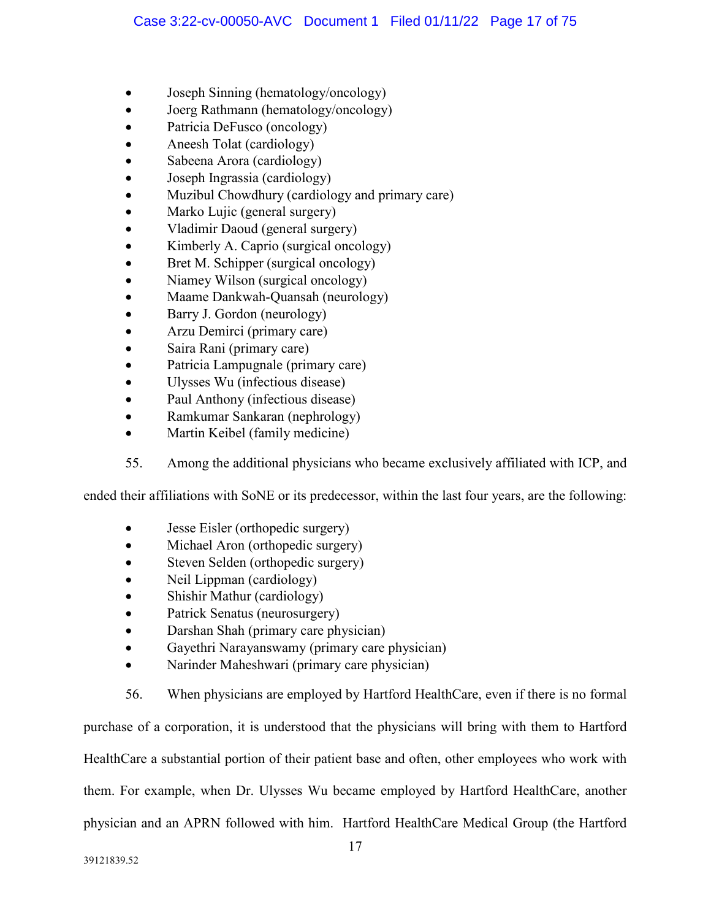- Joseph Sinning (hematology/oncology)
- Joerg Rathmann (hematology/oncology)
- Patricia DeFusco (oncology)
- Aneesh Tolat (cardiology)
- Sabeena Arora (cardiology)
- Joseph Ingrassia (cardiology)
- Muzibul Chowdhury (cardiology and primary care)
- Marko Lujic (general surgery)
- Vladimir Daoud (general surgery)
- Kimberly A. Caprio (surgical oncology)
- Bret M. Schipper (surgical oncology)
- Niamey Wilson (surgical oncology)
- Maame Dankwah-Quansah (neurology)
- Barry J. Gordon (neurology)
- Arzu Demirci (primary care)
- Saira Rani (primary care)
- Patricia Lampugnale (primary care)
- Ulysses Wu (infectious disease)
- Paul Anthony (infectious disease)
- Ramkumar Sankaran (nephrology)
- Martin Keibel (family medicine)

55. Among the additional physicians who became exclusively affiliated with ICP, and ended their affiliations with SoNE or its predecessor, within the last four years, are the following:

- Jesse Eisler (orthopedic surgery)
- Michael Aron (orthopedic surgery)
- Steven Selden (orthopedic surgery)
- Neil Lippman (cardiology)
- Shishir Mathur (cardiology)
- Patrick Senatus (neurosurgery)
- Darshan Shah (primary care physician)
- Gayethri Narayanswamy (primary care physician)
- Narinder Maheshwari (primary care physician)

56. When physicians are employed by Hartford HealthCare, even if there is no formal purchase of a corporation, it is understood that the physicians will bring with them to Hartford HealthCare a substantial portion of their patient base and often, other employees who work with them. For example, when Dr. Ulysses Wu became employed by Hartford HealthCare, another physician and an APRN followed with him. Hartford HealthCare Medical Group (the Hartford

39121839.52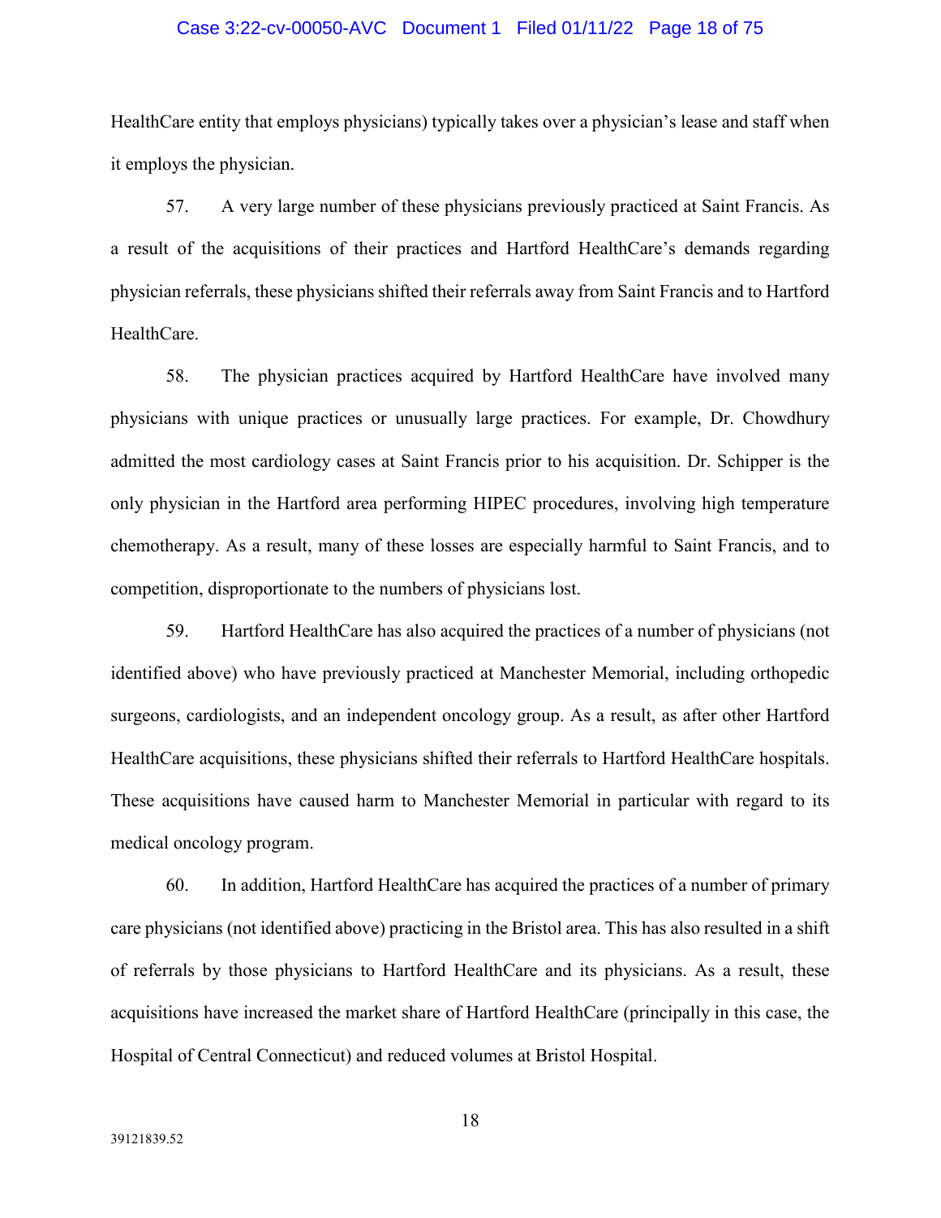HealthCare entity that employs physicians) typically takes over a physician's lease and staff when it employs the physician.

57. A very large number of these physicians previously practiced at Saint Francis. As a result of the acquisitions of their practices and Hartford HealthCare's demands regarding physician referrals, these physicians shifted their referrals away from Saint Francis and to Hartford HealthCare.

58. The physician practices acquired by Hartford HealthCare have involved many physicians with unique practices or unusually large practices. For example, Dr. Chowdhury admitted the most cardiology cases at Saint Francis prior to his acquisition. Dr. Schipper is the only physician in the Hartford area performing HIPEC procedures, involving high temperature chemotherapy. As a result, many of these losses are especially harmful to Saint Francis, and to competition, disproportionate to the numbers of physicians lost.

59. Hartford HealthCare has also acquired the practices of a number of physicians (not identified above) who have previously practiced at Manchester Memorial, including orthopedic surgeons, cardiologists, and an independent oncology group. As a result, as after other Hartford HealthCare acquisitions, these physicians shifted their referrals to Hartford HealthCare hospitals. These acquisitions have caused harm to Manchester Memorial in particular with regard to its medical oncology program.

60. In addition, Hartford HealthCare has acquired the practices of a number of primary care physicians (not identified above) practicing in the Bristol area. This has also resulted in a shift of referrals by those physicians to Hartford HealthCare and its physicians. As a result, these acquisitions have increased the market share of Hartford HealthCare (principally in this case, the Hospital of Central Connecticut) and reduced volumes at Bristol Hospital.

39121839.52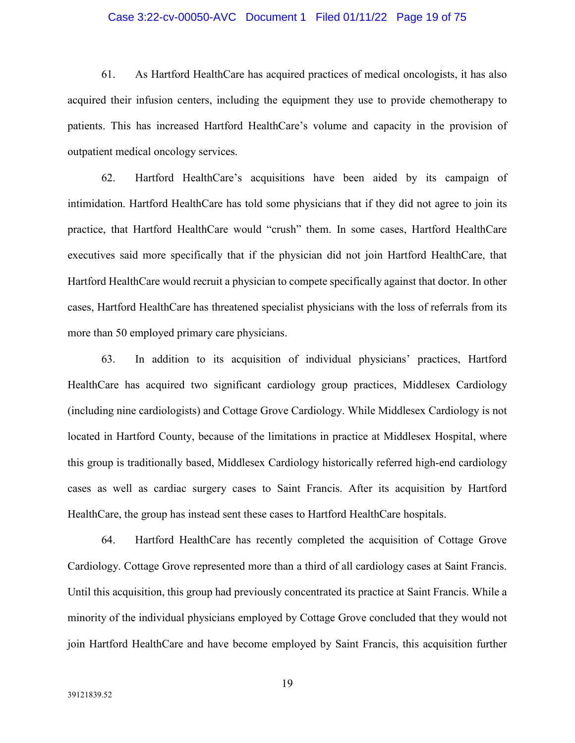61. As Hartford HealthCare has acquired practices of medical oncologists, it has also acquired their infusion centers, including the equipment they use to provide chemotherapy to patients. This has increased Hartford HealthCare's volume and capacity in the provision of outpatient medical oncology services.

62. Hartford HealthCare's acquisitions have been aided by its campaign of intimidation. Hartford HealthCare has told some physicians that if they did not agree to join its practice, that Hartford HealthCare would "crush" them. In some cases, Hartford HealthCare executives said more specifically that if the physician did not join Hartford HealthCare, that Hartford HealthCare would recruit a physician to compete specifically against that doctor. In other cases, Hartford HealthCare has threatened specialist physicians with the loss of referrals from its more than 50 employed primary care physicians.

63. In addition to its acquisition of individual physicians' practices, Hartford HealthCare has acquired two significant cardiology group practices, Middlesex Cardiology (including nine cardiologists) and Cottage Grove Cardiology. While Middlesex Cardiology is not located in Hartford County, because of the limitations in practice at Middlesex Hospital, where this group is traditionally based, Middlesex Cardiology historically referred high-end cardiology cases as well as cardiac surgery cases to Saint Francis. After its acquisition by Hartford HealthCare, the group has instead sent these cases to Hartford HealthCare hospitals.

64. Hartford HealthCare has recently completed the acquisition of Cottage Grove Cardiology. Cottage Grove represented more than a third of all cardiology cases at Saint Francis. Until this acquisition, this group had previously concentrated its practice at Saint Francis. While a minority of the individual physicians employed by Cottage Grove concluded that they would not join Hartford HealthCare and have become employed by Saint Francis, this acquisition further

39121839.52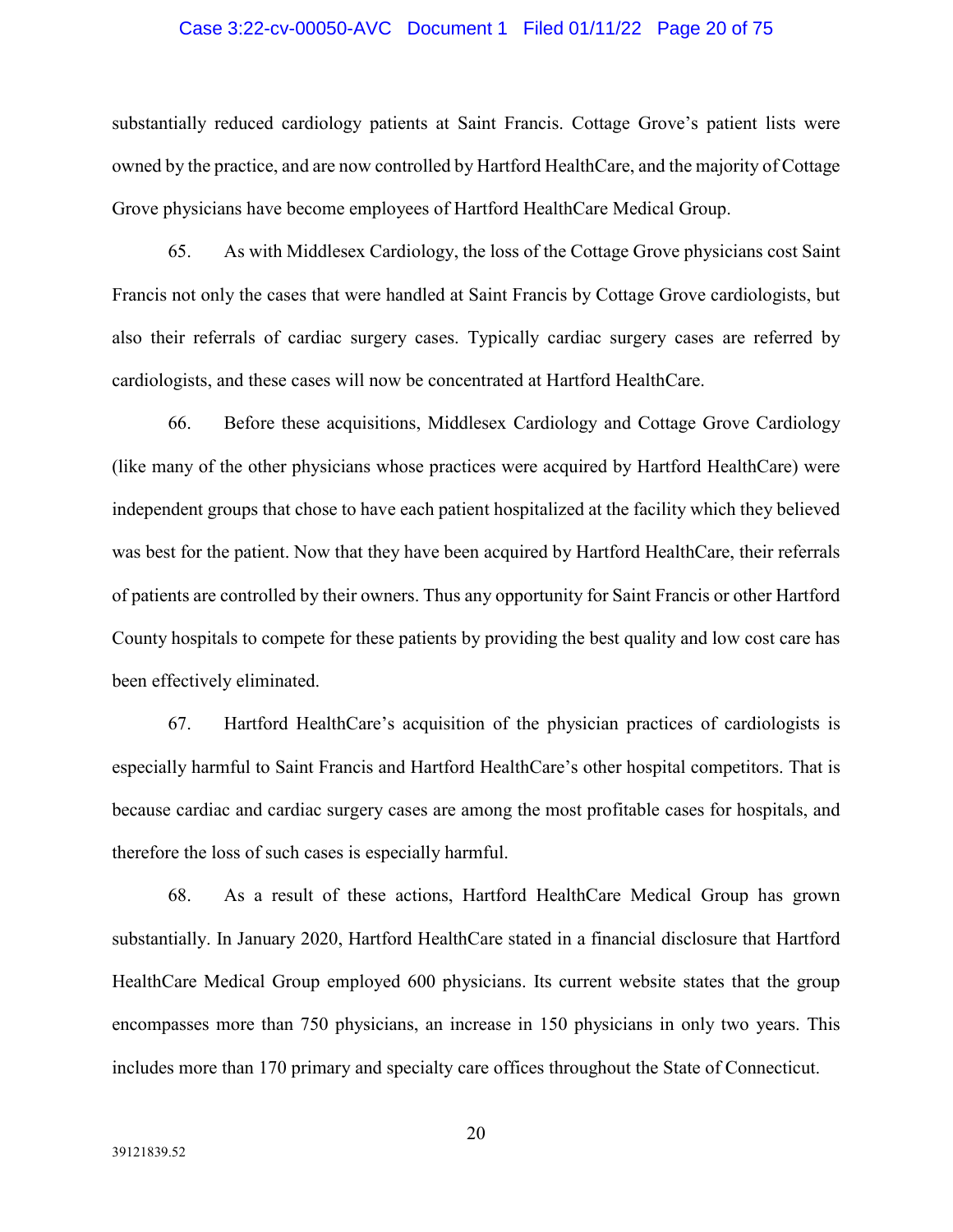substantially reduced cardiology patients at Saint Francis. Cottage Grove's patient lists were owned by the practice, and are now controlled by Hartford HealthCare, and the majority of Cottage Grove physicians have become employees of Hartford HealthCare Medical Group.

65. As with Middlesex Cardiology, the loss of the Cottage Grove physicians cost Saint Francis not only the cases that were handled at Saint Francis by Cottage Grove cardiologists, but also their referrals of cardiac surgery cases. Typically cardiac surgery cases are referred by cardiologists, and these cases will now be concentrated at Hartford HealthCare.

66. Before these acquisitions, Middlesex Cardiology and Cottage Grove Cardiology (like many of the other physicians whose practices were acquired by Hartford HealthCare) were independent groups that chose to have each patient hospitalized at the facility which they believed was best for the patient. Now that they have been acquired by Hartford HealthCare, their referrals of patients are controlled by their owners. Thus any opportunity for Saint Francis or other Hartford County hospitals to compete for these patients by providing the best quality and low cost care has been effectively eliminated.

67. Hartford HealthCare's acquisition of the physician practices of cardiologists is especially harmful to Saint Francis and Hartford HealthCare's other hospital competitors. That is because cardiac and cardiac surgery cases are among the most profitable cases for hospitals, and therefore the loss of such cases is especially harmful.

68. As a result of these actions, Hartford HealthCare Medical Group has grown substantially. In January 2020, Hartford HealthCare stated in a financial disclosure that Hartford HealthCare Medical Group employed 600 physicians. Its current website states that the group encompasses more than 750 physicians, an increase in 150 physicians in only two years. This includes more than 170 primary and specialty care offices throughout the State of Connecticut.

39121839.52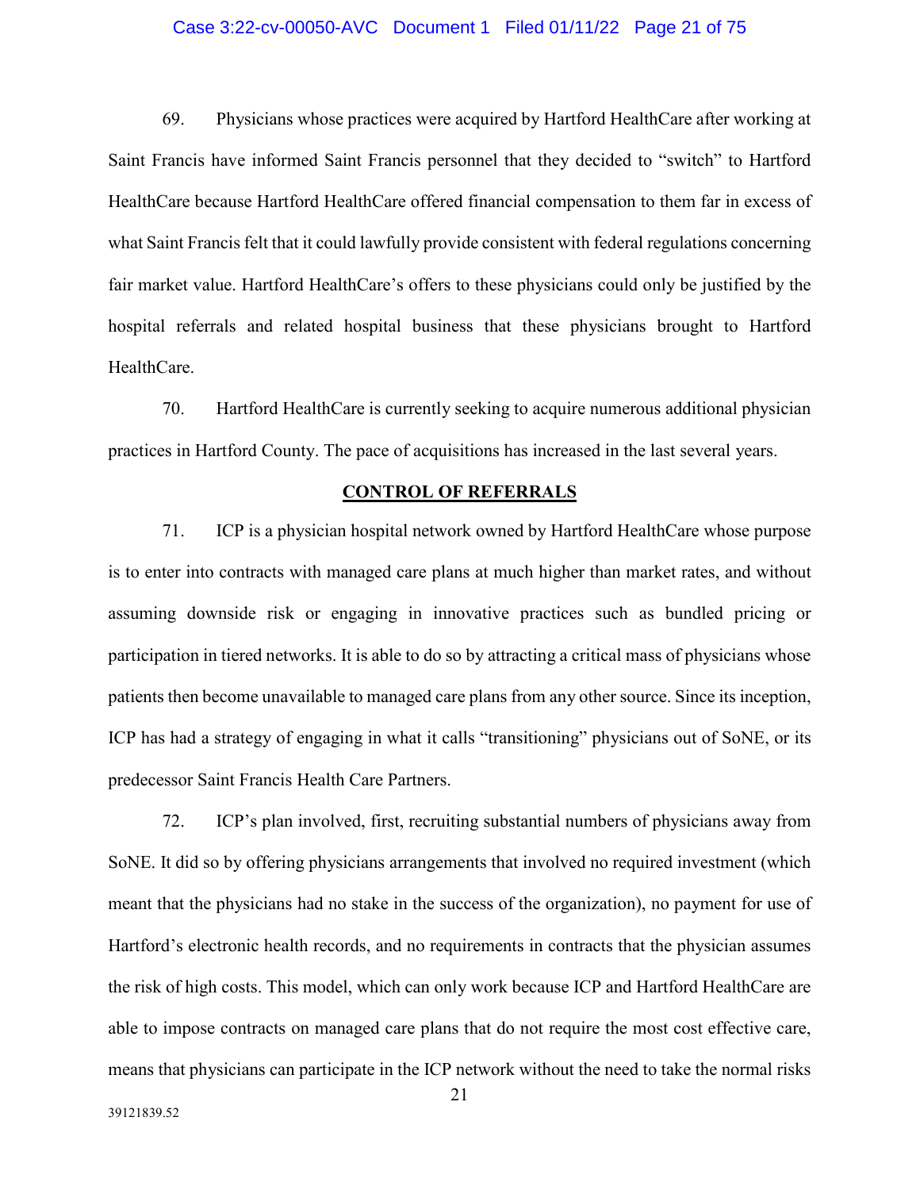69. Physicians whose practices were acquired by Hartford HealthCare after working at Saint Francis have informed Saint Francis personnel that they decided to "switch" to Hartford HealthCare because Hartford HealthCare offered financial compensation to them far in excess of what Saint Francis felt that it could lawfully provide consistent with federal regulations concerning fair market value. Hartford HealthCare's offers to these physicians could only be justified by the hospital referrals and related hospital business that these physicians brought to Hartford HealthCare.

70. Hartford HealthCare is currently seeking to acquire numerous additional physician practices in Hartford County. The pace of acquisitions has increased in the last several years.

## CONTROL OF REFERRALS

71. ICP is a physician hospital network owned by Hartford HealthCare whose purpose is to enter into contracts with managed care plans at much higher than market rates, and without assuming downside risk or engaging in innovative practices such as bundled pricing or participation in tiered networks. It is able to do so by attracting a critical mass of physicians whose patients then become unavailable to managed care plans from any other source. Since its inception, ICP has had a strategy of engaging in what it calls "transitioning" physicians out of SoNE, or its predecessor Saint Francis Health Care Partners.

72. ICP's plan involved, first, recruiting substantial numbers of physicians away from SoNE. It did so by offering physicians arrangements that involved no required investment (which meant that the physicians had no stake in the success of the organization), no payment for use of Hartford's electronic health records, and no requirements in contracts that the physician assumes the risk of high costs. This model, which can only work because ICP and Hartford HealthCare are able to impose contracts on managed care plans that do not require the most cost effective care, means that physicians can participate in the ICP network without the need to take the normal risks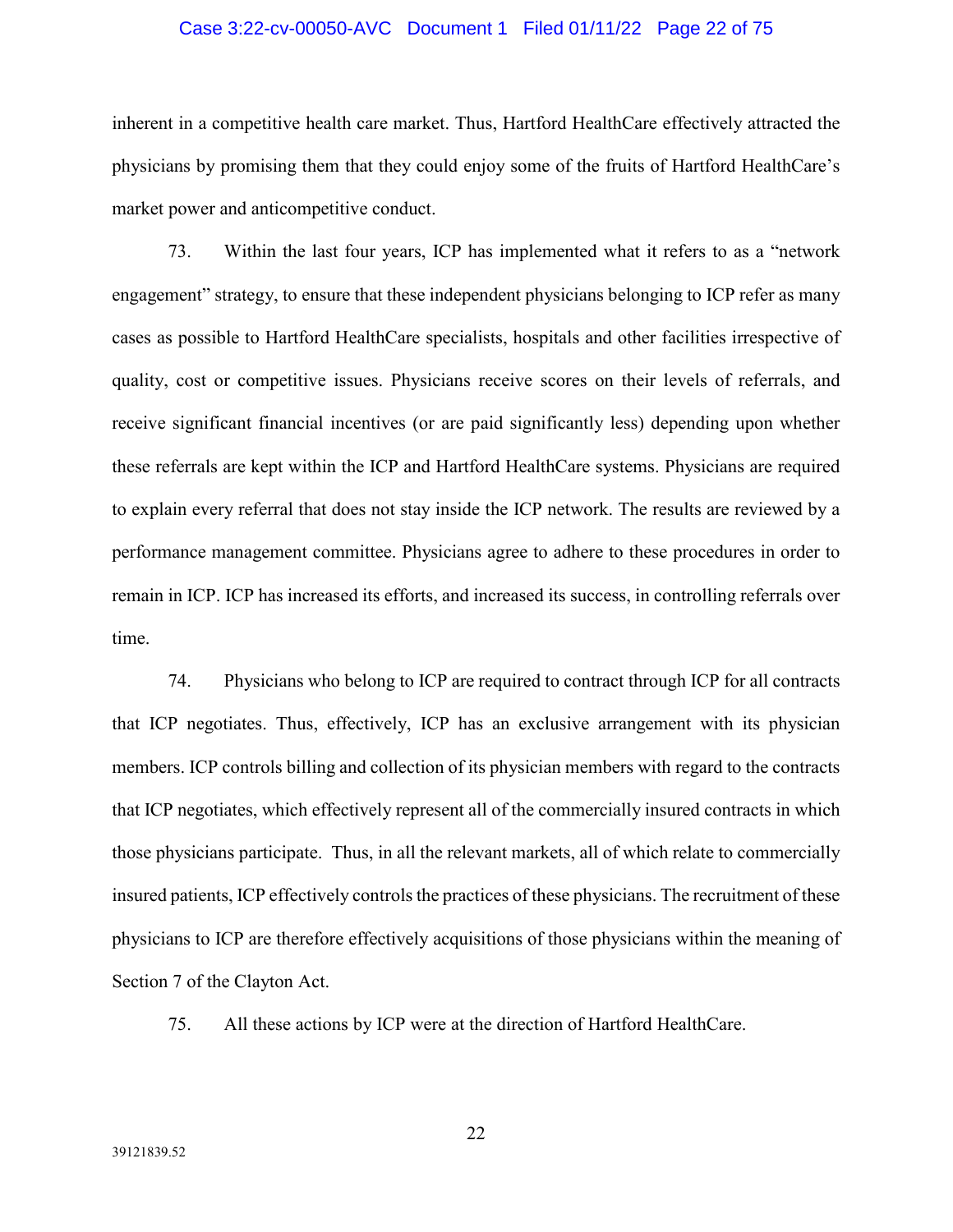inherent in a competitive health care market. Thus, Hartford HealthCare effectively attracted the physicians by promising them that they could enjoy some of the fruits of Hartford HealthCare's market power and anticompetitive conduct.

73. Within the last four years, ICP has implemented what it refers to as a "network engagement" strategy, to ensure that these independent physicians belonging to ICP refer as many cases as possible to Hartford HealthCare specialists, hospitals and other facilities irrespective of quality, cost or competitive issues. Physicians receive scores on their levels of referrals, and receive significant financial incentives (or are paid significantly less) depending upon whether these referrals are kept within the ICP and Hartford HealthCare systems. Physicians are required to explain every referral that does not stay inside the ICP network. The results are reviewed by a performance management committee. Physicians agree to adhere to these procedures in order to remain in ICP. ICP has increased its efforts, and increased its success, in controlling referrals over time.

74. Physicians who belong to ICP are required to contract through ICP for all contracts that ICP negotiates. Thus, effectively, ICP has an exclusive arrangement with its physician members. ICP controls billing and collection of its physician members with regard to the contracts that ICP negotiates, which effectively represent all of the commercially insured contracts in which those physicians participate. Thus, in all the relevant markets, all of which relate to commercially insured patients, ICP effectively controls the practices of these physicians. The recruitment of these physicians to ICP are therefore effectively acquisitions of those physicians within the meaning of Section 7 of the Clayton Act.

75. All these actions by ICP were at the direction of Hartford HealthCare.

39121839.52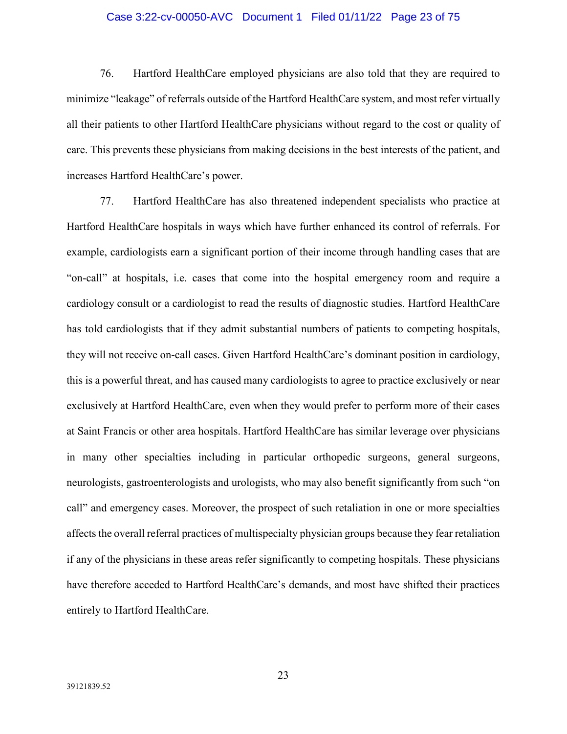76. Hartford HealthCare employed physicians are also told that they are required to minimize "leakage" of referrals outside of the Hartford HealthCare system, and most refer virtually all their patients to other Hartford HealthCare physicians without regard to the cost or quality of care. This prevents these physicians from making decisions in the best interests of the patient, and increases Hartford HealthCare's power.

77. Hartford HealthCare has also threatened independent specialists who practice at Hartford HealthCare hospitals in ways which have further enhanced its control of referrals. For example, cardiologists earn a significant portion of their income through handling cases that are "on-call" at hospitals, i.e. cases that come into the hospital emergency room and require a cardiology consult or a cardiologist to read the results of diagnostic studies. Hartford HealthCare has told cardiologists that if they admit substantial numbers of patients to competing hospitals, they will not receive on-call cases. Given Hartford HealthCare's dominant position in cardiology, this is a powerful threat, and has caused many cardiologists to agree to practice exclusively or near exclusively at Hartford HealthCare, even when they would prefer to perform more of their cases at Saint Francis or other area hospitals. Hartford HealthCare has similar leverage over physicians in many other specialties including in particular orthopedic surgeons, general surgeons, neurologists, gastroenterologists and urologists, who may also benefit significantly from such "on call" and emergency cases. Moreover, the prospect of such retaliation in one or more specialties affects the overall referral practices of multispecialty physician groups because they fear retaliation if any of the physicians in these areas refer significantly to competing hospitals. These physicians have therefore acceded to Hartford HealthCare's demands, and most have shifted their practices entirely to Hartford HealthCare.

39121839.52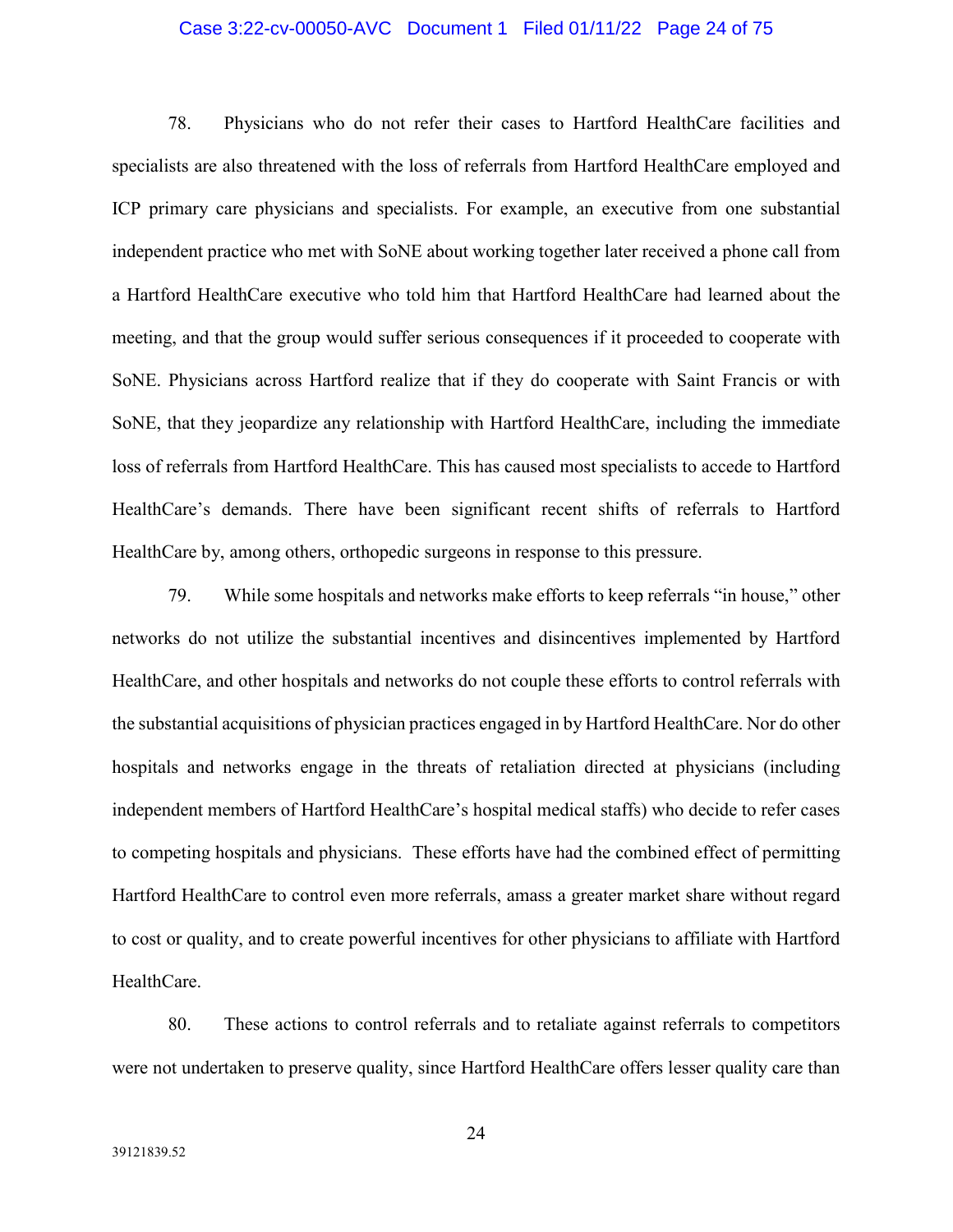78. Physicians who do not refer their cases to Hartford HealthCare facilities and specialists are also threatened with the loss of referrals from Hartford HealthCare employed and ICP primary care physicians and specialists. For example, an executive from one substantial independent practice who met with SoNE about working together later received a phone call from a Hartford HealthCare executive who told him that Hartford HealthCare had learned about the meeting, and that the group would suffer serious consequences if it proceeded to cooperate with SoNE. Physicians across Hartford realize that if they do cooperate with Saint Francis or with SoNE, that they jeopardize any relationship with Hartford HealthCare, including the immediate loss of referrals from Hartford HealthCare. This has caused most specialists to accede to Hartford HealthCare's demands. There have been significant recent shifts of referrals to Hartford HealthCare by, among others, orthopedic surgeons in response to this pressure.

79. While some hospitals and networks make efforts to keep referrals "in house," other networks do not utilize the substantial incentives and disincentives implemented by Hartford HealthCare, and other hospitals and networks do not couple these efforts to control referrals with the substantial acquisitions of physician practices engaged in by Hartford HealthCare. Nor do other hospitals and networks engage in the threats of retaliation directed at physicians (including independent members of Hartford HealthCare's hospital medical staffs) who decide to refer cases to competing hospitals and physicians. These efforts have had the combined effect of permitting Hartford HealthCare to control even more referrals, amass a greater market share without regard to cost or quality, and to create powerful incentives for other physicians to affiliate with Hartford HealthCare.

80. These actions to control referrals and to retaliate against referrals to competitors were not undertaken to preserve quality, since Hartford HealthCare offers lesser quality care than

39121839.52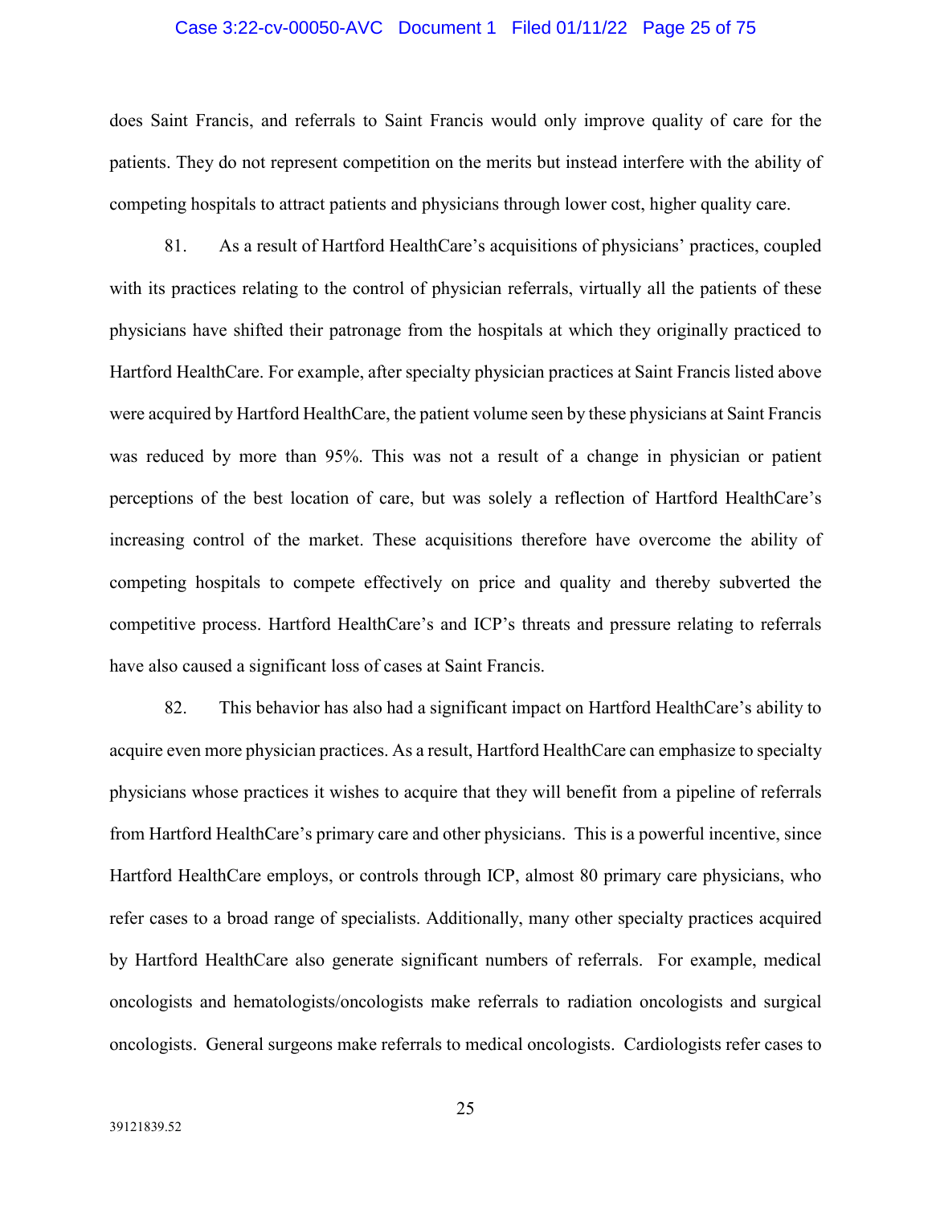does Saint Francis, and referrals to Saint Francis would only improve quality of care for the patients. They do not represent competition on the merits but instead interfere with the ability of competing hospitals to attract patients and physicians through lower cost, higher quality care.

81. As a result of Hartford HealthCare's acquisitions of physicians' practices, coupled with its practices relating to the control of physician referrals, virtually all the patients of these physicians have shifted their patronage from the hospitals at which they originally practiced to Hartford HealthCare. For example, after specialty physician practices at Saint Francis listed above were acquired by Hartford HealthCare, the patient volume seen by these physicians at Saint Francis was reduced by more than 95%. This was not a result of a change in physician or patient perceptions of the best location of care, but was solely a reflection of Hartford HealthCare's increasing control of the market. These acquisitions therefore have overcome the ability of competing hospitals to compete effectively on price and quality and thereby subverted the competitive process. Hartford HealthCare's and ICP's threats and pressure relating to referrals have also caused a significant loss of cases at Saint Francis.

82. This behavior has also had a significant impact on Hartford HealthCare's ability to acquire even more physician practices. As a result, Hartford HealthCare can emphasize to specialty physicians whose practices it wishes to acquire that they will benefit from a pipeline of referrals from Hartford HealthCare's primary care and other physicians. This is a powerful incentive, since Hartford HealthCare employs, or controls through ICP, almost 80 primary care physicians, who refer cases to a broad range of specialists. Additionally, many other specialty practices acquired by Hartford HealthCare also generate significant numbers of referrals. For example, medical oncologists and hematologists/oncologists make referrals to radiation oncologists and surgical oncologists. General surgeons make referrals to medical oncologists. Cardiologists refer cases to

39121839.52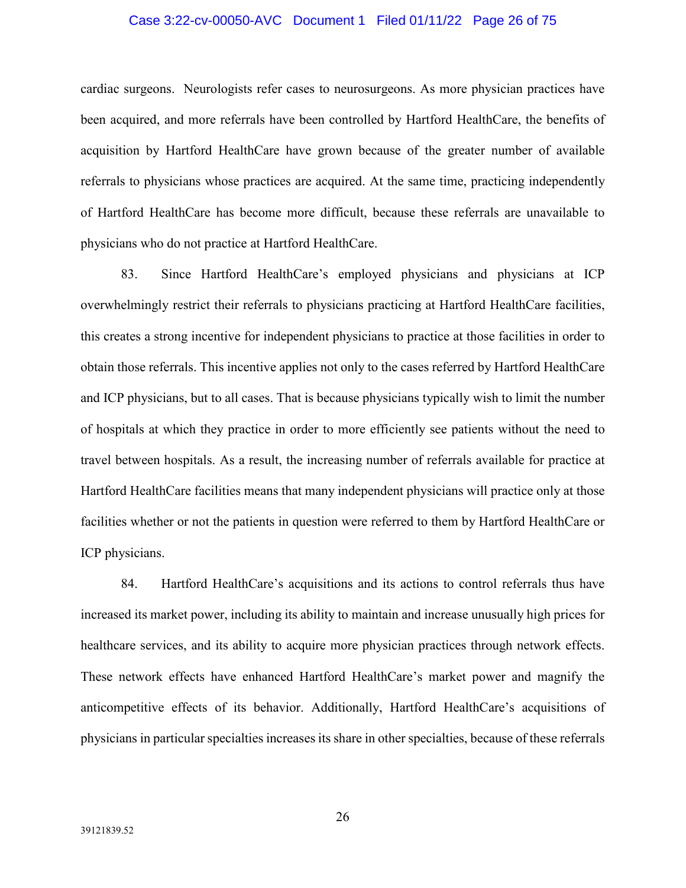cardiac surgeons. Neurologists refer cases to neurosurgeons. As more physician practices have been acquired, and more referrals have been controlled by Hartford HealthCare, the benefits of acquisition by Hartford HealthCare have grown because of the greater number of available referrals to physicians whose practices are acquired. At the same time, practicing independently of Hartford HealthCare has become more difficult, because these referrals are unavailable to physicians who do not practice at Hartford HealthCare.

83. Since Hartford HealthCare's employed physicians and physicians at ICP overwhelmingly restrict their referrals to physicians practicing at Hartford HealthCare facilities, this creates a strong incentive for independent physicians to practice at those facilities in order to obtain those referrals. This incentive applies not only to the cases referred by Hartford HealthCare and ICP physicians, but to all cases. That is because physicians typically wish to limit the number of hospitals at which they practice in order to more efficiently see patients without the need to travel between hospitals. As a result, the increasing number of referrals available for practice at Hartford HealthCare facilities means that many independent physicians will practice only at those facilities whether or not the patients in question were referred to them by Hartford HealthCare or ICP physicians.

84. Hartford HealthCare's acquisitions and its actions to control referrals thus have increased its market power, including its ability to maintain and increase unusually high prices for healthcare services, and its ability to acquire more physician practices through network effects. These network effects have enhanced Hartford HealthCare's market power and magnify the anticompetitive effects of its behavior. Additionally, Hartford HealthCare's acquisitions of physicians in particular specialties increases its share in other specialties, because of these referrals

39121839.52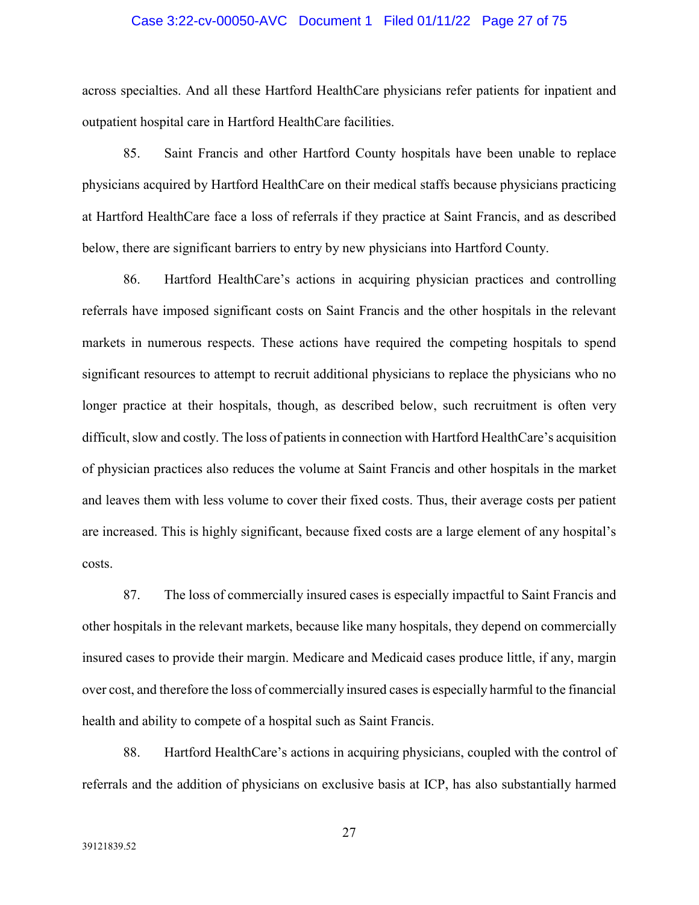across specialties. And all these Hartford HealthCare physicians refer patients for inpatient and outpatient hospital care in Hartford HealthCare facilities.

85. Saint Francis and other Hartford County hospitals have been unable to replace physicians acquired by Hartford HealthCare on their medical staffs because physicians practicing at Hartford HealthCare face a loss of referrals if they practice at Saint Francis, and as described below, there are significant barriers to entry by new physicians into Hartford County.

86. Hartford HealthCare's actions in acquiring physician practices and controlling referrals have imposed significant costs on Saint Francis and the other hospitals in the relevant markets in numerous respects. These actions have required the competing hospitals to spend significant resources to attempt to recruit additional physicians to replace the physicians who no longer practice at their hospitals, though, as described below, such recruitment is often very difficult, slow and costly. The loss of patients in connection with Hartford HealthCare's acquisition of physician practices also reduces the volume at Saint Francis and other hospitals in the market and leaves them with less volume to cover their fixed costs. Thus, their average costs per patient are increased. This is highly significant, because fixed costs are a large element of any hospital's costs.

87. The loss of commercially insured cases is especially impactful to Saint Francis and other hospitals in the relevant markets, because like many hospitals, they depend on commercially insured cases to provide their margin. Medicare and Medicaid cases produce little, if any, margin over cost, and therefore the loss of commercially insured cases is especially harmful to the financial health and ability to compete of a hospital such as Saint Francis.

88. Hartford HealthCare's actions in acquiring physicians, coupled with the control of referrals and the addition of physicians on exclusive basis at ICP, has also substantially harmed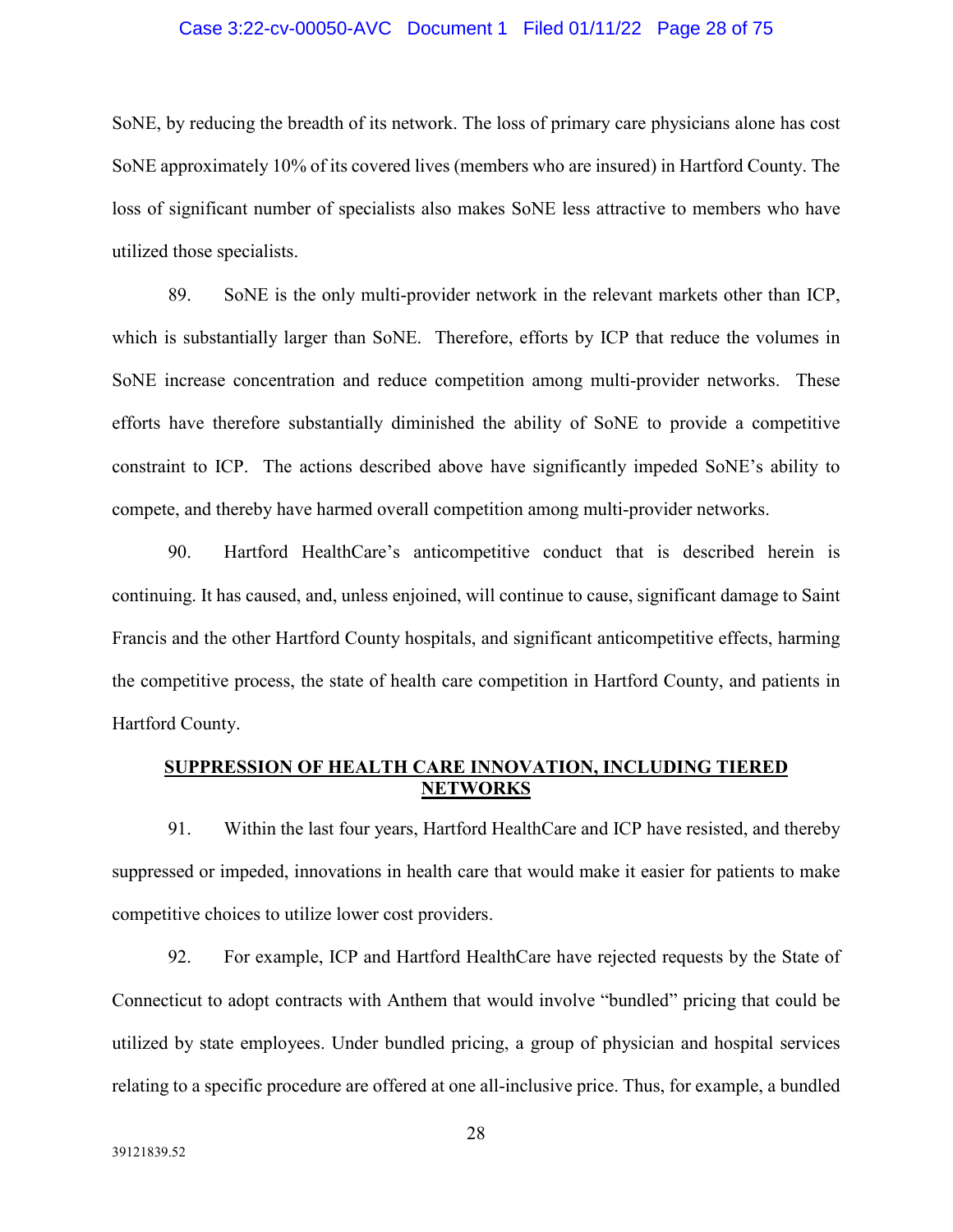SoNE, by reducing the breadth of its network. The loss of primary care physicians alone has cost SoNE approximately 10% of its covered lives (members who are insured) in Hartford County. The loss of significant number of specialists also makes SoNE less attractive to members who have utilized those specialists.

89. SoNE is the only multi-provider network in the relevant markets other than ICP, which is substantially larger than SoNE. Therefore, efforts by ICP that reduce the volumes in SoNE increase concentration and reduce competition among multi-provider networks. These efforts have therefore substantially diminished the ability of SoNE to provide a competitive constraint to ICP. The actions described above have significantly impeded SoNE's ability to compete, and thereby have harmed overall competition among multi-provider networks.

90. Hartford HealthCare's anticompetitive conduct that is described herein is continuing. It has caused, and, unless enjoined, will continue to cause, significant damage to Saint Francis and the other Hartford County hospitals, and significant anticompetitive effects, harming the competitive process, the state of health care competition in Hartford County, and patients in Hartford County.

## SUPPRESSION OF HEALTH CARE INNOVATION, INCLUDING TIERED NETWORKS

91. Within the last four years, Hartford HealthCare and ICP have resisted, and thereby suppressed or impeded, innovations in health care that would make it easier for patients to make competitive choices to utilize lower cost providers.

92. For example, ICP and Hartford HealthCare have rejected requests by the State of Connecticut to adopt contracts with Anthem that would involve "bundled" pricing that could be utilized by state employees. Under bundled pricing, a group of physician and hospital services relating to a specific procedure are offered at one all-inclusive price. Thus, for example, a bundled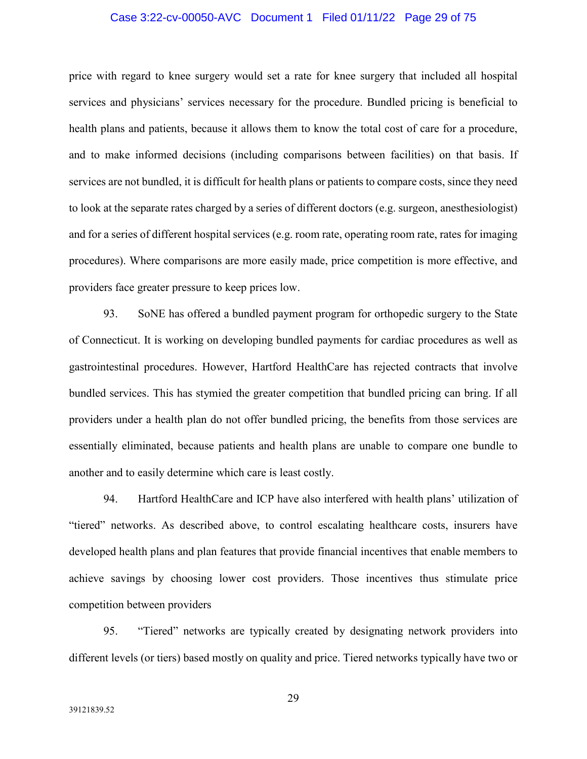price with regard to knee surgery would set a rate for knee surgery that included all hospital services and physicians' services necessary for the procedure. Bundled pricing is beneficial to health plans and patients, because it allows them to know the total cost of care for a procedure, and to make informed decisions (including comparisons between facilities) on that basis. If services are not bundled, it is difficult for health plans or patients to compare costs, since they need to look at the separate rates charged by a series of different doctors (e.g. surgeon, anesthesiologist) and for a series of different hospital services (e.g. room rate, operating room rate, rates for imaging procedures). Where comparisons are more easily made, price competition is more effective, and providers face greater pressure to keep prices low.

93. SoNE has offered a bundled payment program for orthopedic surgery to the State of Connecticut. It is working on developing bundled payments for cardiac procedures as well as gastrointestinal procedures. However, Hartford HealthCare has rejected contracts that involve bundled services. This has stymied the greater competition that bundled pricing can bring. If all providers under a health plan do not offer bundled pricing, the benefits from those services are essentially eliminated, because patients and health plans are unable to compare one bundle to another and to easily determine which care is least costly.

94. Hartford HealthCare and ICP have also interfered with health plans' utilization of "tiered" networks. As described above, to control escalating healthcare costs, insurers have developed health plans and plan features that provide financial incentives that enable members to achieve savings by choosing lower cost providers. Those incentives thus stimulate price competition between providers

95. "Tiered" networks are typically created by designating network providers into different levels (or tiers) based mostly on quality and price. Tiered networks typically have two or

39121839.52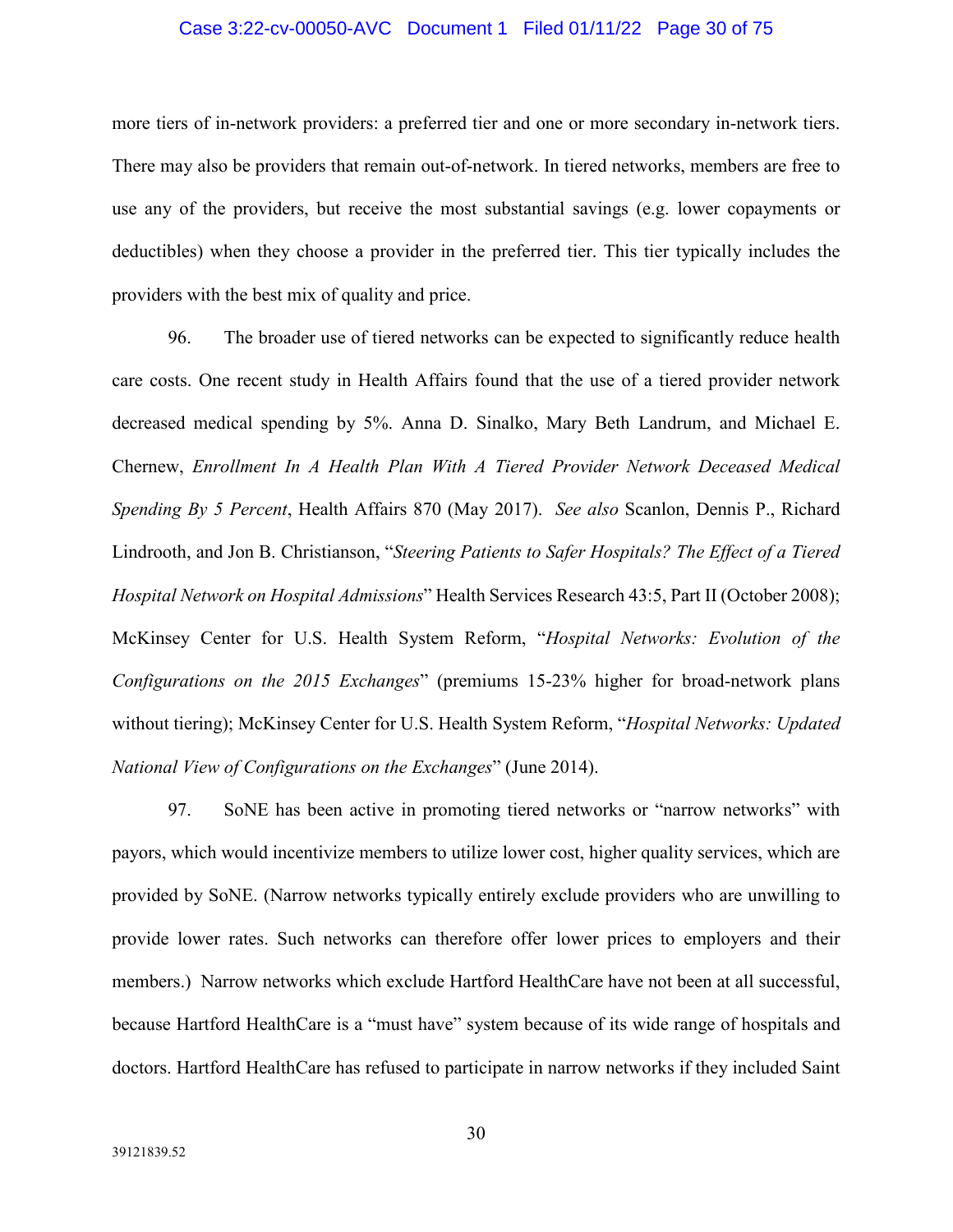more tiers of in-network providers: a preferred tier and one or more secondary in-network tiers. There may also be providers that remain out-of-network. In tiered networks, members are free to use any of the providers, but receive the most substantial savings (e.g. lower copayments or deductibles) when they choose a provider in the preferred tier. This tier typically includes the providers with the best mix of quality and price.

96. The broader use of tiered networks can be expected to significantly reduce health care costs. One recent study in Health Affairs found that the use of a tiered provider network decreased medical spending by 5%. Anna D. Sinalko, Mary Beth Landrum, and Michael E. Chernew, *Enrollment In A Health Plan With A Tiered Provider Network Deceased Medical Spending By 5 Percent*, Health Affairs 870 (May 2017). *See also* Scanlon, Dennis P., Richard Lindrooth, and Jon B. Christianson, "*Steering Patients to Safer Hospitals? The Effect of a Tiered Hospital Network on Hospital Admissions*" Health Services Research 43:5, Part II (October 2008); McKinsey Center for U.S. Health System Reform, "*Hospital Networks: Evolution of the Configurations on the 2015 Exchanges*" (premiums 15-23% higher for broad-network plans without tiering); McKinsey Center for U.S. Health System Reform, "*Hospital Networks: Updated National View of Configurations on the Exchanges*" (June 2014).

97. SoNE has been active in promoting tiered networks or "narrow networks" with payors, which would incentivize members to utilize lower cost, higher quality services, which are provided by SoNE. (Narrow networks typically entirely exclude providers who are unwilling to provide lower rates. Such networks can therefore offer lower prices to employers and their members.) Narrow networks which exclude Hartford HealthCare have not been at all successful, because Hartford HealthCare is a "must have" system because of its wide range of hospitals and doctors. Hartford HealthCare has refused to participate in narrow networks if they included Saint

39121839.52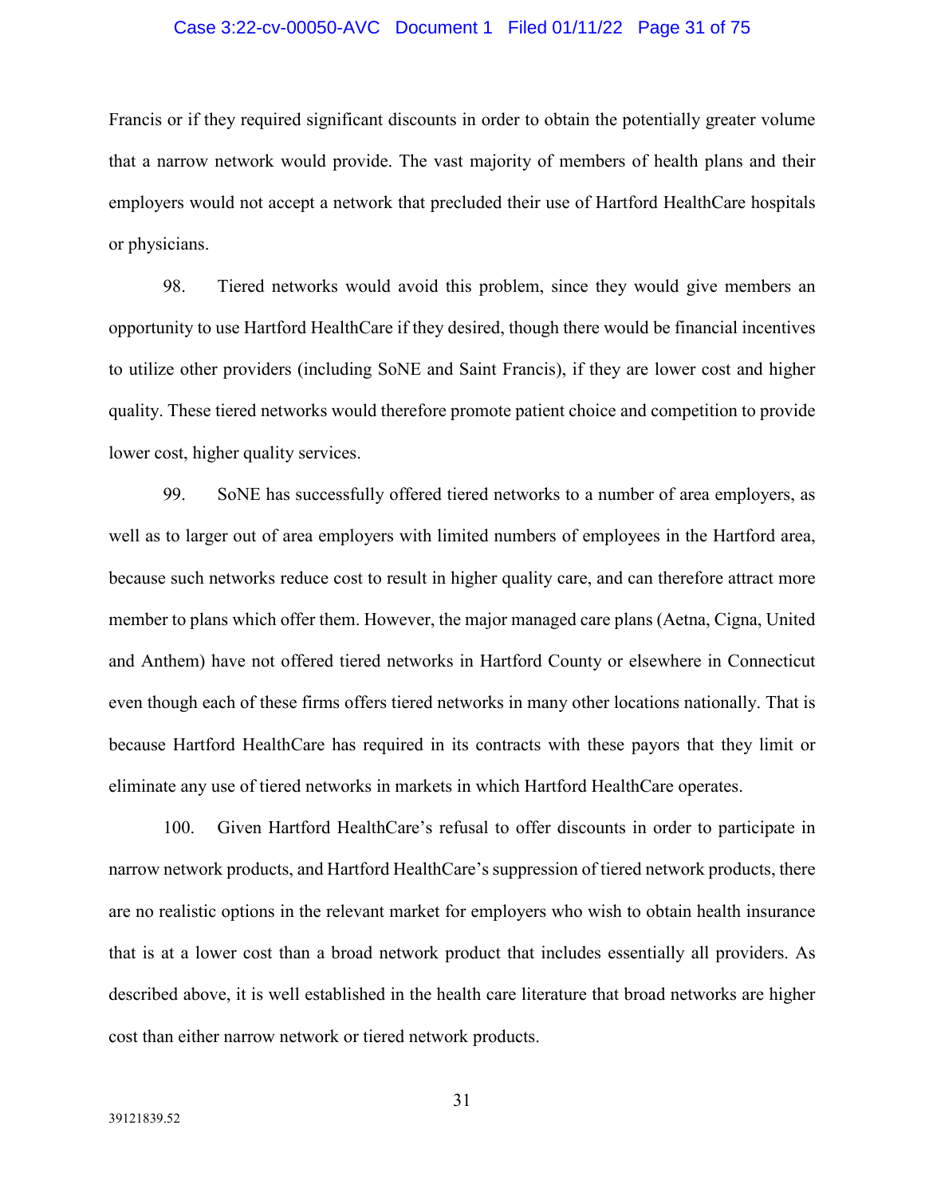Francis or if they required significant discounts in order to obtain the potentially greater volume that a narrow network would provide. The vast majority of members of health plans and their employers would not accept a network that precluded their use of Hartford HealthCare hospitals or physicians.

98. Tiered networks would avoid this problem, since they would give members an opportunity to use Hartford HealthCare if they desired, though there would be financial incentives to utilize other providers (including SoNE and Saint Francis), if they are lower cost and higher quality. These tiered networks would therefore promote patient choice and competition to provide lower cost, higher quality services.

99. SoNE has successfully offered tiered networks to a number of area employers, as well as to larger out of area employers with limited numbers of employees in the Hartford area, because such networks reduce cost to result in higher quality care, and can therefore attract more member to plans which offer them. However, the major managed care plans (Aetna, Cigna, United and Anthem) have not offered tiered networks in Hartford County or elsewhere in Connecticut even though each of these firms offers tiered networks in many other locations nationally. That is because Hartford HealthCare has required in its contracts with these payors that they limit or eliminate any use of tiered networks in markets in which Hartford HealthCare operates.

100. Given Hartford HealthCare's refusal to offer discounts in order to participate in narrow network products, and Hartford HealthCare's suppression of tiered network products, there are no realistic options in the relevant market for employers who wish to obtain health insurance that is at a lower cost than a broad network product that includes essentially all providers. As described above, it is well established in the health care literature that broad networks are higher cost than either narrow network or tiered network products.

39121839.52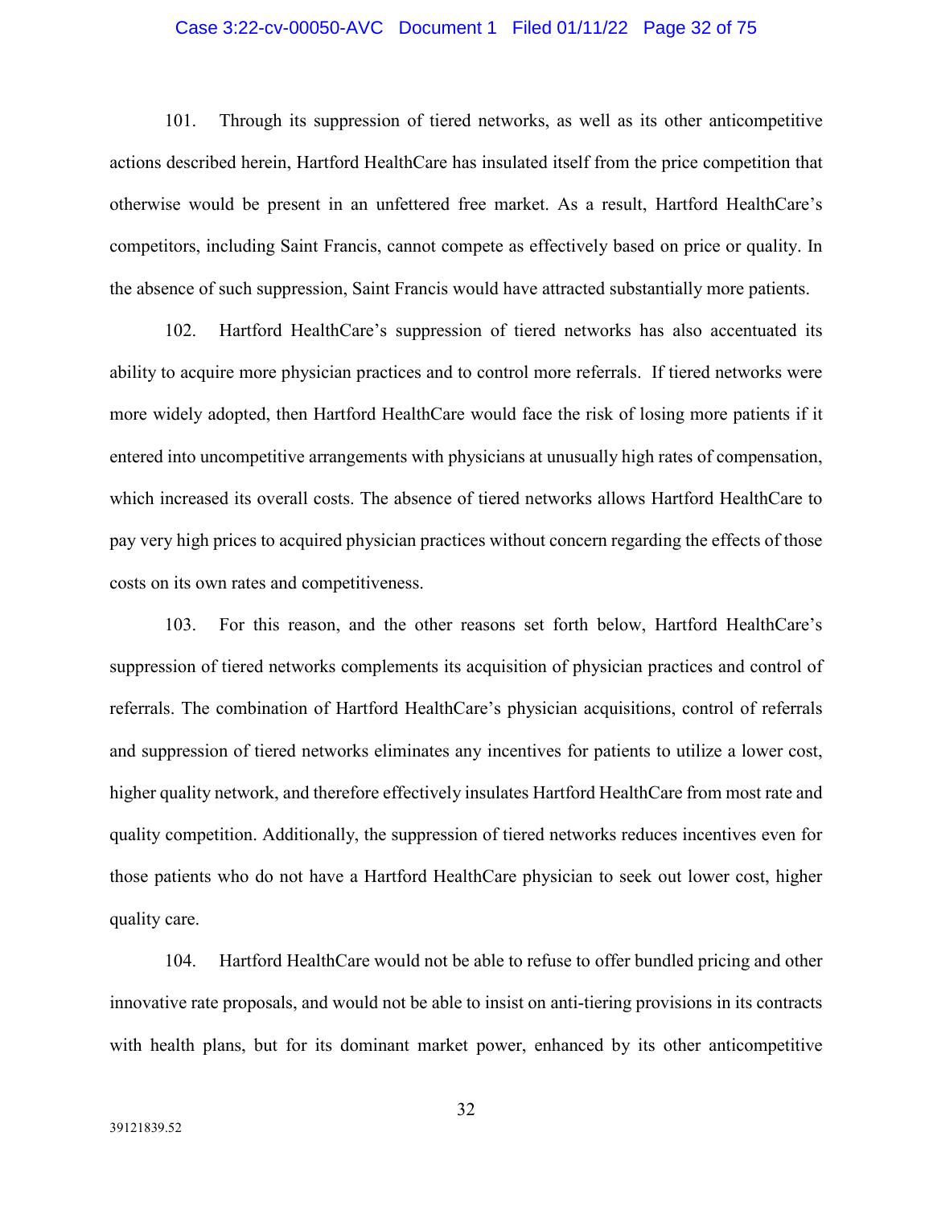101. Through its suppression of tiered networks, as well as its other anticompetitive actions described herein, Hartford HealthCare has insulated itself from the price competition that otherwise would be present in an unfettered free market. As a result, Hartford HealthCare's competitors, including Saint Francis, cannot compete as effectively based on price or quality. In the absence of such suppression, Saint Francis would have attracted substantially more patients.

102. Hartford HealthCare's suppression of tiered networks has also accentuated its ability to acquire more physician practices and to control more referrals. If tiered networks were more widely adopted, then Hartford HealthCare would face the risk of losing more patients if it entered into uncompetitive arrangements with physicians at unusually high rates of compensation, which increased its overall costs. The absence of tiered networks allows Hartford HealthCare to pay very high prices to acquired physician practices without concern regarding the effects of those costs on its own rates and competitiveness.

103. For this reason, and the other reasons set forth below, Hartford HealthCare's suppression of tiered networks complements its acquisition of physician practices and control of referrals. The combination of Hartford HealthCare's physician acquisitions, control of referrals and suppression of tiered networks eliminates any incentives for patients to utilize a lower cost, higher quality network, and therefore effectively insulates Hartford HealthCare from most rate and quality competition. Additionally, the suppression of tiered networks reduces incentives even for those patients who do not have a Hartford HealthCare physician to seek out lower cost, higher quality care.

104. Hartford HealthCare would not be able to refuse to offer bundled pricing and other innovative rate proposals, and would not be able to insist on anti-tiering provisions in its contracts with health plans, but for its dominant market power, enhanced by its other anticompetitive

39121839.52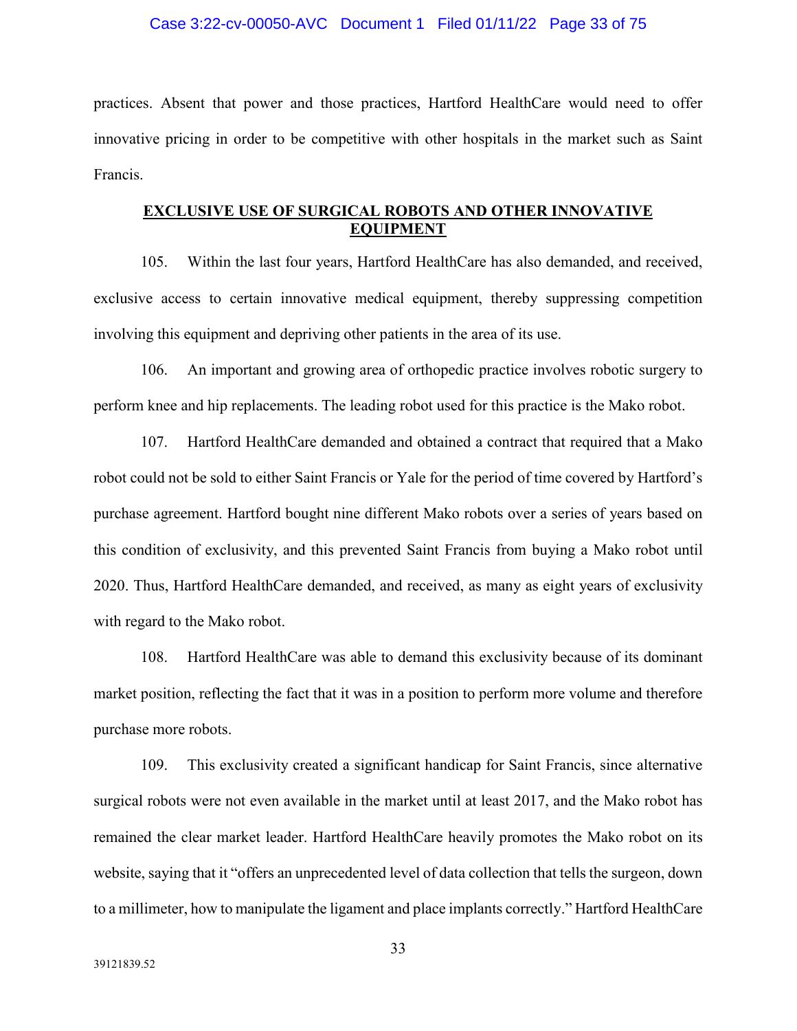practices. Absent that power and those practices, Hartford HealthCare would need to offer innovative pricing in order to be competitive with other hospitals in the market such as Saint Francis.

## EXCLUSIVE USE OF SURGICAL ROBOTS AND OTHER INNOVATIVE EQUIPMENT

105. Within the last four years, Hartford HealthCare has also demanded, and received, exclusive access to certain innovative medical equipment, thereby suppressing competition involving this equipment and depriving other patients in the area of its use.

106. An important and growing area of orthopedic practice involves robotic surgery to perform knee and hip replacements. The leading robot used for this practice is the Mako robot.

107. Hartford HealthCare demanded and obtained a contract that required that a Mako robot could not be sold to either Saint Francis or Yale for the period of time covered by Hartford's purchase agreement. Hartford bought nine different Mako robots over a series of years based on this condition of exclusivity, and this prevented Saint Francis from buying a Mako robot until 2020. Thus, Hartford HealthCare demanded, and received, as many as eight years of exclusivity with regard to the Mako robot.

108. Hartford HealthCare was able to demand this exclusivity because of its dominant market position, reflecting the fact that it was in a position to perform more volume and therefore purchase more robots.

109. This exclusivity created a significant handicap for Saint Francis, since alternative surgical robots were not even available in the market until at least 2017, and the Mako robot has remained the clear market leader. Hartford HealthCare heavily promotes the Mako robot on its website, saying that it "offers an unprecedented level of data collection that tells the surgeon, down to a millimeter, how to manipulate the ligament and place implants correctly." Hartford HealthCare

39121839.52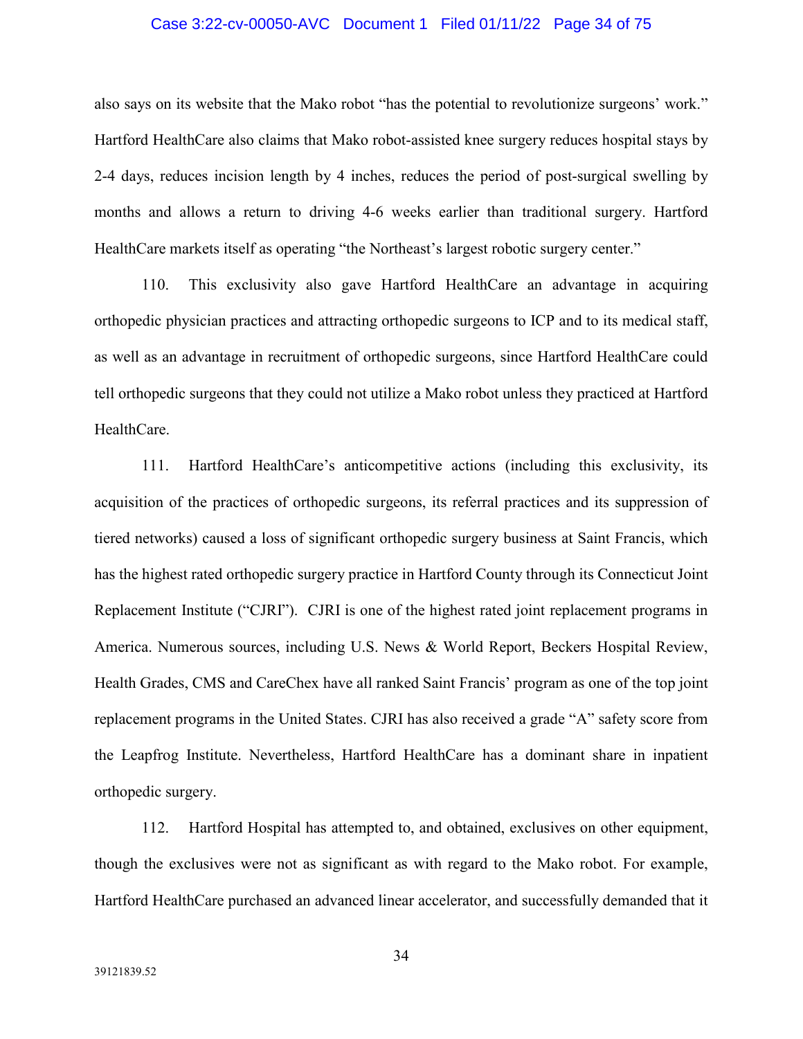also says on its website that the Mako robot "has the potential to revolutionize surgeons' work." Hartford HealthCare also claims that Mako robot-assisted knee surgery reduces hospital stays by 2-4 days, reduces incision length by 4 inches, reduces the period of post-surgical swelling by months and allows a return to driving 4-6 weeks earlier than traditional surgery. Hartford HealthCare markets itself as operating "the Northeast's largest robotic surgery center."

110. This exclusivity also gave Hartford HealthCare an advantage in acquiring orthopedic physician practices and attracting orthopedic surgeons to ICP and to its medical staff, as well as an advantage in recruitment of orthopedic surgeons, since Hartford HealthCare could tell orthopedic surgeons that they could not utilize a Mako robot unless they practiced at Hartford HealthCare.

111. Hartford HealthCare's anticompetitive actions (including this exclusivity, its acquisition of the practices of orthopedic surgeons, its referral practices and its suppression of tiered networks) caused a loss of significant orthopedic surgery business at Saint Francis, which has the highest rated orthopedic surgery practice in Hartford County through its Connecticut Joint Replacement Institute ("CJRI"). CJRI is one of the highest rated joint replacement programs in America. Numerous sources, including U.S. News & World Report, Beckers Hospital Review, Health Grades, CMS and CareChex have all ranked Saint Francis' program as one of the top joint replacement programs in the United States. CJRI has also received a grade "A" safety score from the Leapfrog Institute. Nevertheless, Hartford HealthCare has a dominant share in inpatient orthopedic surgery.

112. Hartford Hospital has attempted to, and obtained, exclusives on other equipment, though the exclusives were not as significant as with regard to the Mako robot. For example, Hartford HealthCare purchased an advanced linear accelerator, and successfully demanded that it

39121839.52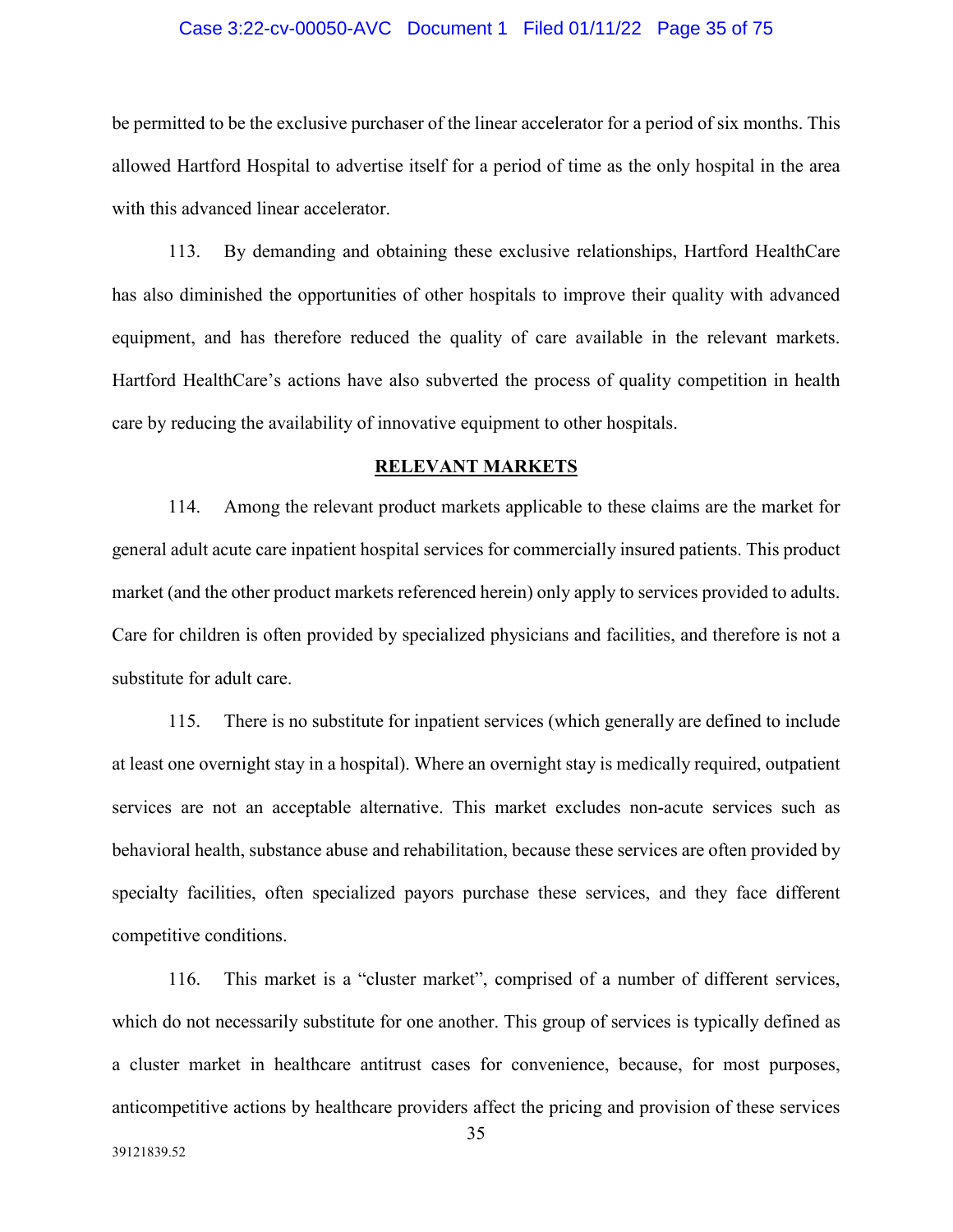be permitted to be the exclusive purchaser of the linear accelerator for a period of six months. This allowed Hartford Hospital to advertise itself for a period of time as the only hospital in the area with this advanced linear accelerator.

113. By demanding and obtaining these exclusive relationships, Hartford HealthCare has also diminished the opportunities of other hospitals to improve their quality with advanced equipment, and has therefore reduced the quality of care available in the relevant markets. Hartford HealthCare's actions have also subverted the process of quality competition in health care by reducing the availability of innovative equipment to other hospitals.

## RELEVANT MARKETS

114. Among the relevant product markets applicable to these claims are the market for general adult acute care inpatient hospital services for commercially insured patients. This product market (and the other product markets referenced herein) only apply to services provided to adults. Care for children is often provided by specialized physicians and facilities, and therefore is not a substitute for adult care.

115. There is no substitute for inpatient services (which generally are defined to include at least one overnight stay in a hospital). Where an overnight stay is medically required, outpatient services are not an acceptable alternative. This market excludes non-acute services such as behavioral health, substance abuse and rehabilitation, because these services are often provided by specialty facilities, often specialized payors purchase these services, and they face different competitive conditions.

116. This market is a "cluster market", comprised of a number of different services, which do not necessarily substitute for one another. This group of services is typically defined as a cluster market in healthcare antitrust cases for convenience, because, for most purposes, anticompetitive actions by healthcare providers affect the pricing and provision of these services

39121839.52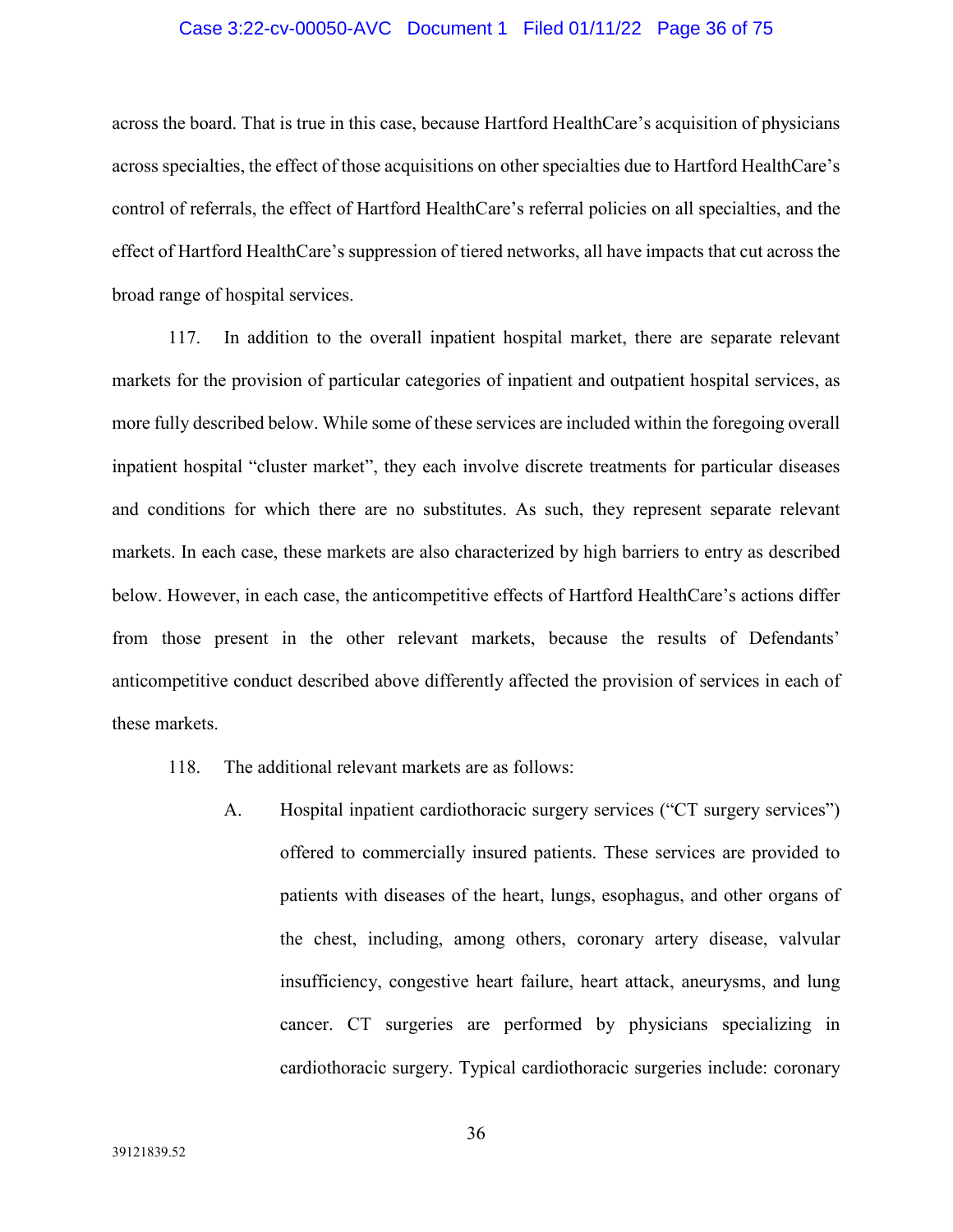across the board. That is true in this case, because Hartford HealthCare's acquisition of physicians across specialties, the effect of those acquisitions on other specialties due to Hartford HealthCare's control of referrals, the effect of Hartford HealthCare's referral policies on all specialties, and the effect of Hartford HealthCare's suppression of tiered networks, all have impacts that cut across the broad range of hospital services.

117. In addition to the overall inpatient hospital market, there are separate relevant markets for the provision of particular categories of inpatient and outpatient hospital services, as more fully described below. While some of these services are included within the foregoing overall inpatient hospital "cluster market", they each involve discrete treatments for particular diseases and conditions for which there are no substitutes. As such, they represent separate relevant markets. In each case, these markets are also characterized by high barriers to entry as described below. However, in each case, the anticompetitive effects of Hartford HealthCare's actions differ from those present in the other relevant markets, because the results of Defendants' anticompetitive conduct described above differently affected the provision of services in each of these markets.

118. The additional relevant markets are as follows:

A. Hospital inpatient cardiothoracic surgery services ("CT surgery services") offered to commercially insured patients. These services are provided to patients with diseases of the heart, lungs, esophagus, and other organs of the chest, including, among others, coronary artery disease, valvular insufficiency, congestive heart failure, heart attack, aneurysms, and lung cancer. CT surgeries are performed by physicians specializing in cardiothoracic surgery. Typical cardiothoracic surgeries include: coronary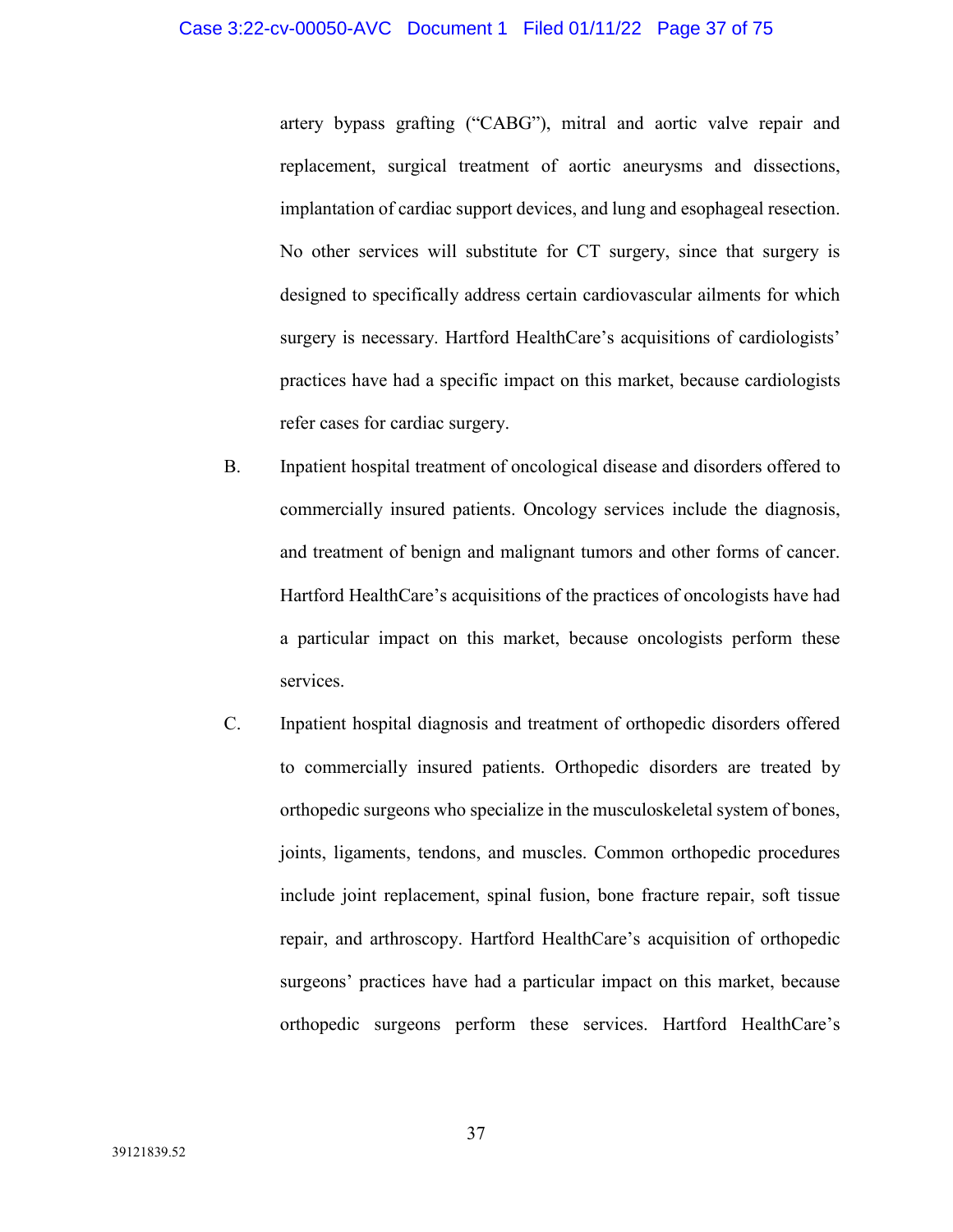artery bypass grafting ("CABG"), mitral and aortic valve repair and replacement, surgical treatment of aortic aneurysms and dissections, implantation of cardiac support devices, and lung and esophageal resection. No other services will substitute for CT surgery, since that surgery is designed to specifically address certain cardiovascular ailments for which surgery is necessary. Hartford HealthCare's acquisitions of cardiologists' practices have had a specific impact on this market, because cardiologists refer cases for cardiac surgery.

B. Inpatient hospital treatment of oncological disease and disorders offered to commercially insured patients. Oncology services include the diagnosis, and treatment of benign and malignant tumors and other forms of cancer. Hartford HealthCare's acquisitions of the practices of oncologists have had a particular impact on this market, because oncologists perform these services.

C. Inpatient hospital diagnosis and treatment of orthopedic disorders offered to commercially insured patients. Orthopedic disorders are treated by orthopedic surgeons who specialize in the musculoskeletal system of bones, joints, ligaments, tendons, and muscles. Common orthopedic procedures include joint replacement, spinal fusion, bone fracture repair, soft tissue repair, and arthroscopy. Hartford HealthCare's acquisition of orthopedic surgeons' practices have had a particular impact on this market, because orthopedic surgeons perform these services. Hartford HealthCare's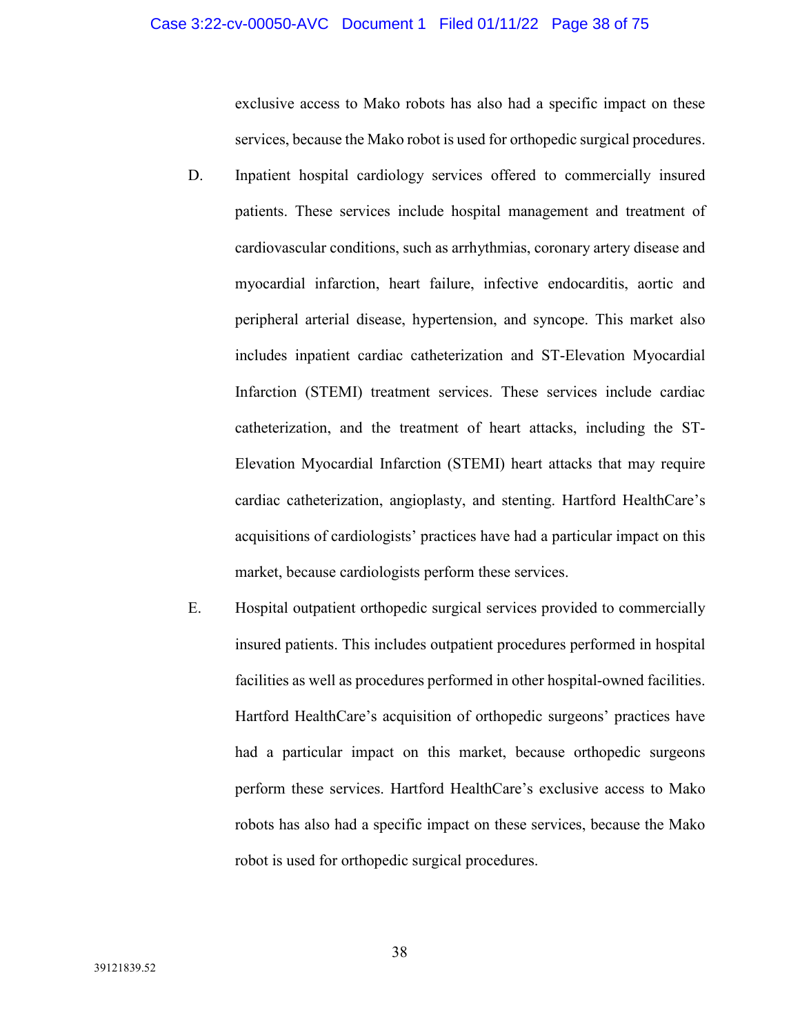exclusive access to Mako robots has also had a specific impact on these services, because the Mako robot is used for orthopedic surgical procedures.

D. Inpatient hospital cardiology services offered to commercially insured patients. These services include hospital management and treatment of cardiovascular conditions, such as arrhythmias, coronary artery disease and myocardial infarction, heart failure, infective endocarditis, aortic and peripheral arterial disease, hypertension, and syncope. This market also includes inpatient cardiac catheterization and ST-Elevation Myocardial Infarction (STEMI) treatment services. These services include cardiac catheterization, and the treatment of heart attacks, including the ST-Elevation Myocardial Infarction (STEMI) heart attacks that may require cardiac catheterization, angioplasty, and stenting. Hartford HealthCare's acquisitions of cardiologists' practices have had a particular impact on this market, because cardiologists perform these services.

E. Hospital outpatient orthopedic surgical services provided to commercially insured patients. This includes outpatient procedures performed in hospital facilities as well as procedures performed in other hospital-owned facilities. Hartford HealthCare's acquisition of orthopedic surgeons' practices have had a particular impact on this market, because orthopedic surgeons perform these services. Hartford HealthCare's exclusive access to Mako robots has also had a specific impact on these services, because the Mako robot is used for orthopedic surgical procedures.

39121839.52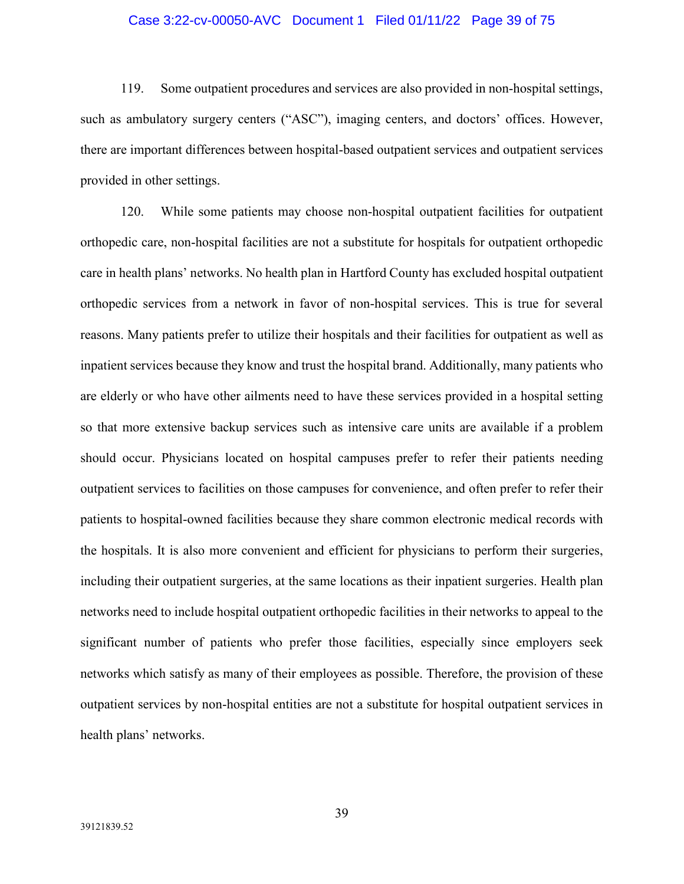119. Some outpatient procedures and services are also provided in non-hospital settings, such as ambulatory surgery centers ("ASC"), imaging centers, and doctors' offices. However, there are important differences between hospital-based outpatient services and outpatient services provided in other settings.

120. While some patients may choose non-hospital outpatient facilities for outpatient orthopedic care, non-hospital facilities are not a substitute for hospitals for outpatient orthopedic care in health plans' networks. No health plan in Hartford County has excluded hospital outpatient orthopedic services from a network in favor of non-hospital services. This is true for several reasons. Many patients prefer to utilize their hospitals and their facilities for outpatient as well as inpatient services because they know and trust the hospital brand. Additionally, many patients who are elderly or who have other ailments need to have these services provided in a hospital setting so that more extensive backup services such as intensive care units are available if a problem should occur. Physicians located on hospital campuses prefer to refer their patients needing outpatient services to facilities on those campuses for convenience, and often prefer to refer their patients to hospital-owned facilities because they share common electronic medical records with the hospitals. It is also more convenient and efficient for physicians to perform their surgeries, including their outpatient surgeries, at the same locations as their inpatient surgeries. Health plan networks need to include hospital outpatient orthopedic facilities in their networks to appeal to the significant number of patients who prefer those facilities, especially since employers seek networks which satisfy as many of their employees as possible. Therefore, the provision of these outpatient services by non-hospital entities are not a substitute for hospital outpatient services in health plans' networks.

39121839.52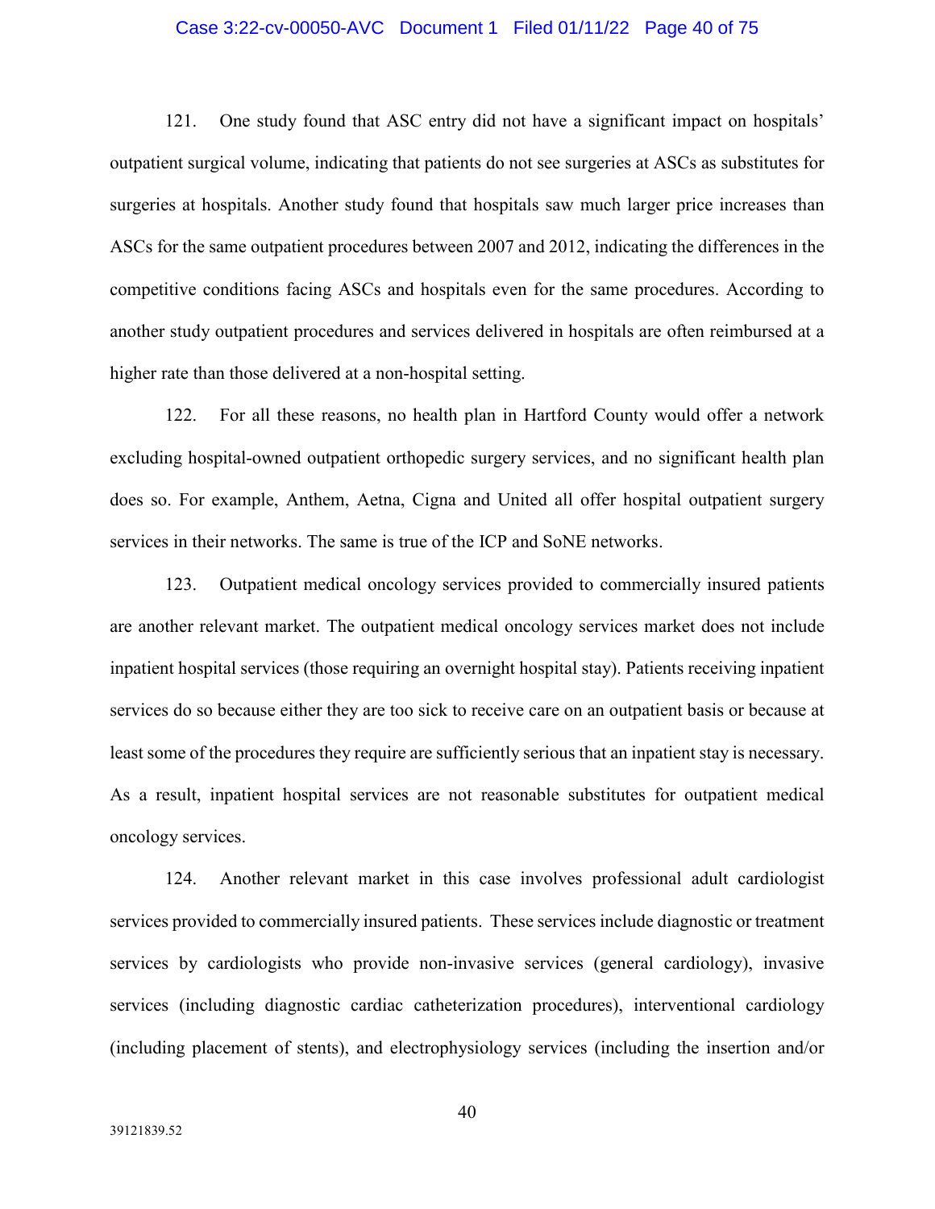121. One study found that ASC entry did not have a significant impact on hospitals' outpatient surgical volume, indicating that patients do not see surgeries at ASCs as substitutes for surgeries at hospitals. Another study found that hospitals saw much larger price increases than ASCs for the same outpatient procedures between 2007 and 2012, indicating the differences in the competitive conditions facing ASCs and hospitals even for the same procedures. According to another study outpatient procedures and services delivered in hospitals are often reimbursed at a higher rate than those delivered at a non-hospital setting.

122. For all these reasons, no health plan in Hartford County would offer a network excluding hospital-owned outpatient orthopedic surgery services, and no significant health plan does so. For example, Anthem, Aetna, Cigna and United all offer hospital outpatient surgery services in their networks. The same is true of the ICP and SoNE networks.

123. Outpatient medical oncology services provided to commercially insured patients are another relevant market. The outpatient medical oncology services market does not include inpatient hospital services (those requiring an overnight hospital stay). Patients receiving inpatient services do so because either they are too sick to receive care on an outpatient basis or because at least some of the procedures they require are sufficiently serious that an inpatient stay is necessary. As a result, inpatient hospital services are not reasonable substitutes for outpatient medical oncology services.

124. Another relevant market in this case involves professional adult cardiologist services provided to commercially insured patients. These services include diagnostic or treatment services by cardiologists who provide non-invasive services (general cardiology), invasive services (including diagnostic cardiac catheterization procedures), interventional cardiology (including placement of stents), and electrophysiology services (including the insertion and/or

39121839.52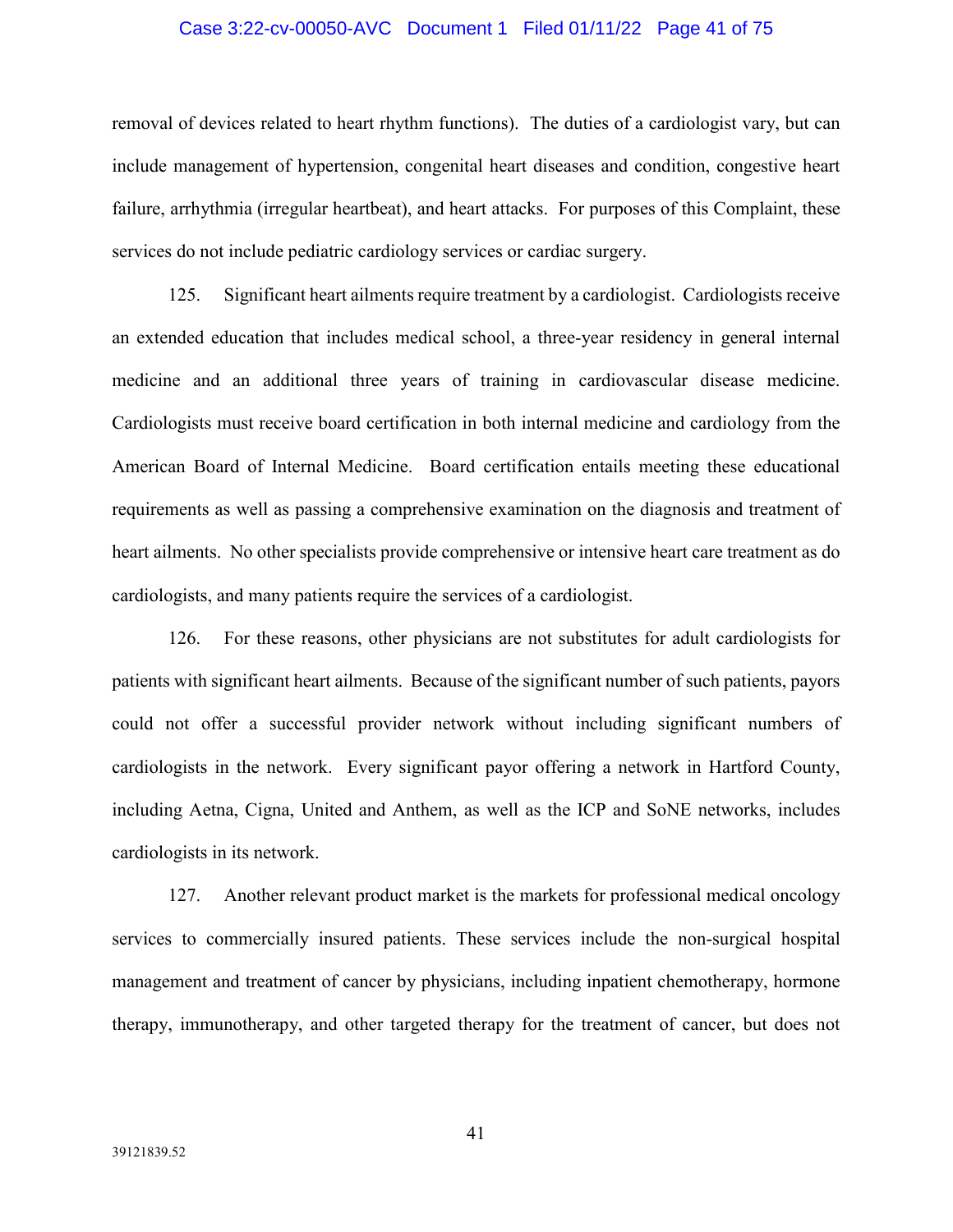removal of devices related to heart rhythm functions). The duties of a cardiologist vary, but can include management of hypertension, congenital heart diseases and condition, congestive heart failure, arrhythmia (irregular heartbeat), and heart attacks. For purposes of this Complaint, these services do not include pediatric cardiology services or cardiac surgery.

125. Significant heart ailments require treatment by a cardiologist. Cardiologists receive an extended education that includes medical school, a three-year residency in general internal medicine and an additional three years of training in cardiovascular disease medicine. Cardiologists must receive board certification in both internal medicine and cardiology from the American Board of Internal Medicine. Board certification entails meeting these educational requirements as well as passing a comprehensive examination on the diagnosis and treatment of heart ailments. No other specialists provide comprehensive or intensive heart care treatment as do cardiologists, and many patients require the services of a cardiologist.

126. For these reasons, other physicians are not substitutes for adult cardiologists for patients with significant heart ailments. Because of the significant number of such patients, payors could not offer a successful provider network without including significant numbers of cardiologists in the network. Every significant payor offering a network in Hartford County, including Aetna, Cigna, United and Anthem, as well as the ICP and SoNE networks, includes cardiologists in its network.

127. Another relevant product market is the markets for professional medical oncology services to commercially insured patients. These services include the non-surgical hospital management and treatment of cancer by physicians, including inpatient chemotherapy, hormone therapy, immunotherapy, and other targeted therapy for the treatment of cancer, but does not

39121839.52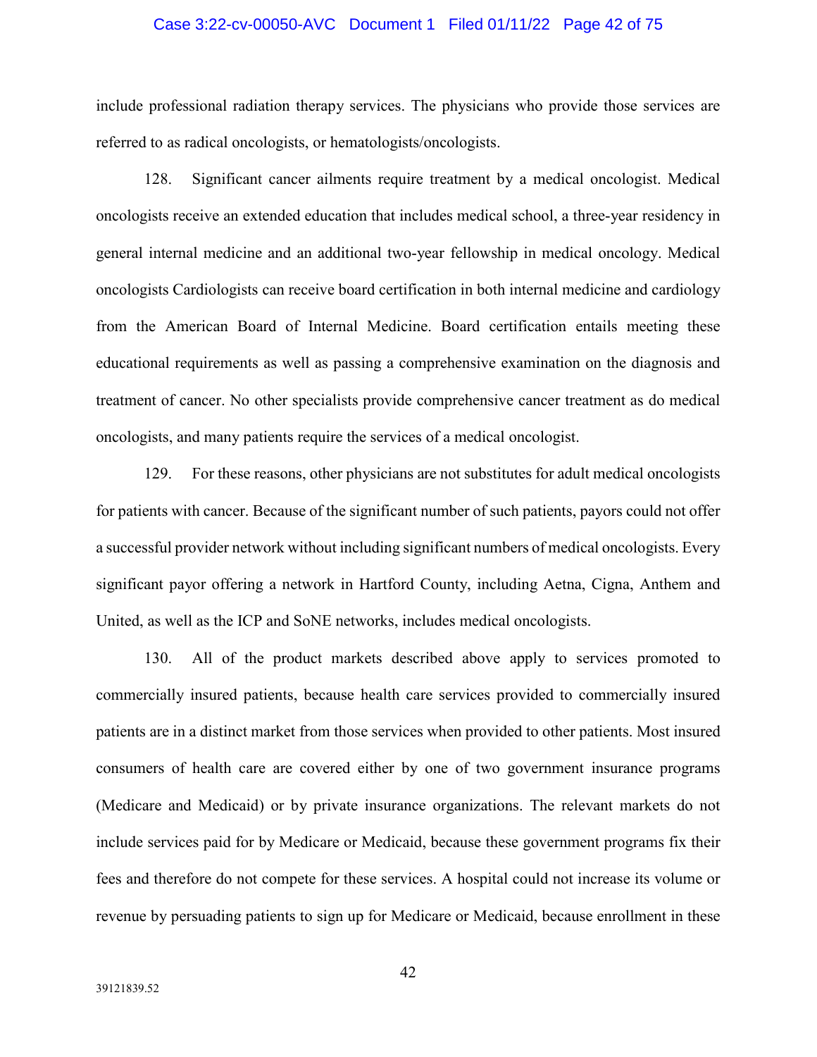include professional radiation therapy services. The physicians who provide those services are referred to as radical oncologists, or hematologists/oncologists.

128. Significant cancer ailments require treatment by a medical oncologist. Medical oncologists receive an extended education that includes medical school, a three-year residency in general internal medicine and an additional two-year fellowship in medical oncology. Medical oncologists Cardiologists can receive board certification in both internal medicine and cardiology from the American Board of Internal Medicine. Board certification entails meeting these educational requirements as well as passing a comprehensive examination on the diagnosis and treatment of cancer. No other specialists provide comprehensive cancer treatment as do medical oncologists, and many patients require the services of a medical oncologist.

129. For these reasons, other physicians are not substitutes for adult medical oncologists for patients with cancer. Because of the significant number of such patients, payors could not offer a successful provider network without including significant numbers of medical oncologists. Every significant payor offering a network in Hartford County, including Aetna, Cigna, Anthem and United, as well as the ICP and SoNE networks, includes medical oncologists.

130. All of the product markets described above apply to services promoted to commercially insured patients, because health care services provided to commercially insured patients are in a distinct market from those services when provided to other patients. Most insured consumers of health care are covered either by one of two government insurance programs (Medicare and Medicaid) or by private insurance organizations. The relevant markets do not include services paid for by Medicare or Medicaid, because these government programs fix their fees and therefore do not compete for these services. A hospital could not increase its volume or revenue by persuading patients to sign up for Medicare or Medicaid, because enrollment in these

39121839.52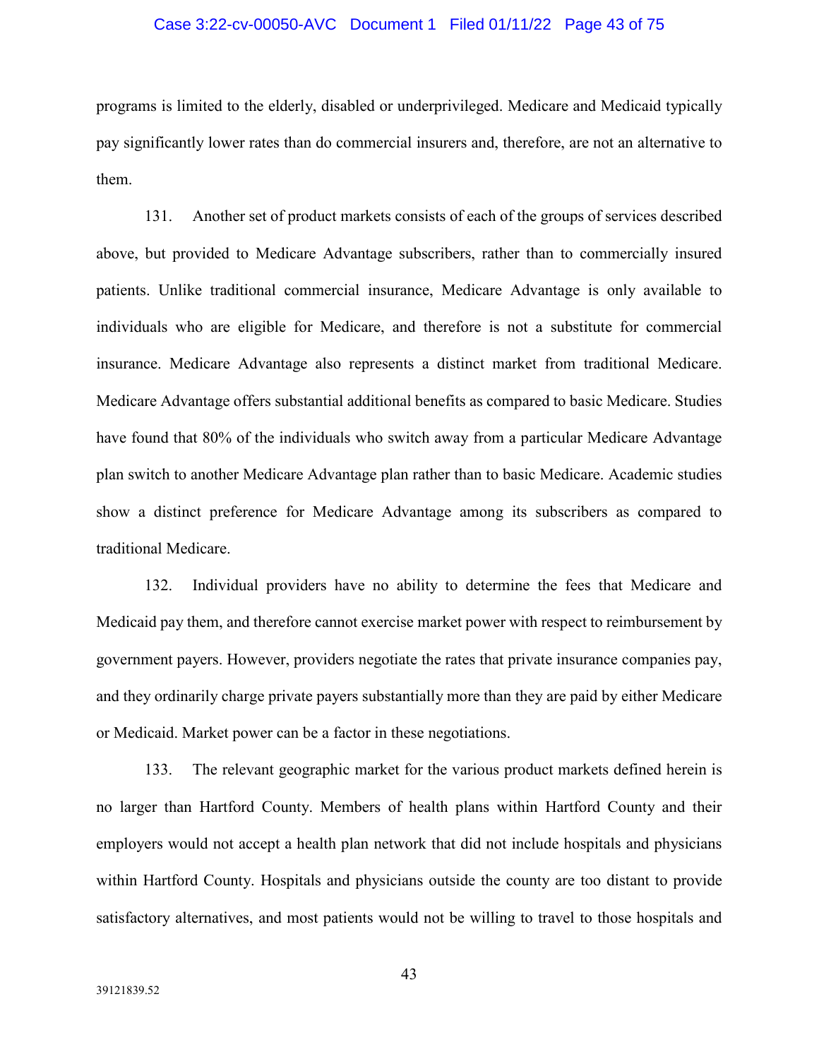programs is limited to the elderly, disabled or underprivileged. Medicare and Medicaid typically pay significantly lower rates than do commercial insurers and, therefore, are not an alternative to them.

131. Another set of product markets consists of each of the groups of services described above, but provided to Medicare Advantage subscribers, rather than to commercially insured patients. Unlike traditional commercial insurance, Medicare Advantage is only available to individuals who are eligible for Medicare, and therefore is not a substitute for commercial insurance. Medicare Advantage also represents a distinct market from traditional Medicare. Medicare Advantage offers substantial additional benefits as compared to basic Medicare. Studies have found that 80% of the individuals who switch away from a particular Medicare Advantage plan switch to another Medicare Advantage plan rather than to basic Medicare. Academic studies show a distinct preference for Medicare Advantage among its subscribers as compared to traditional Medicare.

132. Individual providers have no ability to determine the fees that Medicare and Medicaid pay them, and therefore cannot exercise market power with respect to reimbursement by government payers. However, providers negotiate the rates that private insurance companies pay, and they ordinarily charge private payers substantially more than they are paid by either Medicare or Medicaid. Market power can be a factor in these negotiations.

133. The relevant geographic market for the various product markets defined herein is no larger than Hartford County. Members of health plans within Hartford County and their employers would not accept a health plan network that did not include hospitals and physicians within Hartford County. Hospitals and physicians outside the county are too distant to provide satisfactory alternatives, and most patients would not be willing to travel to those hospitals and

39121839.52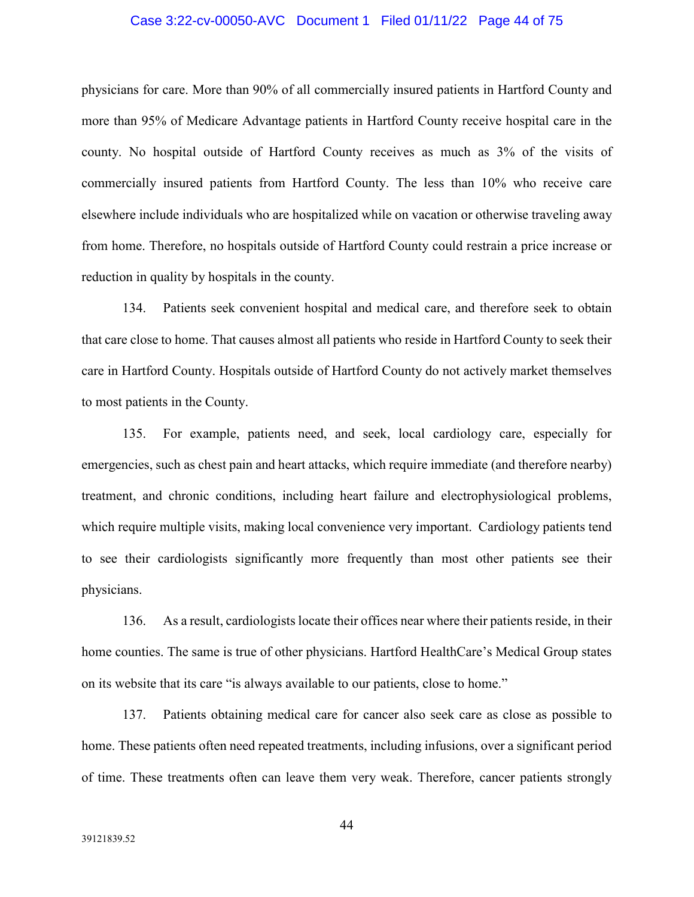physicians for care. More than 90% of all commercially insured patients in Hartford County and more than 95% of Medicare Advantage patients in Hartford County receive hospital care in the county. No hospital outside of Hartford County receives as much as 3% of the visits of commercially insured patients from Hartford County. The less than 10% who receive care elsewhere include individuals who are hospitalized while on vacation or otherwise traveling away from home. Therefore, no hospitals outside of Hartford County could restrain a price increase or reduction in quality by hospitals in the county.

134. Patients seek convenient hospital and medical care, and therefore seek to obtain that care close to home. That causes almost all patients who reside in Hartford County to seek their care in Hartford County. Hospitals outside of Hartford County do not actively market themselves to most patients in the County.

135. For example, patients need, and seek, local cardiology care, especially for emergencies, such as chest pain and heart attacks, which require immediate (and therefore nearby) treatment, and chronic conditions, including heart failure and electrophysiological problems, which require multiple visits, making local convenience very important. Cardiology patients tend to see their cardiologists significantly more frequently than most other patients see their physicians.

136. As a result, cardiologists locate their offices near where their patients reside, in their home counties. The same is true of other physicians. Hartford HealthCare's Medical Group states on its website that its care "is always available to our patients, close to home."

137. Patients obtaining medical care for cancer also seek care as close as possible to home. These patients often need repeated treatments, including infusions, over a significant period of time. These treatments often can leave them very weak. Therefore, cancer patients strongly

39121839.52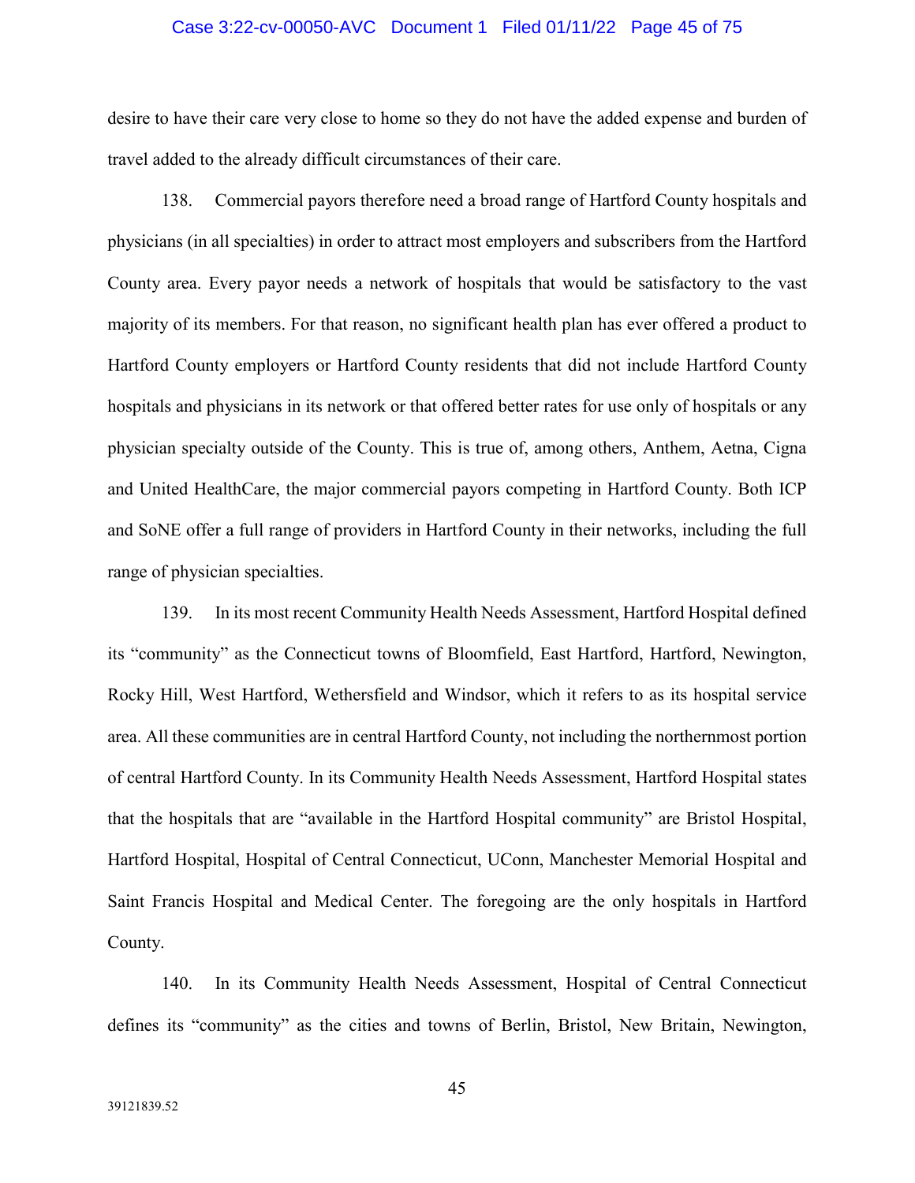desire to have their care very close to home so they do not have the added expense and burden of travel added to the already difficult circumstances of their care.

138. Commercial payors therefore need a broad range of Hartford County hospitals and physicians (in all specialties) in order to attract most employers and subscribers from the Hartford County area. Every payor needs a network of hospitals that would be satisfactory to the vast majority of its members. For that reason, no significant health plan has ever offered a product to Hartford County employers or Hartford County residents that did not include Hartford County hospitals and physicians in its network or that offered better rates for use only of hospitals or any physician specialty outside of the County. This is true of, among others, Anthem, Aetna, Cigna and United HealthCare, the major commercial payors competing in Hartford County. Both ICP and SoNE offer a full range of providers in Hartford County in their networks, including the full range of physician specialties.

139. In its most recent Community Health Needs Assessment, Hartford Hospital defined its "community" as the Connecticut towns of Bloomfield, East Hartford, Hartford, Newington, Rocky Hill, West Hartford, Wethersfield and Windsor, which it refers to as its hospital service area. All these communities are in central Hartford County, not including the northernmost portion of central Hartford County. In its Community Health Needs Assessment, Hartford Hospital states that the hospitals that are "available in the Hartford Hospital community" are Bristol Hospital, Hartford Hospital, Hospital of Central Connecticut, UConn, Manchester Memorial Hospital and Saint Francis Hospital and Medical Center. The foregoing are the only hospitals in Hartford County.

140. In its Community Health Needs Assessment, Hospital of Central Connecticut defines its "community" as the cities and towns of Berlin, Bristol, New Britain, Newington,

39121839.52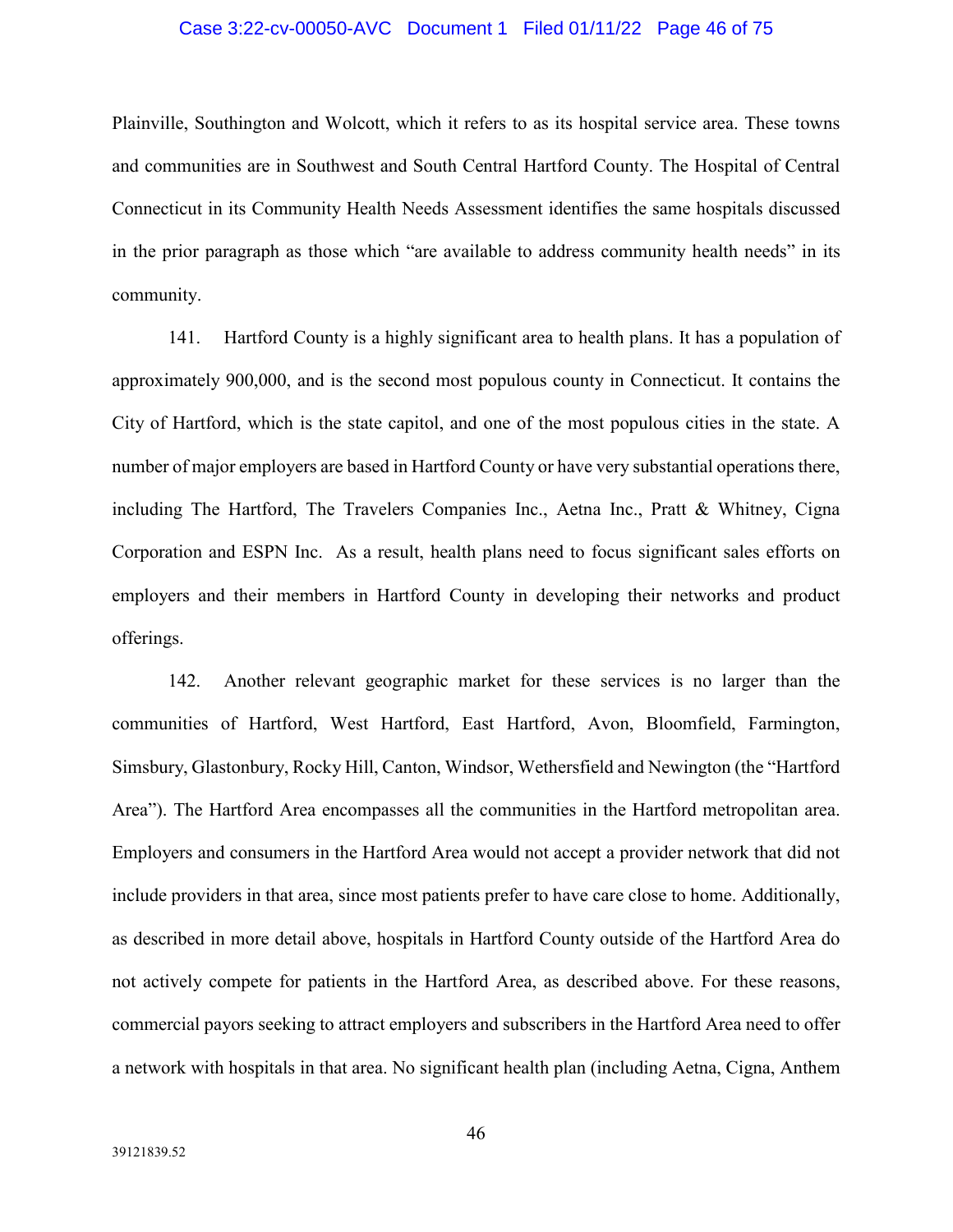Plainville, Southington and Wolcott, which it refers to as its hospital service area. These towns and communities are in Southwest and South Central Hartford County. The Hospital of Central Connecticut in its Community Health Needs Assessment identifies the same hospitals discussed in the prior paragraph as those which "are available to address community health needs" in its community.

141. Hartford County is a highly significant area to health plans. It has a population of approximately 900,000, and is the second most populous county in Connecticut. It contains the City of Hartford, which is the state capitol, and one of the most populous cities in the state. A number of major employers are based in Hartford County or have very substantial operations there, including The Hartford, The Travelers Companies Inc., Aetna Inc., Pratt & Whitney, Cigna Corporation and ESPN Inc. As a result, health plans need to focus significant sales efforts on employers and their members in Hartford County in developing their networks and product offerings.

142. Another relevant geographic market for these services is no larger than the communities of Hartford, West Hartford, East Hartford, Avon, Bloomfield, Farmington, Simsbury, Glastonbury, Rocky Hill, Canton, Windsor, Wethersfield and Newington (the "Hartford Area"). The Hartford Area encompasses all the communities in the Hartford metropolitan area. Employers and consumers in the Hartford Area would not accept a provider network that did not include providers in that area, since most patients prefer to have care close to home. Additionally, as described in more detail above, hospitals in Hartford County outside of the Hartford Area do not actively compete for patients in the Hartford Area, as described above. For these reasons, commercial payors seeking to attract employers and subscribers in the Hartford Area need to offer a network with hospitals in that area. No significant health plan (including Aetna, Cigna, Anthem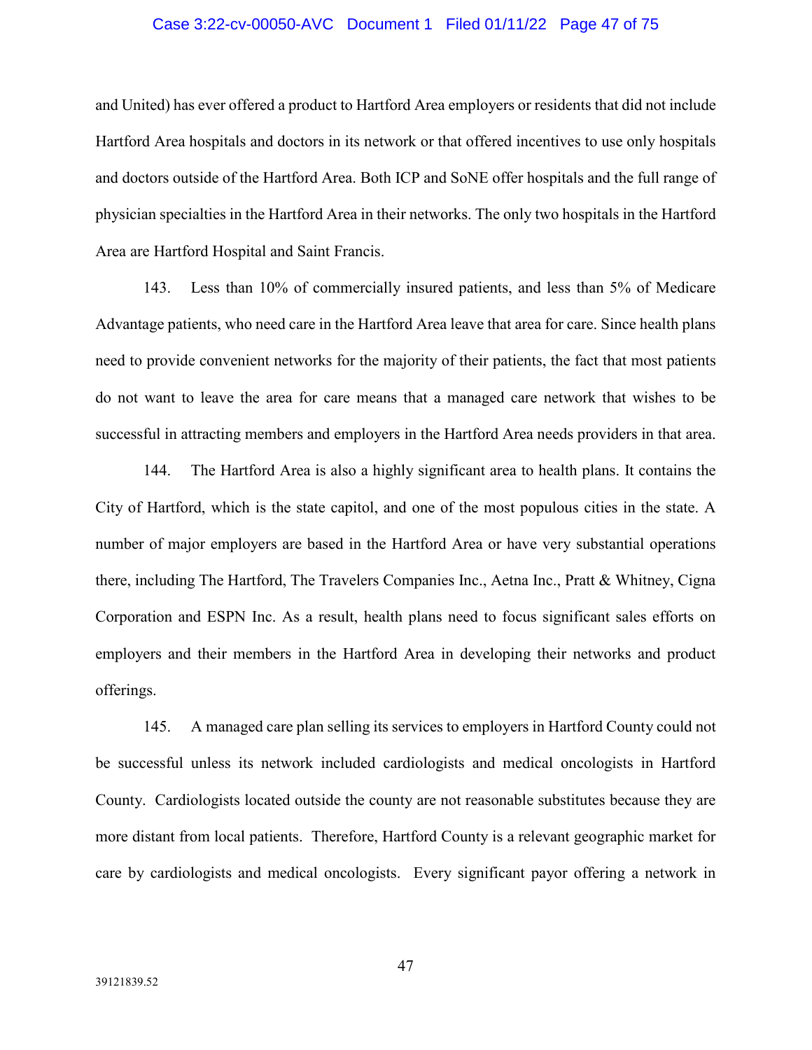and United) has ever offered a product to Hartford Area employers or residents that did not include Hartford Area hospitals and doctors in its network or that offered incentives to use only hospitals and doctors outside of the Hartford Area. Both ICP and SoNE offer hospitals and the full range of physician specialties in the Hartford Area in their networks. The only two hospitals in the Hartford Area are Hartford Hospital and Saint Francis.

143. Less than 10% of commercially insured patients, and less than 5% of Medicare Advantage patients, who need care in the Hartford Area leave that area for care. Since health plans need to provide convenient networks for the majority of their patients, the fact that most patients do not want to leave the area for care means that a managed care network that wishes to be successful in attracting members and employers in the Hartford Area needs providers in that area.

144. The Hartford Area is also a highly significant area to health plans. It contains the City of Hartford, which is the state capitol, and one of the most populous cities in the state. A number of major employers are based in the Hartford Area or have very substantial operations there, including The Hartford, The Travelers Companies Inc., Aetna Inc., Pratt & Whitney, Cigna Corporation and ESPN Inc. As a result, health plans need to focus significant sales efforts on employers and their members in the Hartford Area in developing their networks and product offerings.

145. A managed care plan selling its services to employers in Hartford County could not be successful unless its network included cardiologists and medical oncologists in Hartford County. Cardiologists located outside the county are not reasonable substitutes because they are more distant from local patients. Therefore, Hartford County is a relevant geographic market for care by cardiologists and medical oncologists. Every significant payor offering a network in

39121839.52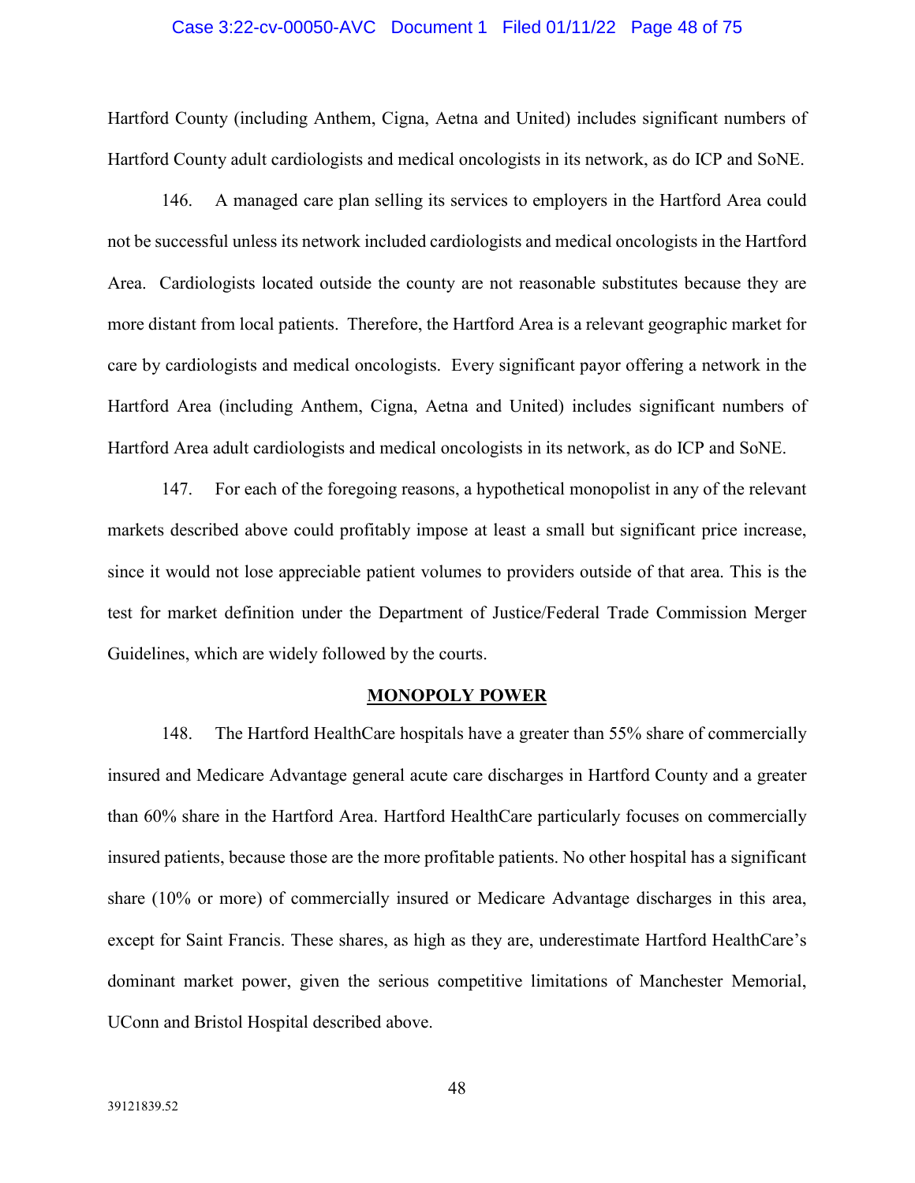Hartford County (including Anthem, Cigna, Aetna and United) includes significant numbers of Hartford County adult cardiologists and medical oncologists in its network, as do ICP and SoNE.

146. A managed care plan selling its services to employers in the Hartford Area could not be successful unless its network included cardiologists and medical oncologists in the Hartford Area. Cardiologists located outside the county are not reasonable substitutes because they are more distant from local patients. Therefore, the Hartford Area is a relevant geographic market for care by cardiologists and medical oncologists. Every significant payor offering a network in the Hartford Area (including Anthem, Cigna, Aetna and United) includes significant numbers of Hartford Area adult cardiologists and medical oncologists in its network, as do ICP and SoNE.

147. For each of the foregoing reasons, a hypothetical monopolist in any of the relevant markets described above could profitably impose at least a small but significant price increase, since it would not lose appreciable patient volumes to providers outside of that area. This is the test for market definition under the Department of Justice/Federal Trade Commission Merger Guidelines, which are widely followed by the courts.

## MONOPOLY POWER

148. The Hartford HealthCare hospitals have a greater than 55% share of commercially insured and Medicare Advantage general acute care discharges in Hartford County and a greater than 60% share in the Hartford Area. Hartford HealthCare particularly focuses on commercially insured patients, because those are the more profitable patients. No other hospital has a significant share (10% or more) of commercially insured or Medicare Advantage discharges in this area, except for Saint Francis. These shares, as high as they are, underestimate Hartford HealthCare's dominant market power, given the serious competitive limitations of Manchester Memorial, UConn and Bristol Hospital described above.

39121839.52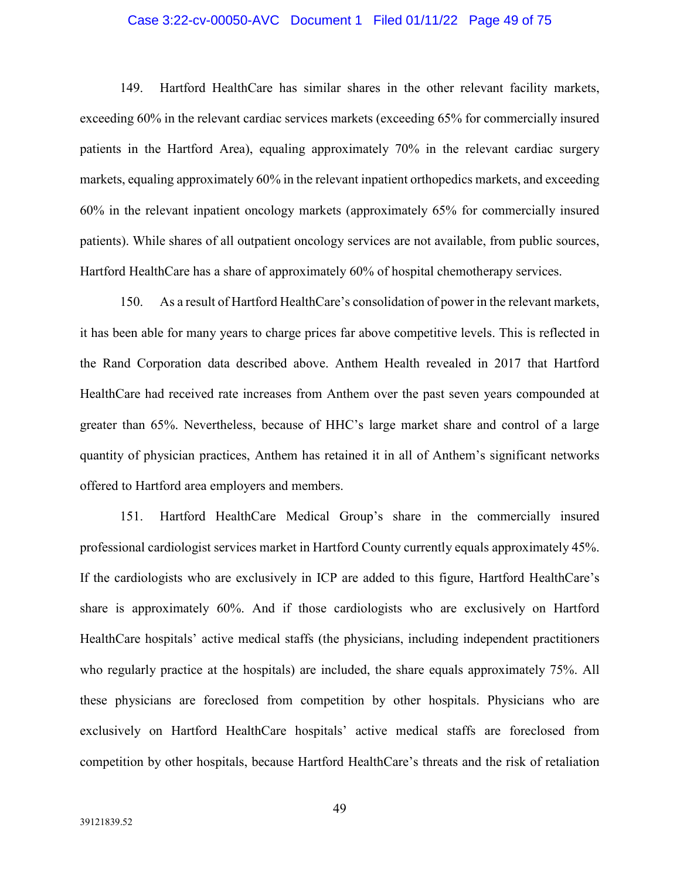149. Hartford HealthCare has similar shares in the other relevant facility markets, exceeding 60% in the relevant cardiac services markets (exceeding 65% for commercially insured patients in the Hartford Area), equaling approximately 70% in the relevant cardiac surgery markets, equaling approximately 60% in the relevant inpatient orthopedics markets, and exceeding 60% in the relevant inpatient oncology markets (approximately 65% for commercially insured patients). While shares of all outpatient oncology services are not available, from public sources, Hartford HealthCare has a share of approximately 60% of hospital chemotherapy services.

150. As a result of Hartford HealthCare's consolidation of power in the relevant markets, it has been able for many years to charge prices far above competitive levels. This is reflected in the Rand Corporation data described above. Anthem Health revealed in 2017 that Hartford HealthCare had received rate increases from Anthem over the past seven years compounded at greater than 65%. Nevertheless, because of HHC's large market share and control of a large quantity of physician practices, Anthem has retained it in all of Anthem's significant networks offered to Hartford area employers and members.

151. Hartford HealthCare Medical Group's share in the commercially insured professional cardiologist services market in Hartford County currently equals approximately 45%. If the cardiologists who are exclusively in ICP are added to this figure, Hartford HealthCare's share is approximately 60%. And if those cardiologists who are exclusively on Hartford HealthCare hospitals' active medical staffs (the physicians, including independent practitioners who regularly practice at the hospitals) are included, the share equals approximately 75%. All these physicians are foreclosed from competition by other hospitals. Physicians who are exclusively on Hartford HealthCare hospitals' active medical staffs are foreclosed from competition by other hospitals, because Hartford HealthCare's threats and the risk of retaliation

39121839.52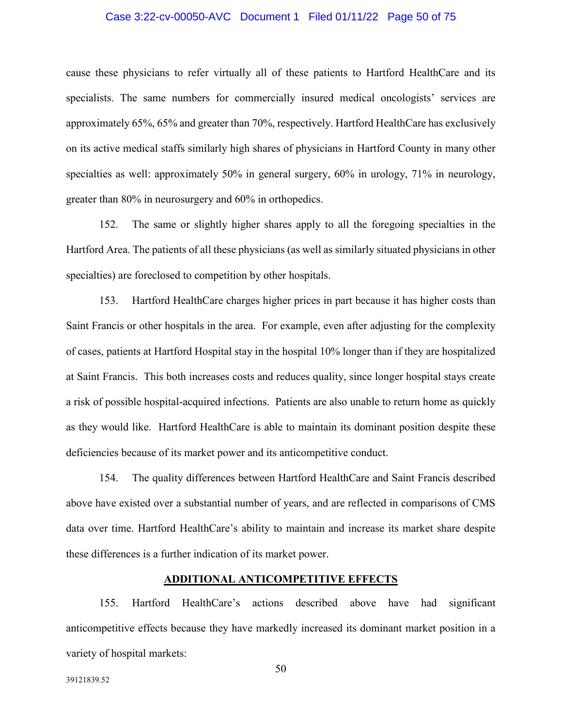cause these physicians to refer virtually all of these patients to Hartford HealthCare and its specialists. The same numbers for commercially insured medical oncologists' services are approximately 65%, 65% and greater than 70%, respectively. Hartford HealthCare has exclusively on its active medical staffs similarly high shares of physicians in Hartford County in many other specialties as well: approximately 50% in general surgery, 60% in urology, 71% in neurology, greater than 80% in neurosurgery and 60% in orthopedics.

152. The same or slightly higher shares apply to all the foregoing specialties in the Hartford Area. The patients of all these physicians (as well as similarly situated physicians in other specialties) are foreclosed to competition by other hospitals.

153. Hartford HealthCare charges higher prices in part because it has higher costs than Saint Francis or other hospitals in the area. For example, even after adjusting for the complexity of cases, patients at Hartford Hospital stay in the hospital 10% longer than if they are hospitalized at Saint Francis. This both increases costs and reduces quality, since longer hospital stays create a risk of possible hospital-acquired infections. Patients are also unable to return home as quickly as they would like. Hartford HealthCare is able to maintain its dominant position despite these deficiencies because of its market power and its anticompetitive conduct.

154. The quality differences between Hartford HealthCare and Saint Francis described above have existed over a substantial number of years, and are reflected in comparisons of CMS data over time. Hartford HealthCare's ability to maintain and increase its market share despite these differences is a further indication of its market power.

## ADDITIONAL ANTICOMPETITIVE EFFECTS

155. Hartford HealthCare's actions described above have had significant anticompetitive effects because they have markedly increased its dominant market position in a variety of hospital markets:

39121839.52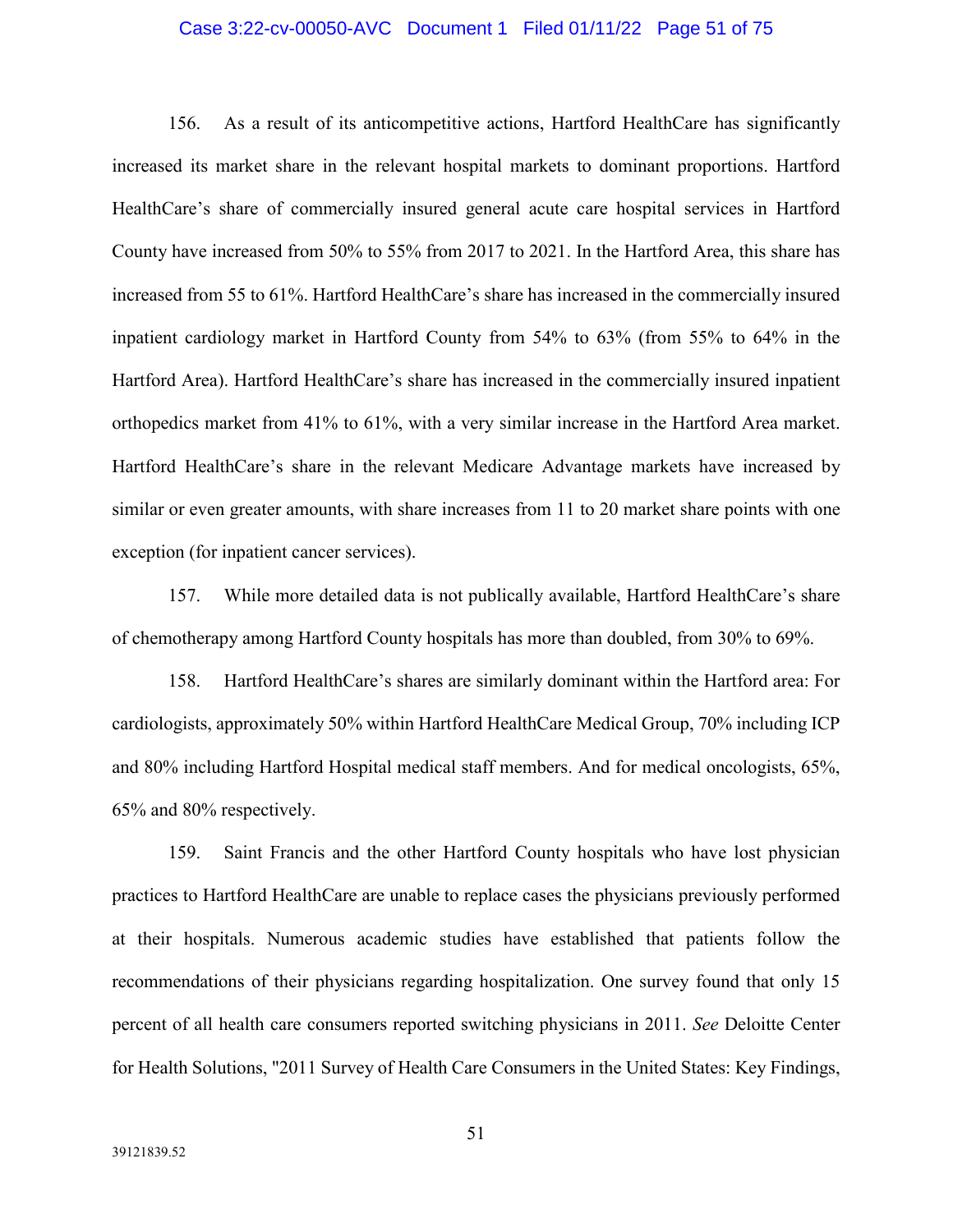156. As a result of its anticompetitive actions, Hartford HealthCare has significantly increased its market share in the relevant hospital markets to dominant proportions. Hartford HealthCare's share of commercially insured general acute care hospital services in Hartford County have increased from 50% to 55% from 2017 to 2021. In the Hartford Area, this share has increased from 55 to 61%. Hartford HealthCare's share has increased in the commercially insured inpatient cardiology market in Hartford County from 54% to 63% (from 55% to 64% in the Hartford Area). Hartford HealthCare's share has increased in the commercially insured inpatient orthopedics market from 41% to 61%, with a very similar increase in the Hartford Area market. Hartford HealthCare's share in the relevant Medicare Advantage markets have increased by similar or even greater amounts, with share increases from 11 to 20 market share points with one exception (for inpatient cancer services).

157. While more detailed data is not publically available, Hartford HealthCare's share of chemotherapy among Hartford County hospitals has more than doubled, from 30% to 69%.

158. Hartford HealthCare's shares are similarly dominant within the Hartford area: For cardiologists, approximately 50% within Hartford HealthCare Medical Group, 70% including ICP and 80% including Hartford Hospital medical staff members. And for medical oncologists, 65%, 65% and 80% respectively.

159. Saint Francis and the other Hartford County hospitals who have lost physician practices to Hartford HealthCare are unable to replace cases the physicians previously performed at their hospitals. Numerous academic studies have established that patients follow the recommendations of their physicians regarding hospitalization. One survey found that only 15 percent of all health care consumers reported switching physicians in 2011. *See* Deloitte Center for Health Solutions, "2011 Survey of Health Care Consumers in the United States: Key Findings,

39121839.52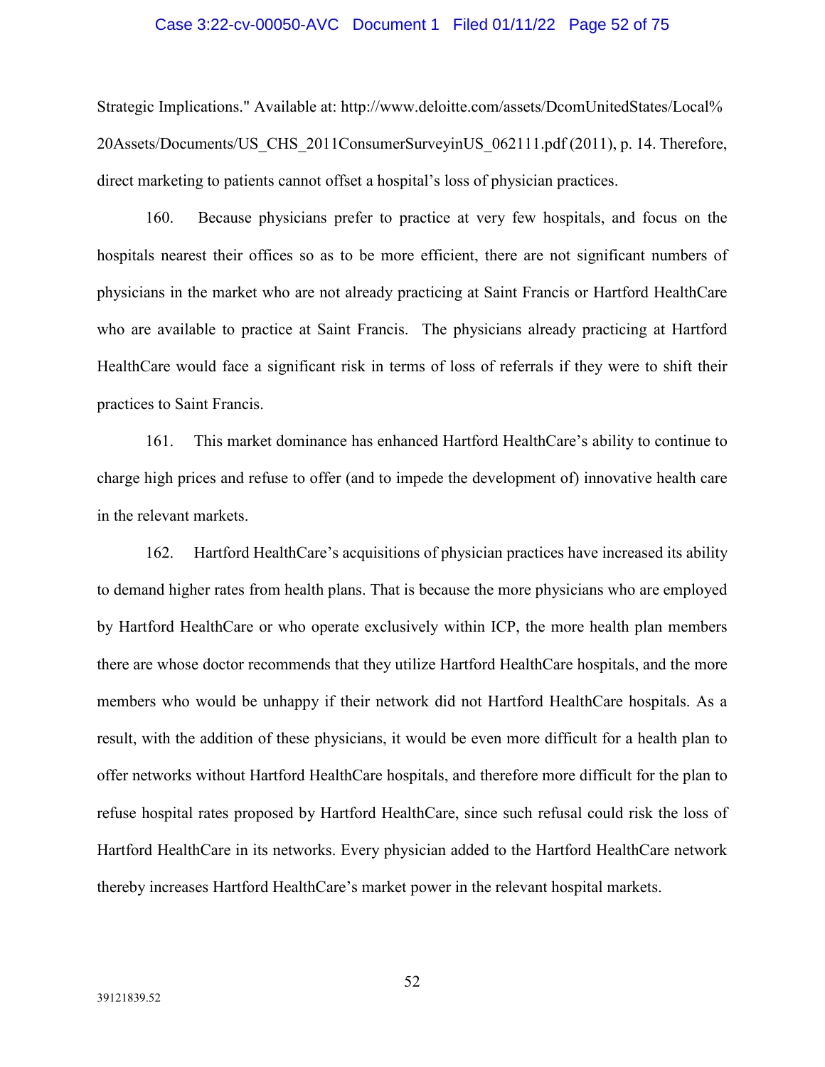Strategic Implications." Available at: http://www.deloitte.com/assets/DcomUnitedStates/Local%20Assets/Documents/US_CHS_2011ConsumerSurveyinUS_062111.pdf (2011), p. 14. Therefore, direct marketing to patients cannot offset a hospital's loss of physician practices.

160. Because physicians prefer to practice at very few hospitals, and focus on the hospitals nearest their offices so as to be more efficient, there are not significant numbers of physicians in the market who are not already practicing at Saint Francis or Hartford HealthCare who are available to practice at Saint Francis. The physicians already practicing at Hartford HealthCare would face a significant risk in terms of loss of referrals if they were to shift their practices to Saint Francis.

161. This market dominance has enhanced Hartford HealthCare's ability to continue to charge high prices and refuse to offer (and to impede the development of) innovative health care in the relevant markets.

162. Hartford HealthCare's acquisitions of physician practices have increased its ability to demand higher rates from health plans. That is because the more physicians who are employed by Hartford HealthCare or who operate exclusively within ICP, the more health plan members there are whose doctor recommends that they utilize Hartford HealthCare hospitals, and the more members who would be unhappy if their network did not Hartford HealthCare hospitals. As a result, with the addition of these physicians, it would be even more difficult for a health plan to offer networks without Hartford HealthCare hospitals, and therefore more difficult for the plan to refuse hospital rates proposed by Hartford HealthCare, since such refusal could risk the loss of Hartford HealthCare in its networks. Every physician added to the Hartford HealthCare network thereby increases Hartford HealthCare's market power in the relevant hospital markets.

39121839.52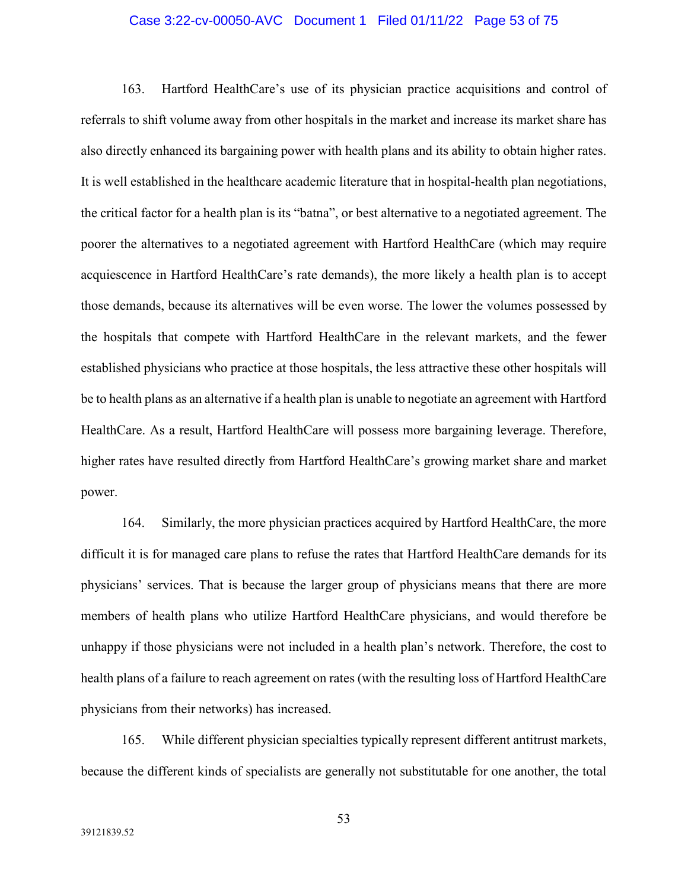163. Hartford HealthCare's use of its physician practice acquisitions and control of referrals to shift volume away from other hospitals in the market and increase its market share has also directly enhanced its bargaining power with health plans and its ability to obtain higher rates. It is well established in the healthcare academic literature that in hospital-health plan negotiations, the critical factor for a health plan is its "batna", or best alternative to a negotiated agreement. The poorer the alternatives to a negotiated agreement with Hartford HealthCare (which may require acquiescence in Hartford HealthCare's rate demands), the more likely a health plan is to accept those demands, because its alternatives will be even worse. The lower the volumes possessed by the hospitals that compete with Hartford HealthCare in the relevant markets, and the fewer established physicians who practice at those hospitals, the less attractive these other hospitals will be to health plans as an alternative if a health plan is unable to negotiate an agreement with Hartford HealthCare. As a result, Hartford HealthCare will possess more bargaining leverage. Therefore, higher rates have resulted directly from Hartford HealthCare's growing market share and market power.

164. Similarly, the more physician practices acquired by Hartford HealthCare, the more difficult it is for managed care plans to refuse the rates that Hartford HealthCare demands for its physicians' services. That is because the larger group of physicians means that there are more members of health plans who utilize Hartford HealthCare physicians, and would therefore be unhappy if those physicians were not included in a health plan's network. Therefore, the cost to health plans of a failure to reach agreement on rates (with the resulting loss of Hartford HealthCare physicians from their networks) has increased.

165. While different physician specialties typically represent different antitrust markets, because the different kinds of specialists are generally not substitutable for one another, the total

39121839.52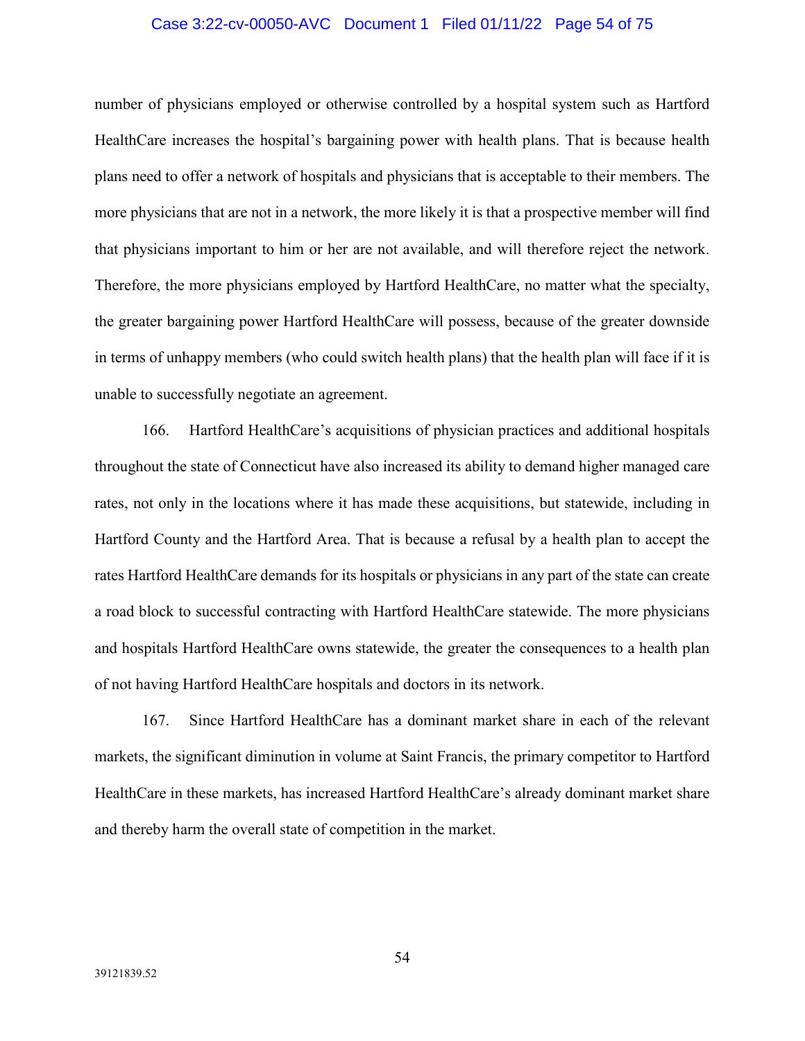number of physicians employed or otherwise controlled by a hospital system such as Hartford HealthCare increases the hospital's bargaining power with health plans. That is because health plans need to offer a network of hospitals and physicians that is acceptable to their members. The more physicians that are not in a network, the more likely it is that a prospective member will find that physicians important to him or her are not available, and will therefore reject the network. Therefore, the more physicians employed by Hartford HealthCare, no matter what the specialty, the greater bargaining power Hartford HealthCare will possess, because of the greater downside in terms of unhappy members (who could switch health plans) that the health plan will face if it is unable to successfully negotiate an agreement.

166. Hartford HealthCare's acquisitions of physician practices and additional hospitals throughout the state of Connecticut have also increased its ability to demand higher managed care rates, not only in the locations where it has made these acquisitions, but statewide, including in Hartford County and the Hartford Area. That is because a refusal by a health plan to accept the rates Hartford HealthCare demands for its hospitals or physicians in any part of the state can create a road block to successful contracting with Hartford HealthCare statewide. The more physicians and hospitals Hartford HealthCare owns statewide, the greater the consequences to a health plan of not having Hartford HealthCare hospitals and doctors in its network.

167. Since Hartford HealthCare has a dominant market share in each of the relevant markets, the significant diminution in volume at Saint Francis, the primary competitor to Hartford HealthCare in these markets, has increased Hartford HealthCare's already dominant market share and thereby harm the overall state of competition in the market.

39121839.52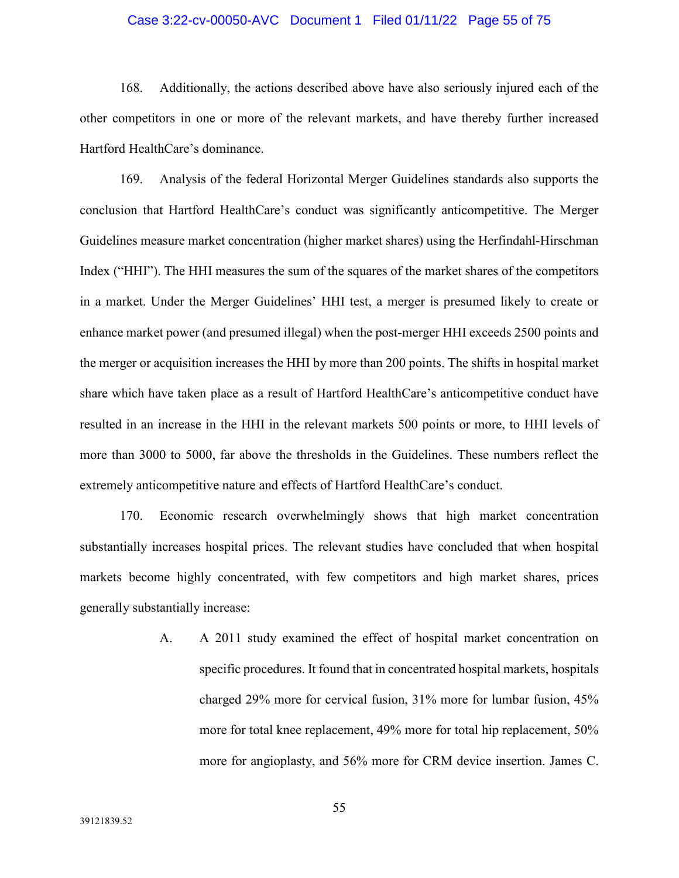168. Additionally, the actions described above have also seriously injured each of the other competitors in one or more of the relevant markets, and have thereby further increased Hartford HealthCare's dominance.

169. Analysis of the federal Horizontal Merger Guidelines standards also supports the conclusion that Hartford HealthCare's conduct was significantly anticompetitive. The Merger Guidelines measure market concentration (higher market shares) using the Herfindahl-Hirschman Index ("HHI"). The HHI measures the sum of the squares of the market shares of the competitors in a market. Under the Merger Guidelines' HHI test, a merger is presumed likely to create or enhance market power (and presumed illegal) when the post-merger HHI exceeds 2500 points and the merger or acquisition increases the HHI by more than 200 points. The shifts in hospital market share which have taken place as a result of Hartford HealthCare's anticompetitive conduct have resulted in an increase in the HHI in the relevant markets 500 points or more, to HHI levels of more than 3000 to 5000, far above the thresholds in the Guidelines. These numbers reflect the extremely anticompetitive nature and effects of Hartford HealthCare's conduct.

170. Economic research overwhelmingly shows that high market concentration substantially increases hospital prices. The relevant studies have concluded that when hospital markets become highly concentrated, with few competitors and high market shares, prices generally substantially increase:

A. A 2011 study examined the effect of hospital market concentration on specific procedures. It found that in concentrated hospital markets, hospitals charged 29% more for cervical fusion, 31% more for lumbar fusion, 45% more for total knee replacement, 49% more for total hip replacement, 50% more for angioplasty, and 56% more for CRM device insertion. James C.

39121839.52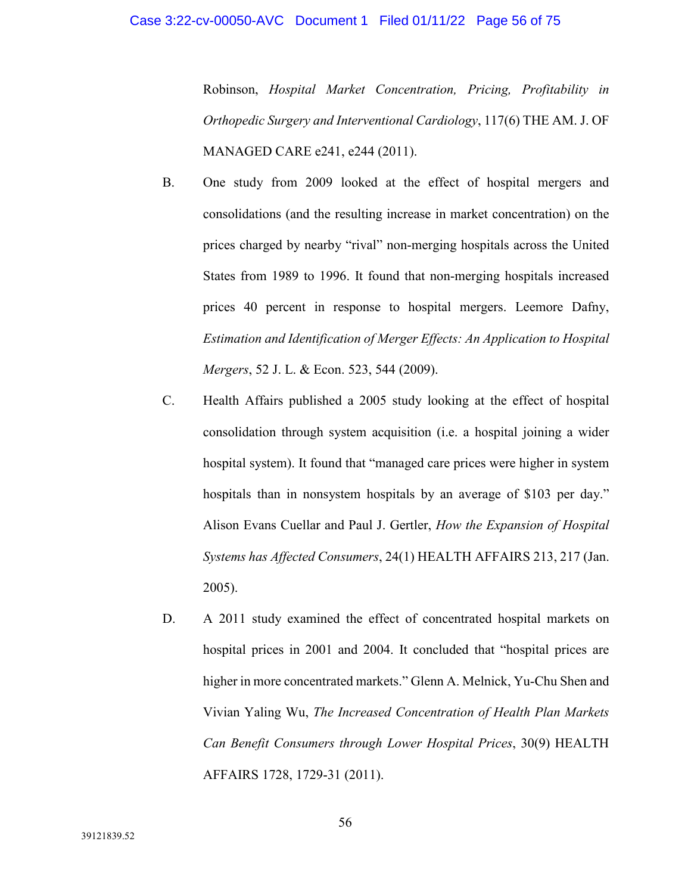Robinson, *Hospital Market Concentration, Pricing, Profitability in Orthopedic Surgery and Interventional Cardiology*, 117(6) THE AM. J. OF MANAGED CARE e241, e244 (2011).

B. One study from 2009 looked at the effect of hospital mergers and consolidations (and the resulting increase in market concentration) on the prices charged by nearby "rival" non-merging hospitals across the United States from 1989 to 1996. It found that non-merging hospitals increased prices 40 percent in response to hospital mergers. Leemore Dafny, *Estimation and Identification of Merger Effects: An Application to Hospital Mergers*, 52 J. L. & Econ. 523, 544 (2009).

C. Health Affairs published a 2005 study looking at the effect of hospital consolidation through system acquisition (i.e. a hospital joining a wider hospital system). It found that "managed care prices were higher in system hospitals than in nonsystem hospitals by an average of $103 per day." Alison Evans Cuellar and Paul J. Gertler, *How the Expansion of Hospital Systems has Affected Consumers*, 24(1) HEALTH AFFAIRS 213, 217 (Jan. 2005).

D. A 2011 study examined the effect of concentrated hospital markets on hospital prices in 2001 and 2004. It concluded that "hospital prices are higher in more concentrated markets." Glenn A. Melnick, Yu-Chu Shen and Vivian Yaling Wu, *The Increased Concentration of Health Plan Markets Can Benefit Consumers through Lower Hospital Prices*, 30(9) HEALTH AFFAIRS 1728, 1729-31 (2011).

39121839.52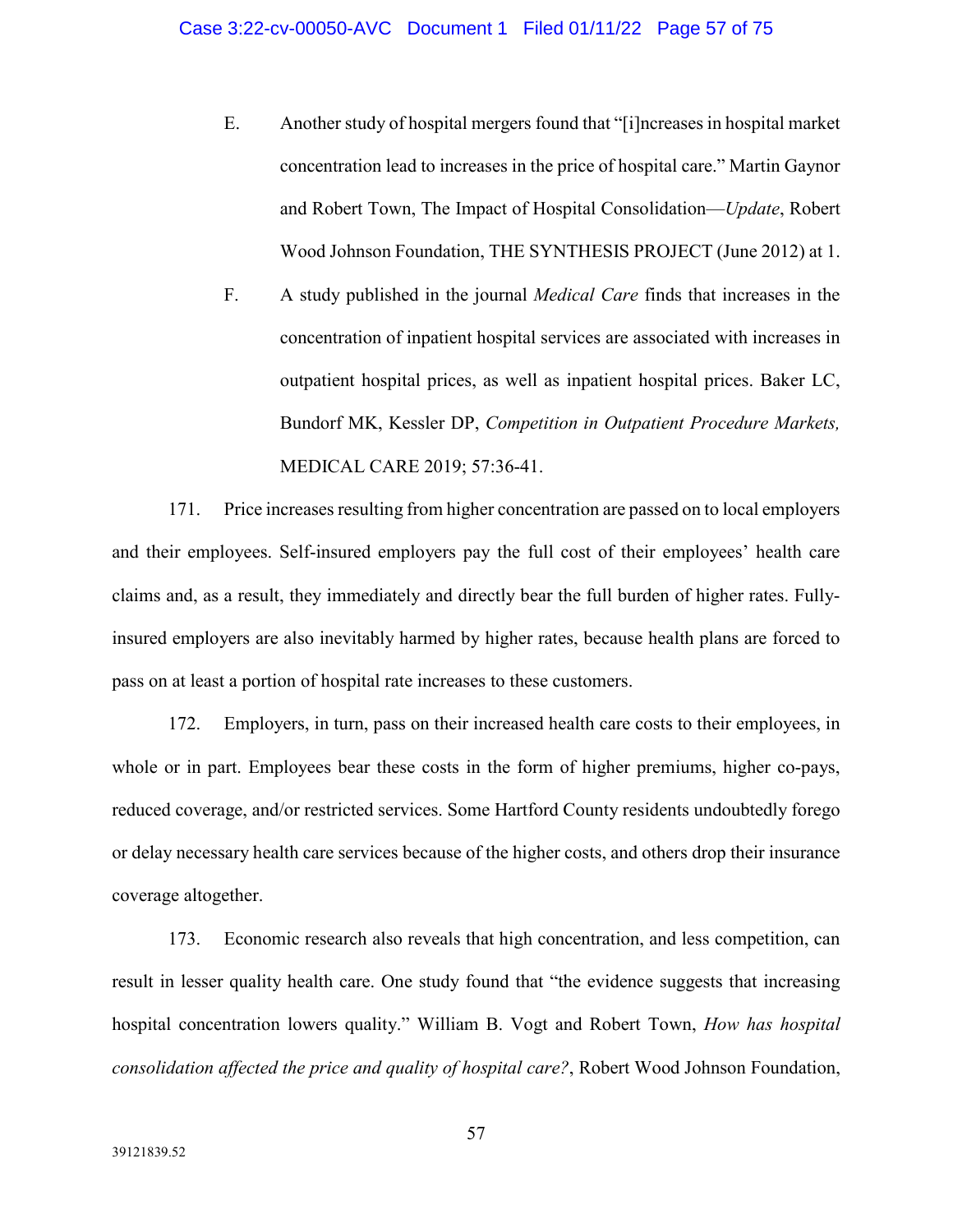E. Another study of hospital mergers found that "[i]ncreases in hospital market concentration lead to increases in the price of hospital care." Martin Gaynor and Robert Town, The Impact of Hospital Consolidation—*Update*, Robert Wood Johnson Foundation, THE SYNTHESIS PROJECT (June 2012) at 1.

F. A study published in the journal *Medical Care* finds that increases in the concentration of inpatient hospital services are associated with increases in outpatient hospital prices, as well as inpatient hospital prices. Baker LC, Bundorf MK, Kessler DP, *Competition in Outpatient Procedure Markets,* MEDICAL CARE 2019; 57:36-41.

171. Price increases resulting from higher concentration are passed on to local employers and their employees. Self-insured employers pay the full cost of their employees' health care claims and, as a result, they immediately and directly bear the full burden of higher rates. Fully-insured employers are also inevitably harmed by higher rates, because health plans are forced to pass on at least a portion of hospital rate increases to these customers.

172. Employers, in turn, pass on their increased health care costs to their employees, in whole or in part. Employees bear these costs in the form of higher premiums, higher co-pays, reduced coverage, and/or restricted services. Some Hartford County residents undoubtedly forego or delay necessary health care services because of the higher costs, and others drop their insurance coverage altogether.

173. Economic research also reveals that high concentration, and less competition, can result in lesser quality health care. One study found that "the evidence suggests that increasing hospital concentration lowers quality." William B. Vogt and Robert Town, *How has hospital consolidation affected the price and quality of hospital care?*, Robert Wood Johnson Foundation,

39121839.52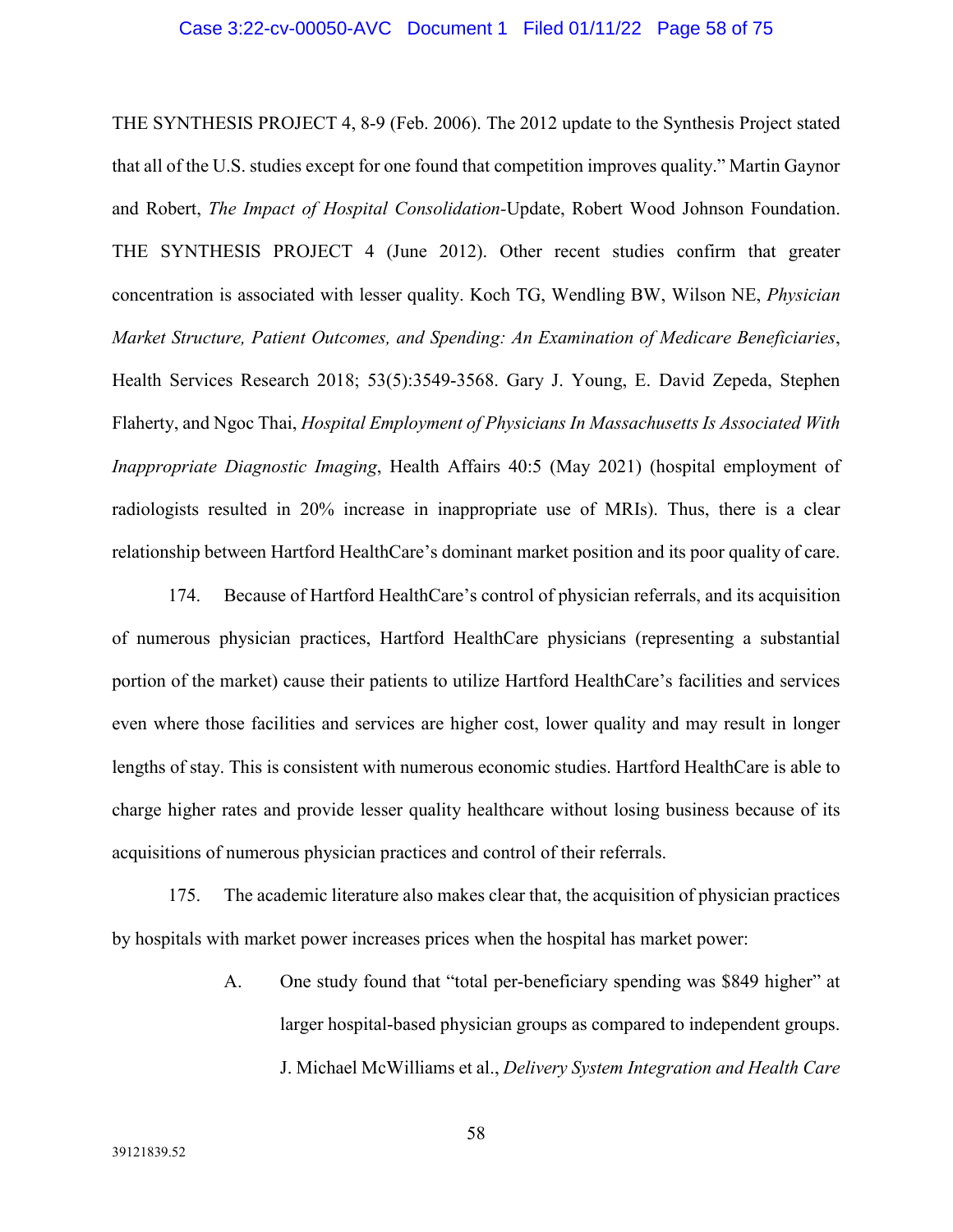THE SYNTHESIS PROJECT 4, 8-9 (Feb. 2006). The 2012 update to the Synthesis Project stated that all of the U.S. studies except for one found that competition improves quality." Martin Gaynor and Robert, *The Impact of Hospital Consolidation*-Update, Robert Wood Johnson Foundation. THE SYNTHESIS PROJECT 4 (June 2012). Other recent studies confirm that greater concentration is associated with lesser quality. Koch TG, Wendling BW, Wilson NE, *Physician Market Structure, Patient Outcomes, and Spending: An Examination of Medicare Beneficiaries*, Health Services Research 2018; 53(5):3549-3568. Gary J. Young, E. David Zepeda, Stephen Flaherty, and Ngoc Thai, *Hospital Employment of Physicians In Massachusetts Is Associated With Inappropriate Diagnostic Imaging*, Health Affairs 40:5 (May 2021) (hospital employment of radiologists resulted in 20% increase in inappropriate use of MRIs). Thus, there is a clear relationship between Hartford HealthCare's dominant market position and its poor quality of care.

174. Because of Hartford HealthCare's control of physician referrals, and its acquisition of numerous physician practices, Hartford HealthCare physicians (representing a substantial portion of the market) cause their patients to utilize Hartford HealthCare's facilities and services even where those facilities and services are higher cost, lower quality and may result in longer lengths of stay. This is consistent with numerous economic studies. Hartford HealthCare is able to charge higher rates and provide lesser quality healthcare without losing business because of its acquisitions of numerous physician practices and control of their referrals.

175. The academic literature also makes clear that, the acquisition of physician practices by hospitals with market power increases prices when the hospital has market power:

A. One study found that "total per-beneficiary spending was $849 higher" at larger hospital-based physician groups as compared to independent groups. J. Michael McWilliams et al., *Delivery System Integration and Health Care*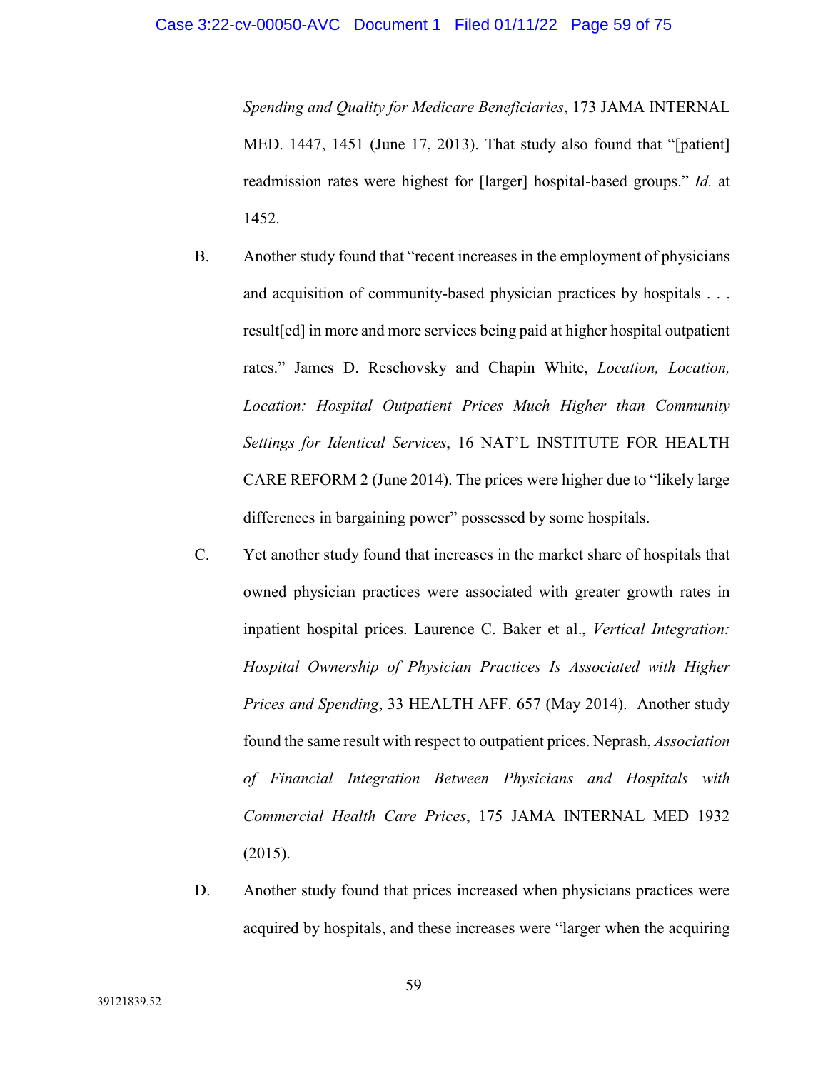*Spending and Quality for Medicare Beneficiaries*, 173 JAMA INTERNAL MED. 1447, 1451 (June 17, 2013). That study also found that "[patient] readmission rates were highest for [larger] hospital-based groups." *Id.* at 1452.

B. Another study found that "recent increases in the employment of physicians and acquisition of community-based physician practices by hospitals . . . result[ed] in more and more services being paid at higher hospital outpatient rates." James D. Reschovsky and Chapin White, *Location, Location, Location: Hospital Outpatient Prices Much Higher than Community Settings for Identical Services*, 16 NAT'L INSTITUTE FOR HEALTH CARE REFORM 2 (June 2014). The prices were higher due to "likely large differences in bargaining power" possessed by some hospitals.

C. Yet another study found that increases in the market share of hospitals that owned physician practices were associated with greater growth rates in inpatient hospital prices. Laurence C. Baker et al., *Vertical Integration: Hospital Ownership of Physician Practices Is Associated with Higher Prices and Spending*, 33 HEALTH AFF. 657 (May 2014). Another study found the same result with respect to outpatient prices. Neprash, *Association of Financial Integration Between Physicians and Hospitals with Commercial Health Care Prices*, 175 JAMA INTERNAL MED 1932 (2015).

D. Another study found that prices increased when physicians practices were acquired by hospitals, and these increases were "larger when the acquiring

39121839.52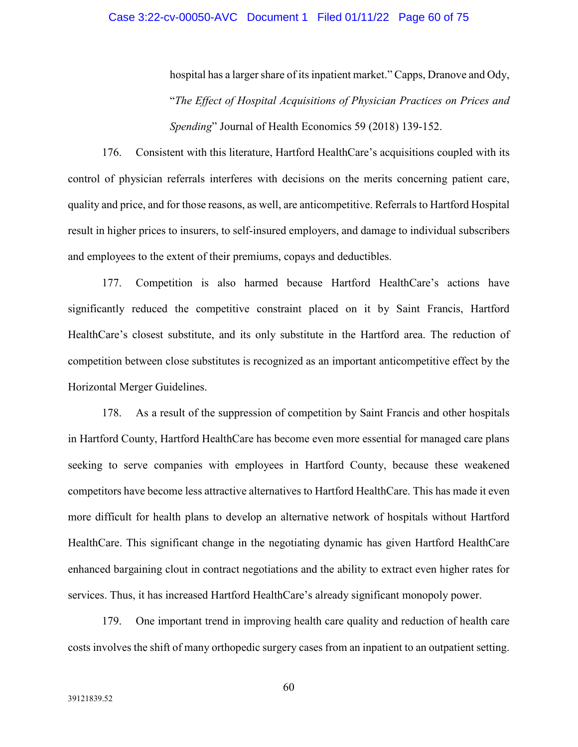> hospital has a larger share of its inpatient market." Capps, Dranove and Ody, "*The Effect of Hospital Acquisitions of Physician Practices on Prices and Spending*" Journal of Health Economics 59 (2018) 139-152.

176. Consistent with this literature, Hartford HealthCare's acquisitions coupled with its control of physician referrals interferes with decisions on the merits concerning patient care, quality and price, and for those reasons, as well, are anticompetitive. Referrals to Hartford Hospital result in higher prices to insurers, to self-insured employers, and damage to individual subscribers and employees to the extent of their premiums, copays and deductibles.

177. Competition is also harmed because Hartford HealthCare's actions have significantly reduced the competitive constraint placed on it by Saint Francis, Hartford HealthCare's closest substitute, and its only substitute in the Hartford area. The reduction of competition between close substitutes is recognized as an important anticompetitive effect by the Horizontal Merger Guidelines.

178. As a result of the suppression of competition by Saint Francis and other hospitals in Hartford County, Hartford HealthCare has become even more essential for managed care plans seeking to serve companies with employees in Hartford County, because these weakened competitors have become less attractive alternatives to Hartford HealthCare. This has made it even more difficult for health plans to develop an alternative network of hospitals without Hartford HealthCare. This significant change in the negotiating dynamic has given Hartford HealthCare enhanced bargaining clout in contract negotiations and the ability to extract even higher rates for services. Thus, it has increased Hartford HealthCare's already significant monopoly power.

179. One important trend in improving health care quality and reduction of health care costs involves the shift of many orthopedic surgery cases from an inpatient to an outpatient setting.

39121839.52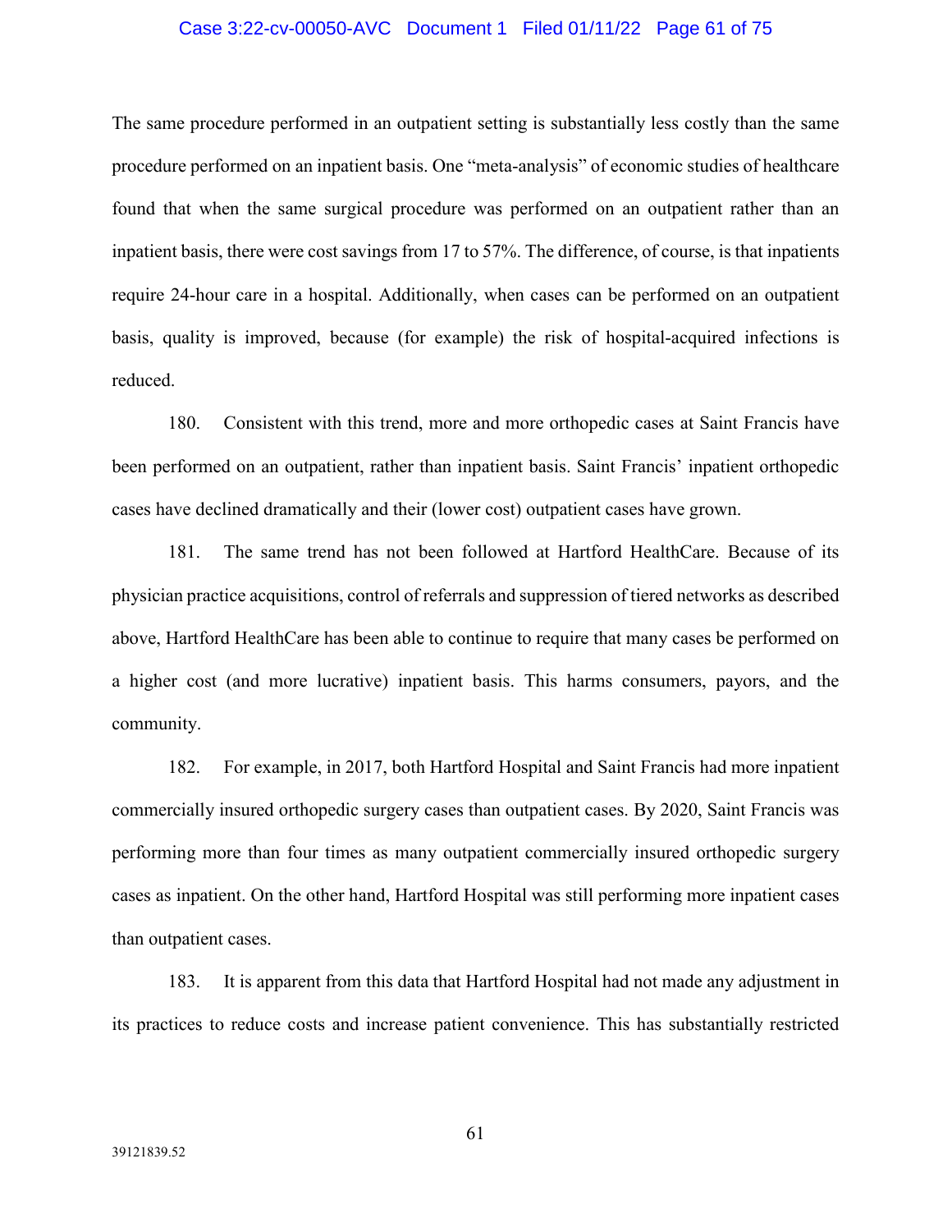The same procedure performed in an outpatient setting is substantially less costly than the same procedure performed on an inpatient basis. One "meta-analysis" of economic studies of healthcare found that when the same surgical procedure was performed on an outpatient rather than an inpatient basis, there were cost savings from 17 to 57%. The difference, of course, is that inpatients require 24-hour care in a hospital. Additionally, when cases can be performed on an outpatient basis, quality is improved, because (for example) the risk of hospital-acquired infections is reduced.

180. Consistent with this trend, more and more orthopedic cases at Saint Francis have been performed on an outpatient, rather than inpatient basis. Saint Francis' inpatient orthopedic cases have declined dramatically and their (lower cost) outpatient cases have grown.

181. The same trend has not been followed at Hartford HealthCare. Because of its physician practice acquisitions, control of referrals and suppression of tiered networks as described above, Hartford HealthCare has been able to continue to require that many cases be performed on a higher cost (and more lucrative) inpatient basis. This harms consumers, payors, and the community.

182. For example, in 2017, both Hartford Hospital and Saint Francis had more inpatient commercially insured orthopedic surgery cases than outpatient cases. By 2020, Saint Francis was performing more than four times as many outpatient commercially insured orthopedic surgery cases as inpatient. On the other hand, Hartford Hospital was still performing more inpatient cases than outpatient cases.

183. It is apparent from this data that Hartford Hospital had not made any adjustment in its practices to reduce costs and increase patient convenience. This has substantially restricted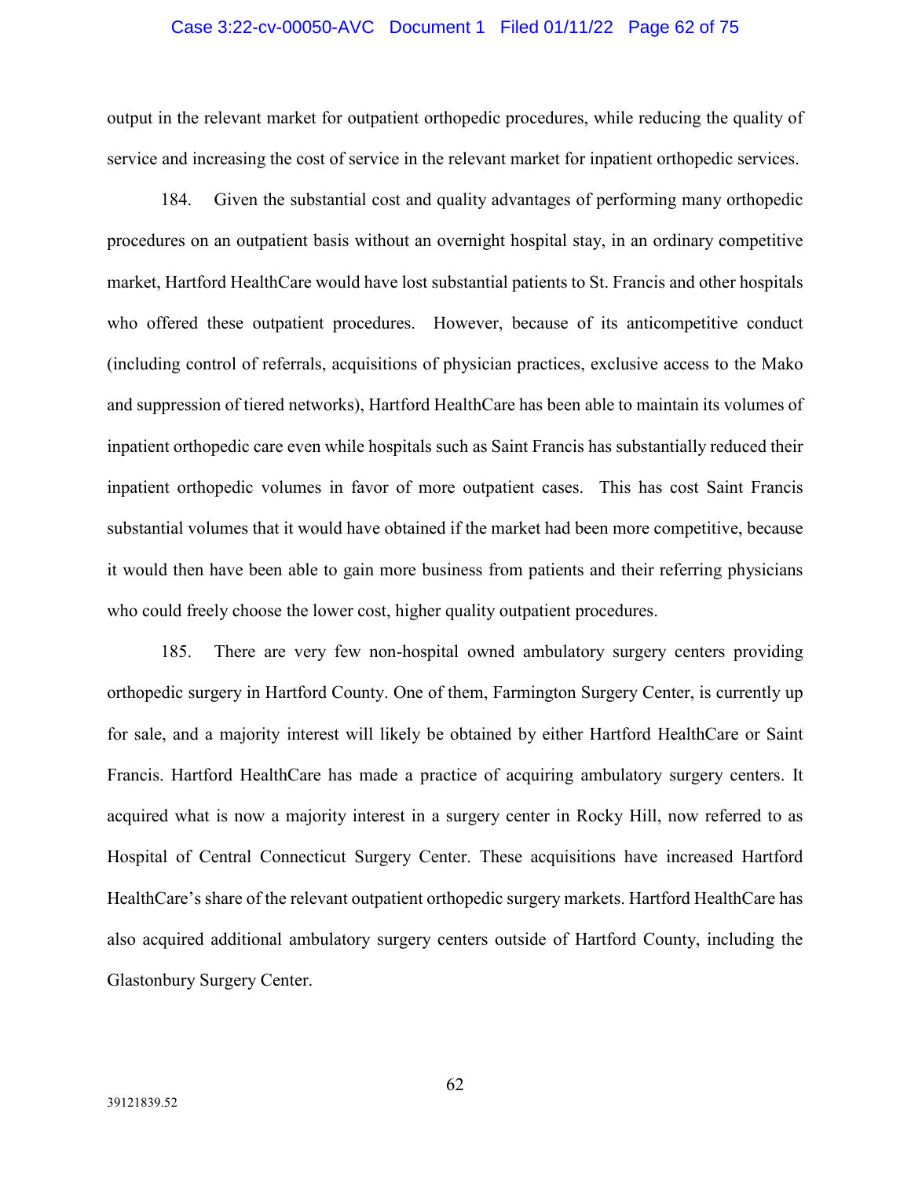output in the relevant market for outpatient orthopedic procedures, while reducing the quality of service and increasing the cost of service in the relevant market for inpatient orthopedic services.

184. Given the substantial cost and quality advantages of performing many orthopedic procedures on an outpatient basis without an overnight hospital stay, in an ordinary competitive market, Hartford HealthCare would have lost substantial patients to St. Francis and other hospitals who offered these outpatient procedures. However, because of its anticompetitive conduct (including control of referrals, acquisitions of physician practices, exclusive access to the Mako and suppression of tiered networks), Hartford HealthCare has been able to maintain its volumes of inpatient orthopedic care even while hospitals such as Saint Francis has substantially reduced their inpatient orthopedic volumes in favor of more outpatient cases. This has cost Saint Francis substantial volumes that it would have obtained if the market had been more competitive, because it would then have been able to gain more business from patients and their referring physicians who could freely choose the lower cost, higher quality outpatient procedures.

185. There are very few non-hospital owned ambulatory surgery centers providing orthopedic surgery in Hartford County. One of them, Farmington Surgery Center, is currently up for sale, and a majority interest will likely be obtained by either Hartford HealthCare or Saint Francis. Hartford HealthCare has made a practice of acquiring ambulatory surgery centers. It acquired what is now a majority interest in a surgery center in Rocky Hill, now referred to as Hospital of Central Connecticut Surgery Center. These acquisitions have increased Hartford HealthCare's share of the relevant outpatient orthopedic surgery markets. Hartford HealthCare has also acquired additional ambulatory surgery centers outside of Hartford County, including the Glastonbury Surgery Center.

39121839.52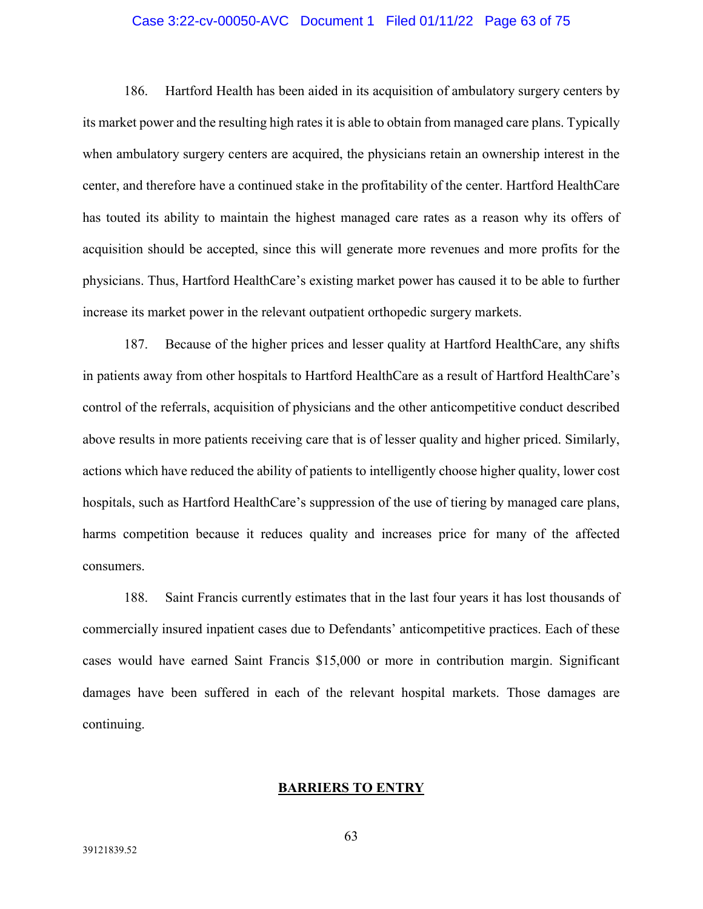186. Hartford Health has been aided in its acquisition of ambulatory surgery centers by its market power and the resulting high rates it is able to obtain from managed care plans. Typically when ambulatory surgery centers are acquired, the physicians retain an ownership interest in the center, and therefore have a continued stake in the profitability of the center. Hartford HealthCare has touted its ability to maintain the highest managed care rates as a reason why its offers of acquisition should be accepted, since this will generate more revenues and more profits for the physicians. Thus, Hartford HealthCare's existing market power has caused it to be able to further increase its market power in the relevant outpatient orthopedic surgery markets.

187. Because of the higher prices and lesser quality at Hartford HealthCare, any shifts in patients away from other hospitals to Hartford HealthCare as a result of Hartford HealthCare's control of the referrals, acquisition of physicians and the other anticompetitive conduct described above results in more patients receiving care that is of lesser quality and higher priced. Similarly, actions which have reduced the ability of patients to intelligently choose higher quality, lower cost hospitals, such as Hartford HealthCare's suppression of the use of tiering by managed care plans, harms competition because it reduces quality and increases price for many of the affected consumers.

188. Saint Francis currently estimates that in the last four years it has lost thousands of commercially insured inpatient cases due to Defendants' anticompetitive practices. Each of these cases would have earned Saint Francis $15,000 or more in contribution margin. Significant damages have been suffered in each of the relevant hospital markets. Those damages are continuing.

## BARRIERS TO ENTRY

39121839.52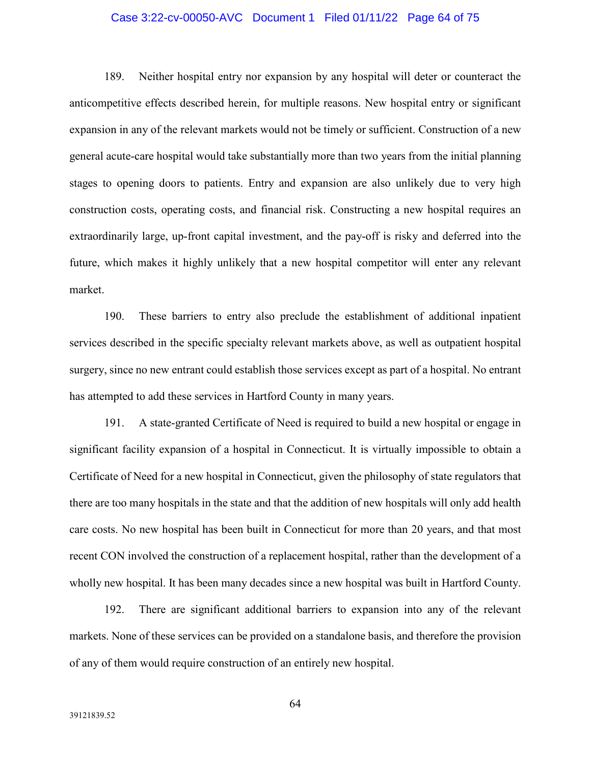189. Neither hospital entry nor expansion by any hospital will deter or counteract the anticompetitive effects described herein, for multiple reasons. New hospital entry or significant expansion in any of the relevant markets would not be timely or sufficient. Construction of a new general acute-care hospital would take substantially more than two years from the initial planning stages to opening doors to patients. Entry and expansion are also unlikely due to very high construction costs, operating costs, and financial risk. Constructing a new hospital requires an extraordinarily large, up-front capital investment, and the pay-off is risky and deferred into the future, which makes it highly unlikely that a new hospital competitor will enter any relevant market.

190. These barriers to entry also preclude the establishment of additional inpatient services described in the specific specialty relevant markets above, as well as outpatient hospital surgery, since no new entrant could establish those services except as part of a hospital. No entrant has attempted to add these services in Hartford County in many years.

191. A state-granted Certificate of Need is required to build a new hospital or engage in significant facility expansion of a hospital in Connecticut. It is virtually impossible to obtain a Certificate of Need for a new hospital in Connecticut, given the philosophy of state regulators that there are too many hospitals in the state and that the addition of new hospitals will only add health care costs. No new hospital has been built in Connecticut for more than 20 years, and that most recent CON involved the construction of a replacement hospital, rather than the development of a wholly new hospital. It has been many decades since a new hospital was built in Hartford County.

192. There are significant additional barriers to expansion into any of the relevant markets. None of these services can be provided on a standalone basis, and therefore the provision of any of them would require construction of an entirely new hospital.

39121839.52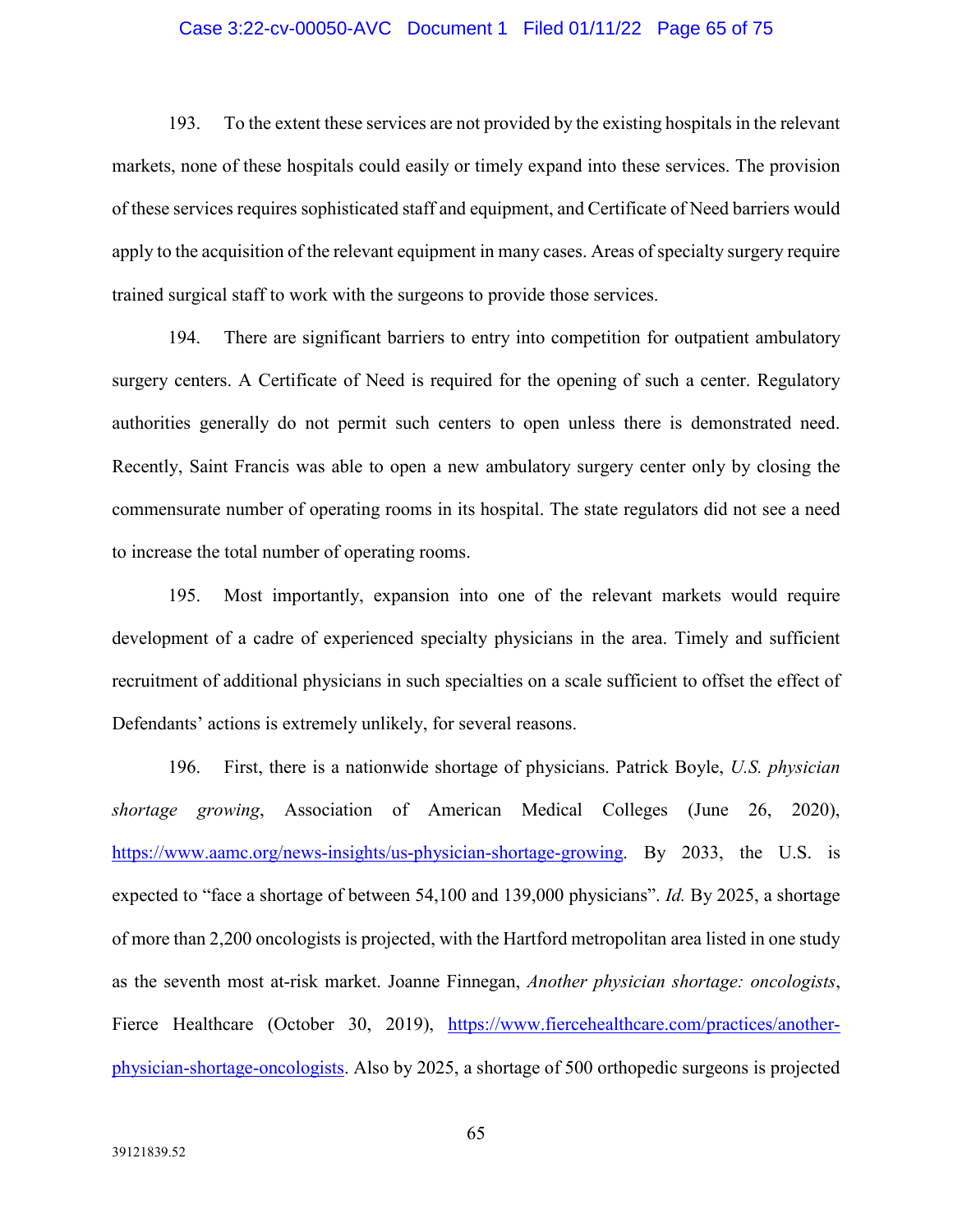193. To the extent these services are not provided by the existing hospitals in the relevant markets, none of these hospitals could easily or timely expand into these services. The provision of these services requires sophisticated staff and equipment, and Certificate of Need barriers would apply to the acquisition of the relevant equipment in many cases. Areas of specialty surgery require trained surgical staff to work with the surgeons to provide those services.

194. There are significant barriers to entry into competition for outpatient ambulatory surgery centers. A Certificate of Need is required for the opening of such a center. Regulatory authorities generally do not permit such centers to open unless there is demonstrated need. Recently, Saint Francis was able to open a new ambulatory surgery center only by closing the commensurate number of operating rooms in its hospital. The state regulators did not see a need to increase the total number of operating rooms.

195. Most importantly, expansion into one of the relevant markets would require development of a cadre of experienced specialty physicians in the area. Timely and sufficient recruitment of additional physicians in such specialties on a scale sufficient to offset the effect of Defendants' actions is extremely unlikely, for several reasons.

196. First, there is a nationwide shortage of physicians. Patrick Boyle, *U.S. physician shortage growing*, Association of American Medical Colleges (June 26, 2020), https://www.aamc.org/news-insights/us-physician-shortage-growing. By 2033, the U.S. is expected to "face a shortage of between 54,100 and 139,000 physicians". *Id.* By 2025, a shortage of more than 2,200 oncologists is projected, with the Hartford metropolitan area listed in one study as the seventh most at-risk market. Joanne Finnegan, *Another physician shortage: oncologists*, Fierce Healthcare (October 30, 2019), https://www.fiercehealthcare.com/practices/another-physician-shortage-oncologists. Also by 2025, a shortage of 500 orthopedic surgeons is projected

39121839.52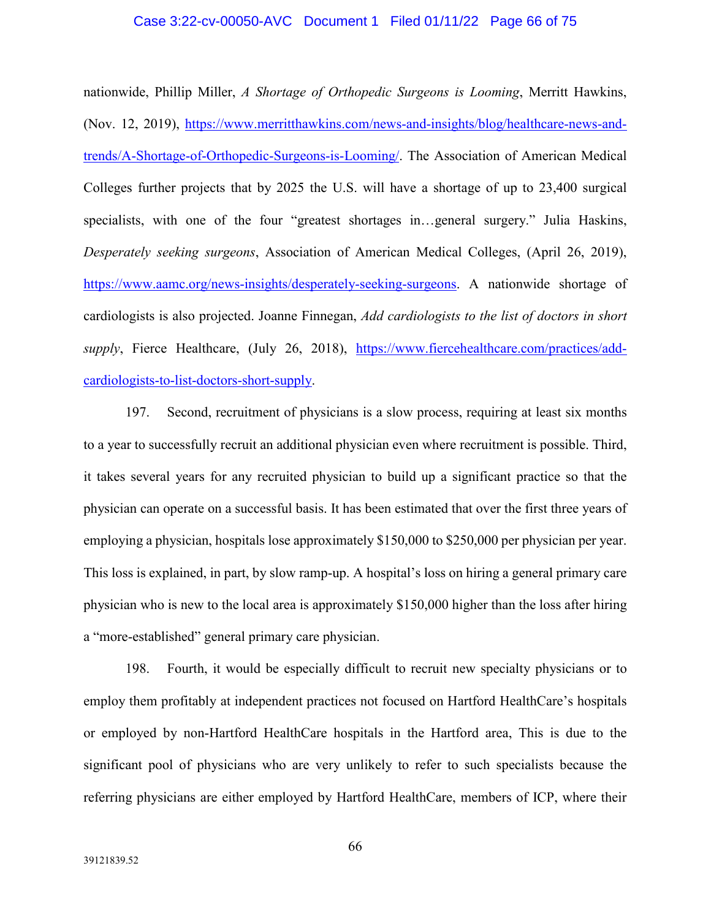nationwide, Phillip Miller, *A Shortage of Orthopedic Surgeons is Looming*, Merritt Hawkins, (Nov. 12, 2019), https://www.merritthawkins.com/news-and-insights/blog/healthcare-news-and-trends/A-Shortage-of-Orthopedic-Surgeons-is-Looming/. The Association of American Medical Colleges further projects that by 2025 the U.S. will have a shortage of up to 23,400 surgical specialists, with one of the four "greatest shortages in…general surgery." Julia Haskins, *Desperately seeking surgeons*, Association of American Medical Colleges, (April 26, 2019), https://www.aamc.org/news-insights/desperately-seeking-surgeons. A nationwide shortage of cardiologists is also projected. Joanne Finnegan, *Add cardiologists to the list of doctors in short supply*, Fierce Healthcare, (July 26, 2018), https://www.fiercehealthcare.com/practices/add-cardiologists-to-list-doctors-short-supply.

197. Second, recruitment of physicians is a slow process, requiring at least six months to a year to successfully recruit an additional physician even where recruitment is possible. Third, it takes several years for any recruited physician to build up a significant practice so that the physician can operate on a successful basis. It has been estimated that over the first three years of employing a physician, hospitals lose approximately $150,000 to $250,000 per physician per year. This loss is explained, in part, by slow ramp-up. A hospital's loss on hiring a general primary care physician who is new to the local area is approximately $150,000 higher than the loss after hiring a "more-established" general primary care physician.

198. Fourth, it would be especially difficult to recruit new specialty physicians or to employ them profitably at independent practices not focused on Hartford HealthCare's hospitals or employed by non-Hartford HealthCare hospitals in the Hartford area, This is due to the significant pool of physicians who are very unlikely to refer to such specialists because the referring physicians are either employed by Hartford HealthCare, members of ICP, where their

39121839.52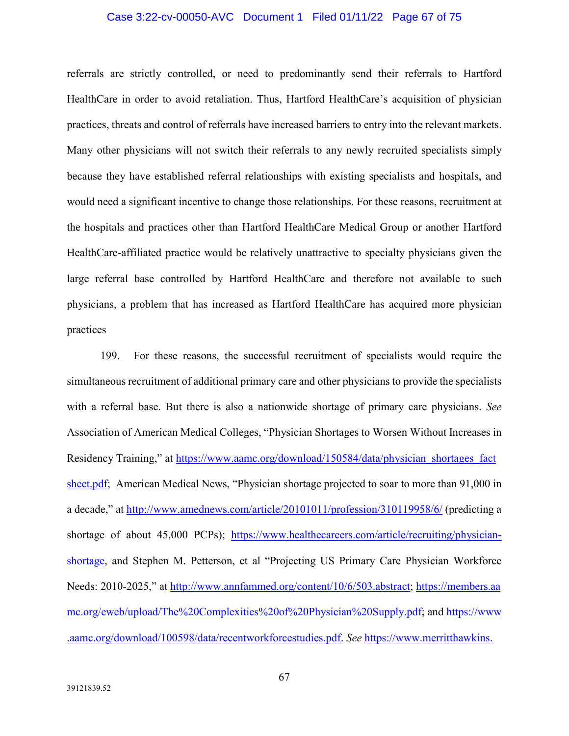referrals are strictly controlled, or need to predominantly send their referrals to Hartford HealthCare in order to avoid retaliation. Thus, Hartford HealthCare's acquisition of physician practices, threats and control of referrals have increased barriers to entry into the relevant markets. Many other physicians will not switch their referrals to any newly recruited specialists simply because they have established referral relationships with existing specialists and hospitals, and would need a significant incentive to change those relationships. For these reasons, recruitment at the hospitals and practices other than Hartford HealthCare Medical Group or another Hartford HealthCare-affiliated practice would be relatively unattractive to specialty physicians given the large referral base controlled by Hartford HealthCare and therefore not available to such physicians, a problem that has increased as Hartford HealthCare has acquired more physician practices

199. For these reasons, the successful recruitment of specialists would require the simultaneous recruitment of additional primary care and other physicians to provide the specialists with a referral base. But there is also a nationwide shortage of primary care physicians. *See* Association of American Medical Colleges, "Physician Shortages to Worsen Without Increases in Residency Training," at https://www.aamc.org/download/150584/data/physician_shortages_factsheet.pdf; American Medical News, "Physician shortage projected to soar to more than 91,000 in a decade," at http://www.amednews.com/article/20101011/profession/310119958/6/ (predicting a shortage of about 45,000 PCPs); https://www.healthecareers.com/article/recruiting/physician-shortage, and Stephen M. Petterson, et al "Projecting US Primary Care Physician Workforce Needs: 2010-2025," at http://www.annfammed.org/content/10/6/503.abstract; https://members.aamc.org/eweb/upload/The%20Complexities%20of%20Physician%20Supply.pdf; and https://www.aamc.org/download/100598/data/recentworkforcestudies.pdf. *See* https://www.merritthawkins.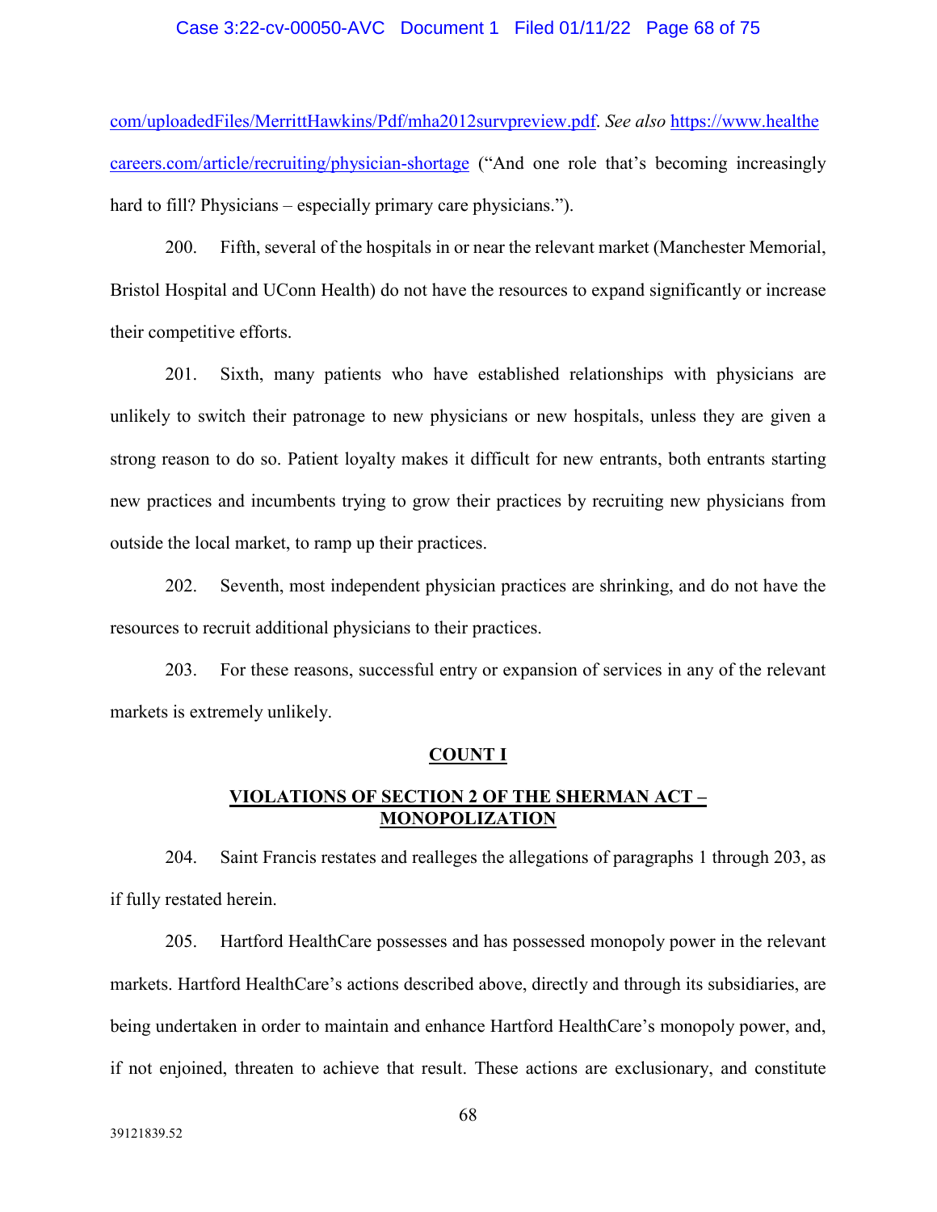com/uploadedFiles/MerrittHawkins/Pdf/mha2012survpreview.pdf. *See also* https://www.healthecareers.com/article/recruiting/physician-shortage ("And one role that's becoming increasingly hard to fill? Physicians – especially primary care physicians.").

200. Fifth, several of the hospitals in or near the relevant market (Manchester Memorial, Bristol Hospital and UConn Health) do not have the resources to expand significantly or increase their competitive efforts.

201. Sixth, many patients who have established relationships with physicians are unlikely to switch their patronage to new physicians or new hospitals, unless they are given a strong reason to do so. Patient loyalty makes it difficult for new entrants, both entrants starting new practices and incumbents trying to grow their practices by recruiting new physicians from outside the local market, to ramp up their practices.

202. Seventh, most independent physician practices are shrinking, and do not have the resources to recruit additional physicians to their practices.

203. For these reasons, successful entry or expansion of services in any of the relevant markets is extremely unlikely.

## COUNT I

## VIOLATIONS OF SECTION 2 OF THE SHERMAN ACT – MONOPOLIZATION

204. Saint Francis restates and realleges the allegations of paragraphs 1 through 203, as if fully restated herein.

205. Hartford HealthCare possesses and has possessed monopoly power in the relevant markets. Hartford HealthCare's actions described above, directly and through its subsidiaries, are being undertaken in order to maintain and enhance Hartford HealthCare's monopoly power, and, if not enjoined, threaten to achieve that result. These actions are exclusionary, and constitute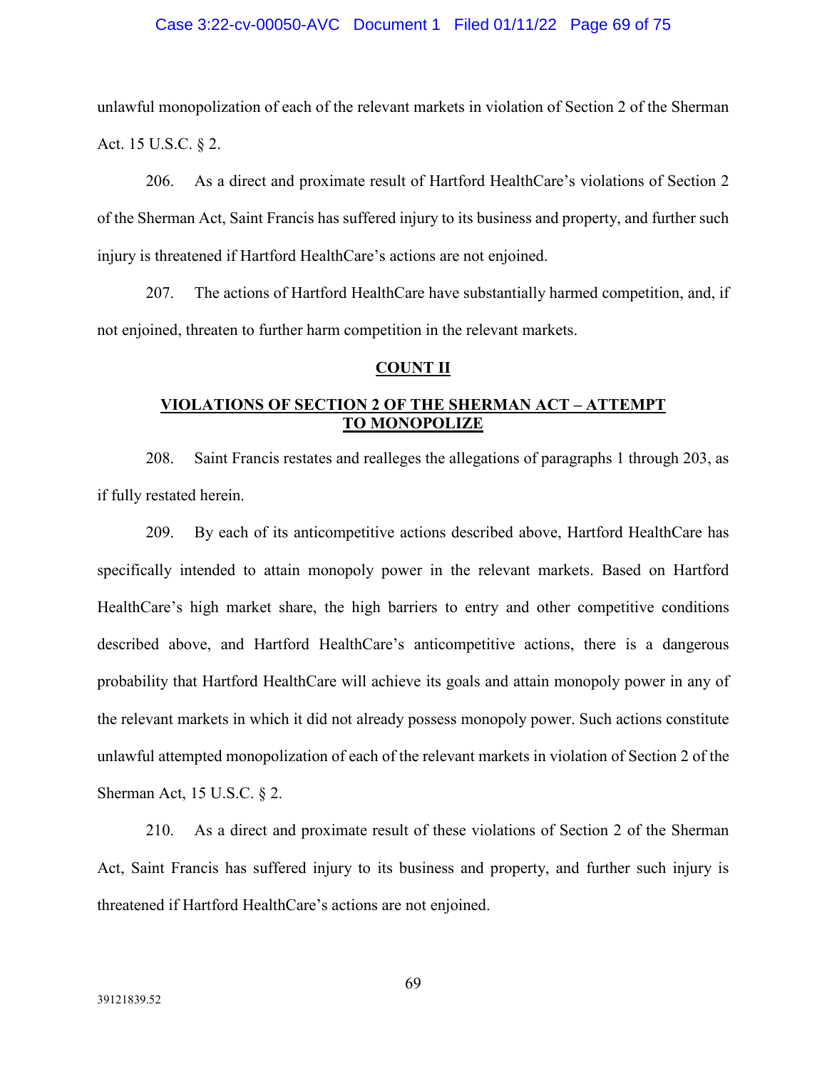unlawful monopolization of each of the relevant markets in violation of Section 2 of the Sherman Act. 15 U.S.C. § 2.

206. As a direct and proximate result of Hartford HealthCare's violations of Section 2 of the Sherman Act, Saint Francis has suffered injury to its business and property, and further such injury is threatened if Hartford HealthCare's actions are not enjoined.

207. The actions of Hartford HealthCare have substantially harmed competition, and, if not enjoined, threaten to further harm competition in the relevant markets.

## COUNT II

## VIOLATIONS OF SECTION 2 OF THE SHERMAN ACT – ATTEMPT TO MONOPOLIZE

208. Saint Francis restates and realleges the allegations of paragraphs 1 through 203, as if fully restated herein.

209. By each of its anticompetitive actions described above, Hartford HealthCare has specifically intended to attain monopoly power in the relevant markets. Based on Hartford HealthCare's high market share, the high barriers to entry and other competitive conditions described above, and Hartford HealthCare's anticompetitive actions, there is a dangerous probability that Hartford HealthCare will achieve its goals and attain monopoly power in any of the relevant markets in which it did not already possess monopoly power. Such actions constitute unlawful attempted monopolization of each of the relevant markets in violation of Section 2 of the Sherman Act, 15 U.S.C. § 2.

210. As a direct and proximate result of these violations of Section 2 of the Sherman Act, Saint Francis has suffered injury to its business and property, and further such injury is threatened if Hartford HealthCare's actions are not enjoined.

39121839.52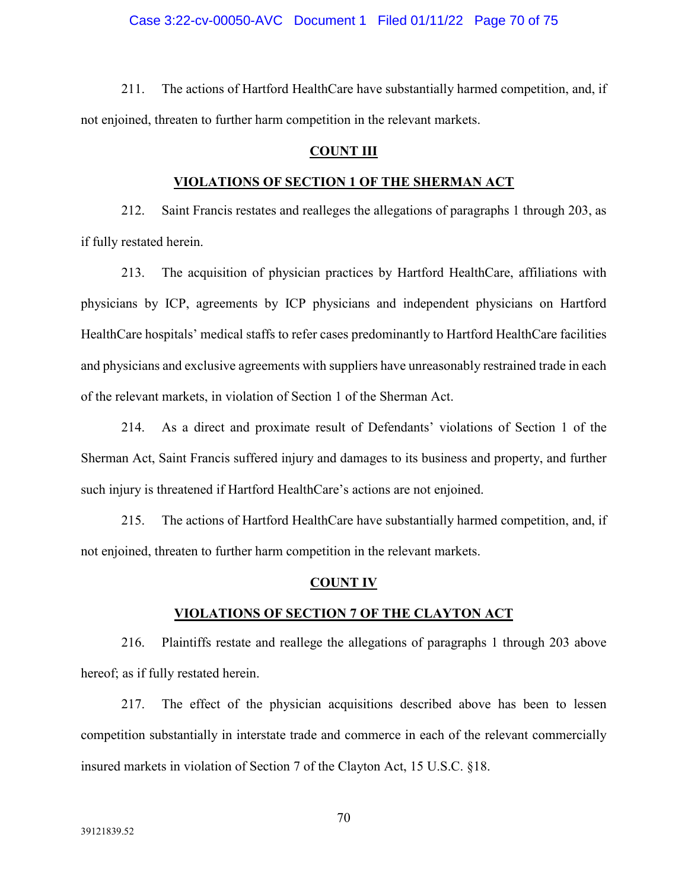211. The actions of Hartford HealthCare have substantially harmed competition, and, if not enjoined, threaten to further harm competition in the relevant markets.

## COUNT III

## VIOLATIONS OF SECTION 1 OF THE SHERMAN ACT

212. Saint Francis restates and realleges the allegations of paragraphs 1 through 203, as if fully restated herein.

213. The acquisition of physician practices by Hartford HealthCare, affiliations with physicians by ICP, agreements by ICP physicians and independent physicians on Hartford HealthCare hospitals' medical staffs to refer cases predominantly to Hartford HealthCare facilities and physicians and exclusive agreements with suppliers have unreasonably restrained trade in each of the relevant markets, in violation of Section 1 of the Sherman Act.

214. As a direct and proximate result of Defendants' violations of Section 1 of the Sherman Act, Saint Francis suffered injury and damages to its business and property, and further such injury is threatened if Hartford HealthCare's actions are not enjoined.

215. The actions of Hartford HealthCare have substantially harmed competition, and, if not enjoined, threaten to further harm competition in the relevant markets.

## COUNT IV

## VIOLATIONS OF SECTION 7 OF THE CLAYTON ACT

216. Plaintiffs restate and reallege the allegations of paragraphs 1 through 203 above hereof; as if fully restated herein.

217. The effect of the physician acquisitions described above has been to lessen competition substantially in interstate trade and commerce in each of the relevant commercially insured markets in violation of Section 7 of the Clayton Act, 15 U.S.C. §18.

39121839.52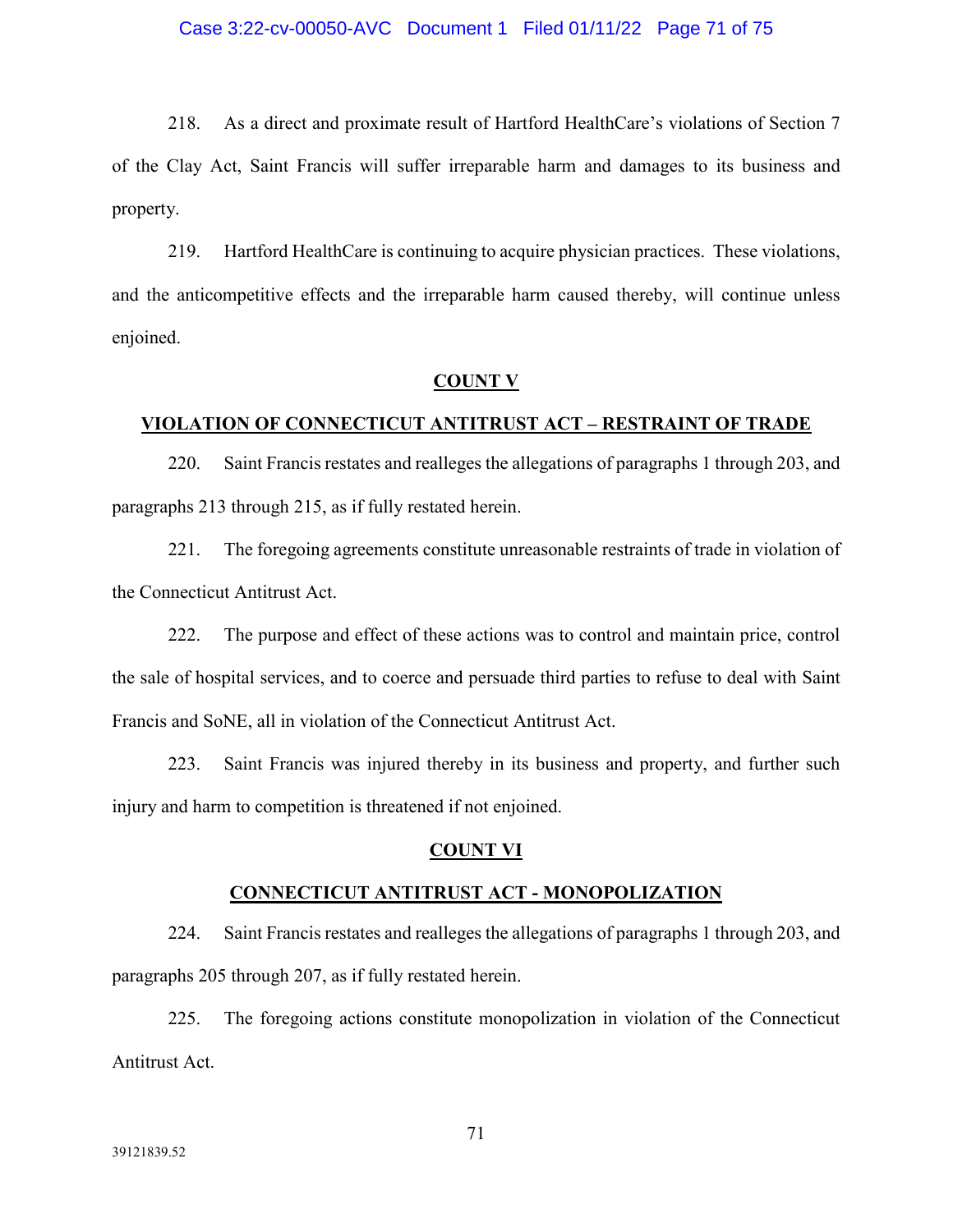218. As a direct and proximate result of Hartford HealthCare's violations of Section 7 of the Clay Act, Saint Francis will suffer irreparable harm and damages to its business and property.

219. Hartford HealthCare is continuing to acquire physician practices. These violations, and the anticompetitive effects and the irreparable harm caused thereby, will continue unless enjoined.

## COUNT V

## VIOLATION OF CONNECTICUT ANTITRUST ACT – RESTRAINT OF TRADE

220. Saint Francis restates and realleges the allegations of paragraphs 1 through 203, and paragraphs 213 through 215, as if fully restated herein.

221. The foregoing agreements constitute unreasonable restraints of trade in violation of the Connecticut Antitrust Act.

222. The purpose and effect of these actions was to control and maintain price, control the sale of hospital services, and to coerce and persuade third parties to refuse to deal with Saint Francis and SoNE, all in violation of the Connecticut Antitrust Act.

223. Saint Francis was injured thereby in its business and property, and further such injury and harm to competition is threatened if not enjoined.

## COUNT VI

## CONNECTICUT ANTITRUST ACT - MONOPOLIZATION

224. Saint Francis restates and realleges the allegations of paragraphs 1 through 203, and paragraphs 205 through 207, as if fully restated herein.

225. The foregoing actions constitute monopolization in violation of the Connecticut Antitrust Act.

39121839.52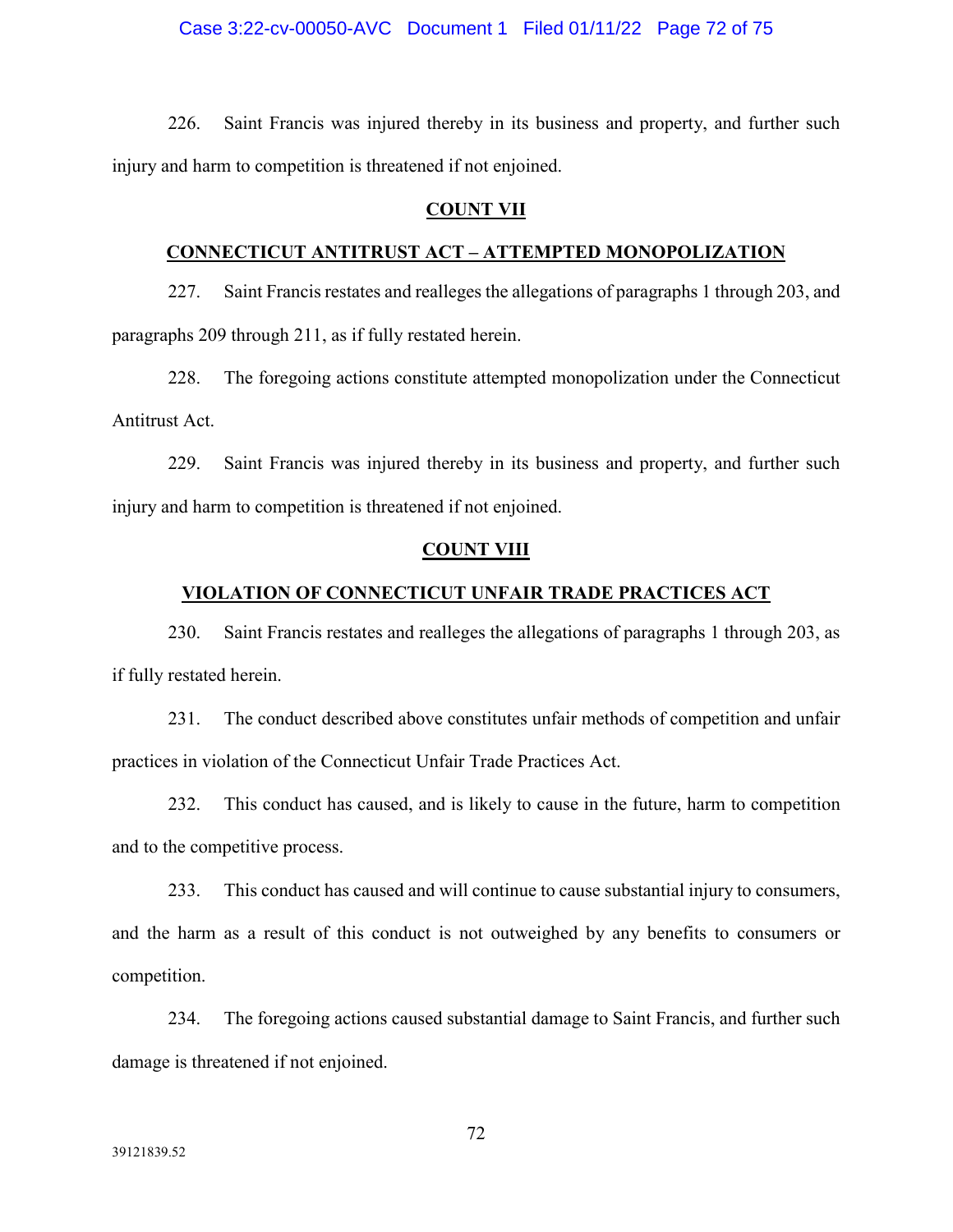226. Saint Francis was injured thereby in its business and property, and further such injury and harm to competition is threatened if not enjoined.

## COUNT VII

## CONNECTICUT ANTITRUST ACT – ATTEMPTED MONOPOLIZATION

227. Saint Francis restates and realleges the allegations of paragraphs 1 through 203, and paragraphs 209 through 211, as if fully restated herein.

228. The foregoing actions constitute attempted monopolization under the Connecticut Antitrust Act.

229. Saint Francis was injured thereby in its business and property, and further such injury and harm to competition is threatened if not enjoined.

## COUNT VIII

## VIOLATION OF CONNECTICUT UNFAIR TRADE PRACTICES ACT

230. Saint Francis restates and realleges the allegations of paragraphs 1 through 203, as if fully restated herein.

231. The conduct described above constitutes unfair methods of competition and unfair practices in violation of the Connecticut Unfair Trade Practices Act.

232. This conduct has caused, and is likely to cause in the future, harm to competition and to the competitive process.

233. This conduct has caused and will continue to cause substantial injury to consumers, and the harm as a result of this conduct is not outweighed by any benefits to consumers or competition.

234. The foregoing actions caused substantial damage to Saint Francis, and further such damage is threatened if not enjoined.

39121839.52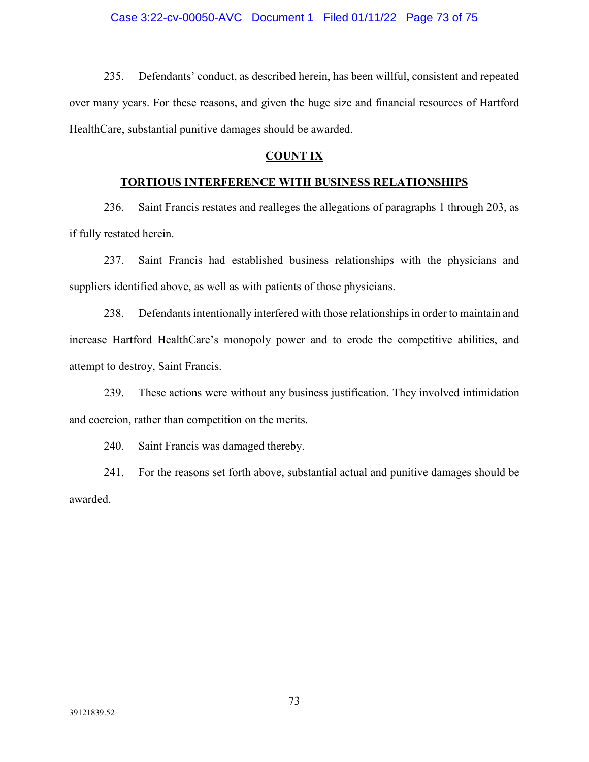235. Defendants' conduct, as described herein, has been willful, consistent and repeated over many years. For these reasons, and given the huge size and financial resources of Hartford HealthCare, substantial punitive damages should be awarded.

## COUNT IX

## TORTIOUS INTERFERENCE WITH BUSINESS RELATIONSHIPS

236. Saint Francis restates and realleges the allegations of paragraphs 1 through 203, as if fully restated herein.

237. Saint Francis had established business relationships with the physicians and suppliers identified above, as well as with patients of those physicians.

238. Defendants intentionally interfered with those relationships in order to maintain and increase Hartford HealthCare's monopoly power and to erode the competitive abilities, and attempt to destroy, Saint Francis.

239. These actions were without any business justification. They involved intimidation and coercion, rather than competition on the merits.

240. Saint Francis was damaged thereby.

241. For the reasons set forth above, substantial actual and punitive damages should be awarded.

39121839.52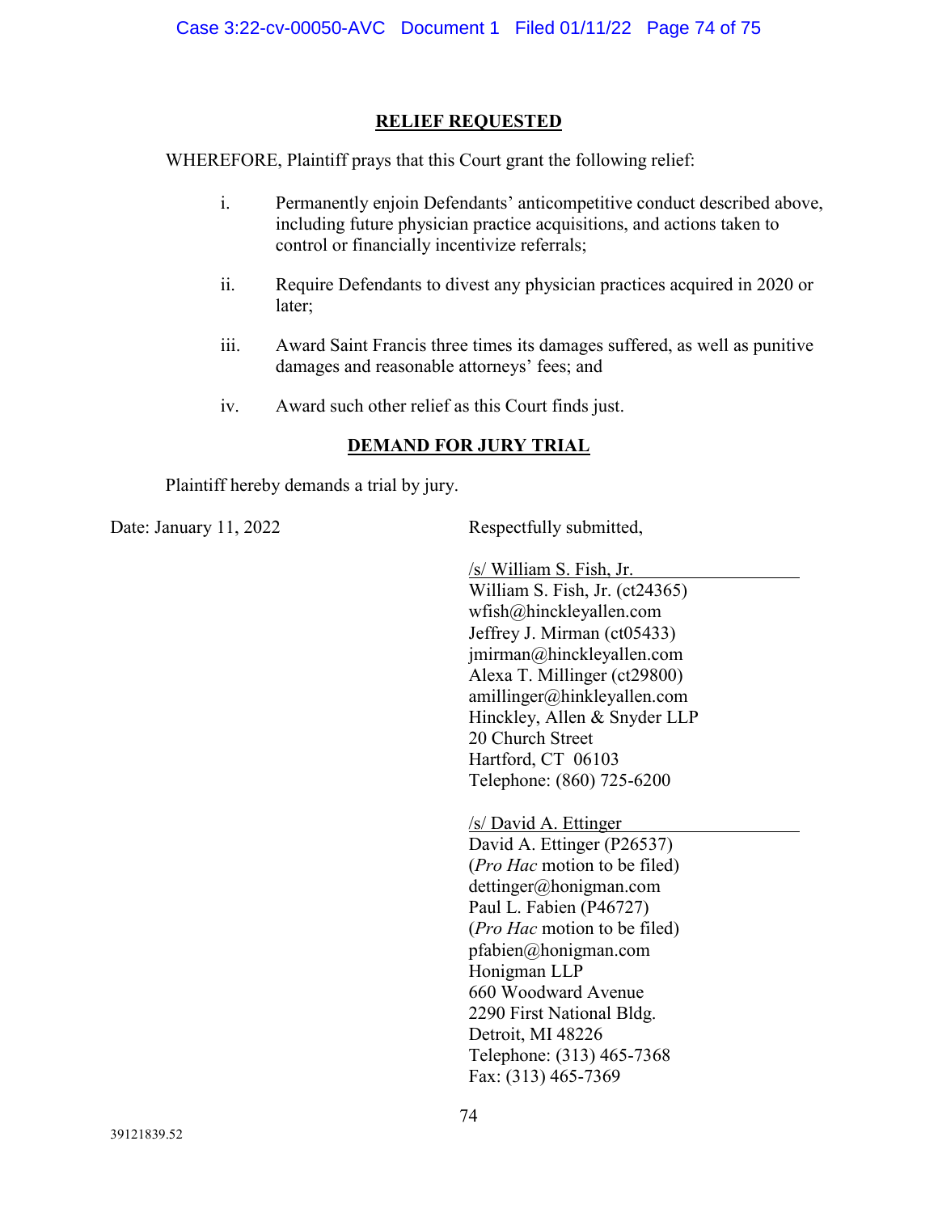## RELIEF REQUESTED

WHEREFORE, Plaintiff prays that this Court grant the following relief:

i. Permanently enjoin Defendants' anticompetitive conduct described above, including future physician practice acquisitions, and actions taken to control or financially incentivize referrals;

ii. Require Defendants to divest any physician practices acquired in 2020 or later;

iii. Award Saint Francis three times its damages suffered, as well as punitive damages and reasonable attorneys' fees; and

iv. Award such other relief as this Court finds just.

## DEMAND FOR JURY TRIAL

Plaintiff hereby demands a trial by jury.

Date: January 11, 2022

Respectfully submitted,

/s/ William S. Fish, Jr.
William S. Fish, Jr. (ct24365)
wfish@hinckleyallen.com
Jeffrey J. Mirman (ct05433)
jmirman@hinckleyallen.com
Alexa T. Millinger (ct29800)
amillinger@hinkleyallen.com
Hinckley, Allen & Snyder LLP
20 Church Street
Hartford, CT 06103
Telephone: (860) 725-6200

/s/ David A. Ettinger
David A. Ettinger (P26537)
(*Pro Hac* motion to be filed)
dettinger@honigman.com
Paul L. Fabien (P46727)
(*Pro Hac* motion to be filed)
pfabien@honigman.com
Honigman LLP
660 Woodward Avenue
2290 First National Bldg.
Detroit, MI 48226
Telephone: (313) 465-7368
Fax: (313) 465-7369

39121839.52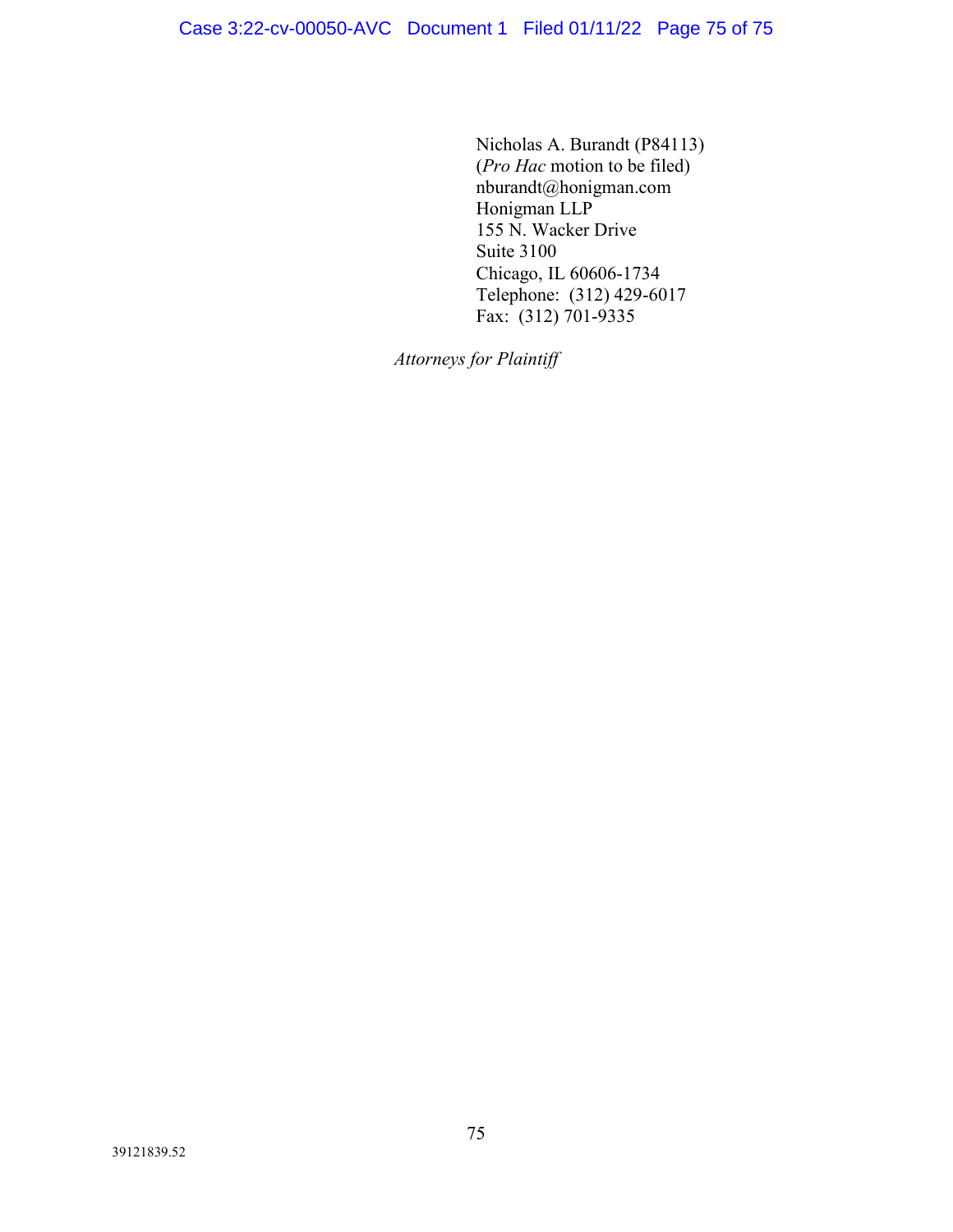Nicholas A. Burandt (P84113)
(*Pro Hac* motion to be filed)
nburandt@honigman.com
Honigman LLP
155 N. Wacker Drive
Suite 3100
Chicago, IL 60606-1734
Telephone: (312) 429-6017
Fax: (312) 701-9335

*Attorneys for Plaintiff*

39121839.52